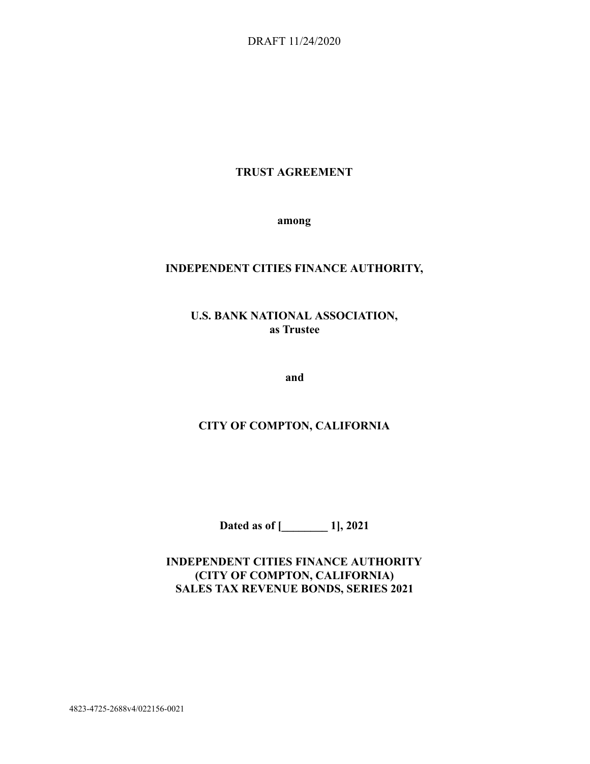DRAFT 11/24/2020

# TRUST AGREEMENT

**among**

**INDEPENDENT CITIES FINANCE AUTHORITY,**

**U.S. BANK NATIONAL ASSOCIATION,**
**as Trustee**

**and**

**CITY OF COMPTON, CALIFORNIA**

**Dated as of [________ 1], 2021**

**INDEPENDENT CITIES FINANCE AUTHORITY**
**(CITY OF COMPTON, CALIFORNIA)**
**SALES TAX REVENUE BONDS, SERIES 2021**

4823-4725-2688v4/022156-0021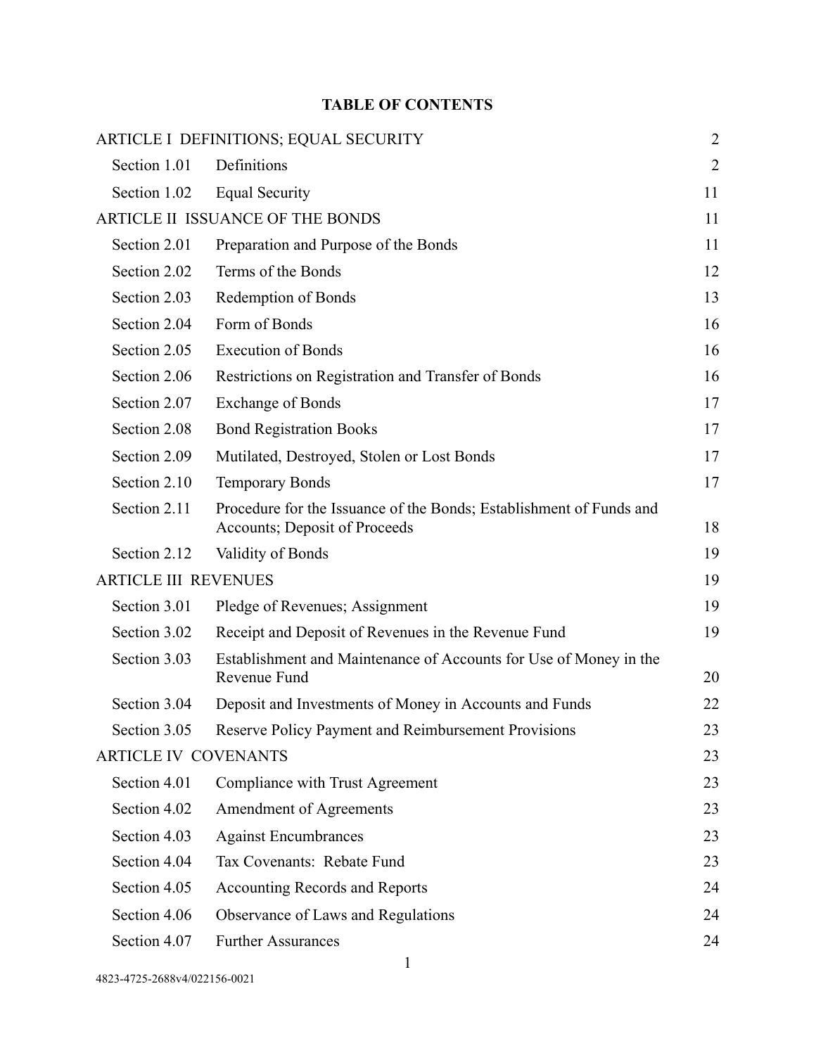# TABLE OF CONTENTS

| | | |
|---|---|---|
| ARTICLE I DEFINITIONS; EQUAL SECURITY | | 2 |
| Section 1.01 | Definitions | 2 |
| Section 1.02 | Equal Security | 11 |
| ARTICLE II ISSUANCE OF THE BONDS | | 11 |
| Section 2.01 | Preparation and Purpose of the Bonds | 11 |
| Section 2.02 | Terms of the Bonds | 12 |
| Section 2.03 | Redemption of Bonds | 13 |
| Section 2.04 | Form of Bonds | 16 |
| Section 2.05 | Execution of Bonds | 16 |
| Section 2.06 | Restrictions on Registration and Transfer of Bonds | 16 |
| Section 2.07 | Exchange of Bonds | 17 |
| Section 2.08 | Bond Registration Books | 17 |
| Section 2.09 | Mutilated, Destroyed, Stolen or Lost Bonds | 17 |
| Section 2.10 | Temporary Bonds | 17 |
| Section 2.11 | Procedure for the Issuance of the Bonds; Establishment of Funds and Accounts; Deposit of Proceeds | 18 |
| Section 2.12 | Validity of Bonds | 19 |
| ARTICLE III REVENUES | | 19 |
| Section 3.01 | Pledge of Revenues; Assignment | 19 |
| Section 3.02 | Receipt and Deposit of Revenues in the Revenue Fund | 19 |
| Section 3.03 | Establishment and Maintenance of Accounts for Use of Money in the Revenue Fund | 20 |
| Section 3.04 | Deposit and Investments of Money in Accounts and Funds | 22 |
| Section 3.05 | Reserve Policy Payment and Reimbursement Provisions | 23 |
| ARTICLE IV COVENANTS | | 23 |
| Section 4.01 | Compliance with Trust Agreement | 23 |
| Section 4.02 | Amendment of Agreements | 23 |
| Section 4.03 | Against Encumbrances | 23 |
| Section 4.04 | Tax Covenants: Rebate Fund | 23 |
| Section 4.05 | Accounting Records and Reports | 24 |
| Section 4.06 | Observance of Laws and Regulations | 24 |
| Section 4.07 | Further Assurances | 24 |

4823-4725-2688v4/022156-0021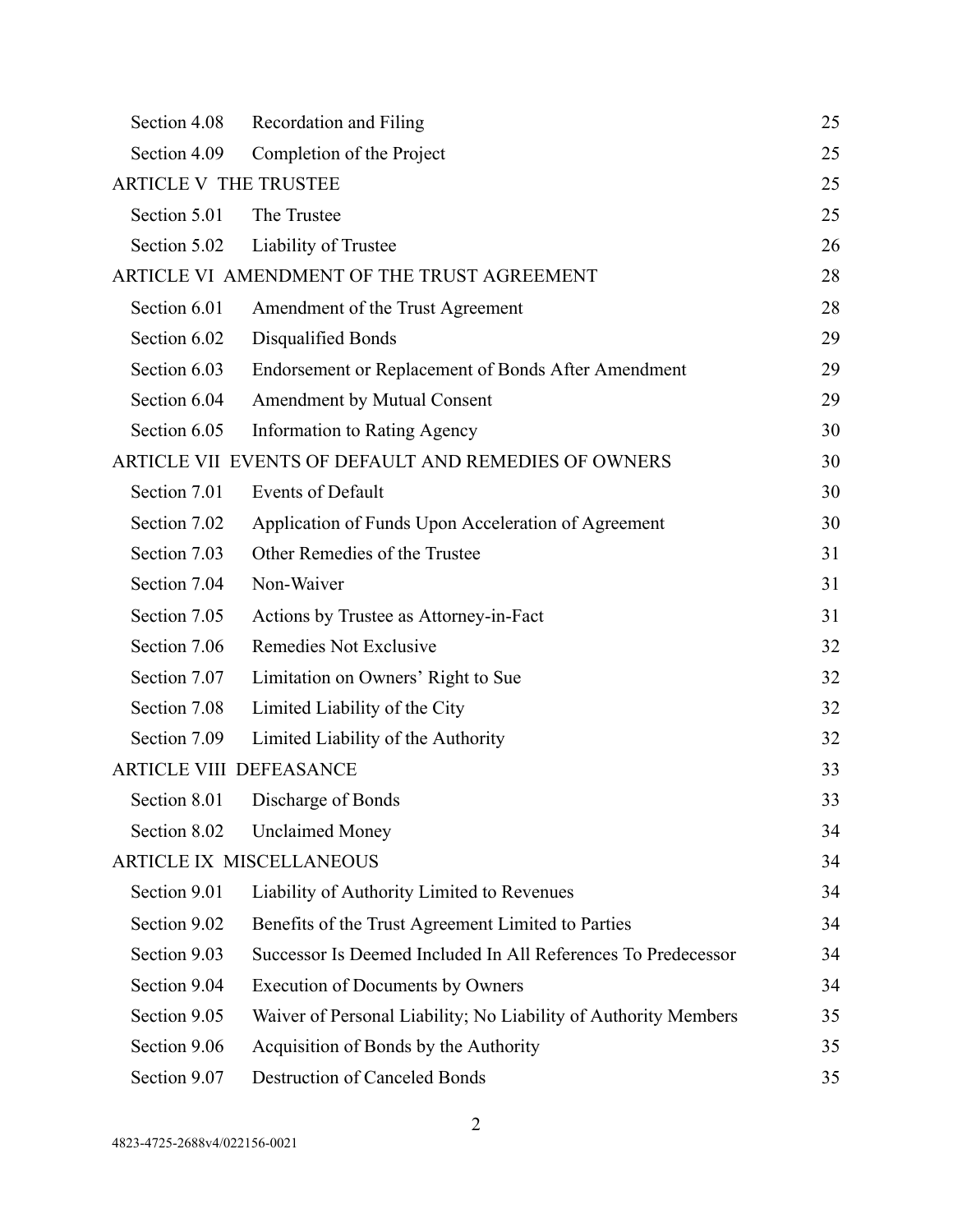| | | |
|---|---|---|
| Section 4.08 | Recordation and Filing | 25 |
| Section 4.09 | Completion of the Project | 25 |
| ARTICLE V THE TRUSTEE | | 25 |
| Section 5.01 | The Trustee | 25 |
| Section 5.02 | Liability of Trustee | 26 |
| ARTICLE VI AMENDMENT OF THE TRUST AGREEMENT | | 28 |
| Section 6.01 | Amendment of the Trust Agreement | 28 |
| Section 6.02 | Disqualified Bonds | 29 |
| Section 6.03 | Endorsement or Replacement of Bonds After Amendment | 29 |
| Section 6.04 | Amendment by Mutual Consent | 29 |
| Section 6.05 | Information to Rating Agency | 30 |
| ARTICLE VII EVENTS OF DEFAULT AND REMEDIES OF OWNERS | | 30 |
| Section 7.01 | Events of Default | 30 |
| Section 7.02 | Application of Funds Upon Acceleration of Agreement | 30 |
| Section 7.03 | Other Remedies of the Trustee | 31 |
| Section 7.04 | Non-Waiver | 31 |
| Section 7.05 | Actions by Trustee as Attorney-in-Fact | 31 |
| Section 7.06 | Remedies Not Exclusive | 32 |
| Section 7.07 | Limitation on Owners' Right to Sue | 32 |
| Section 7.08 | Limited Liability of the City | 32 |
| Section 7.09 | Limited Liability of the Authority | 32 |
| ARTICLE VIII DEFEASANCE | | 33 |
| Section 8.01 | Discharge of Bonds | 33 |
| Section 8.02 | Unclaimed Money | 34 |
| ARTICLE IX MISCELLANEOUS | | 34 |
| Section 9.01 | Liability of Authority Limited to Revenues | 34 |
| Section 9.02 | Benefits of the Trust Agreement Limited to Parties | 34 |
| Section 9.03 | Successor Is Deemed Included In All References To Predecessor | 34 |
| Section 9.04 | Execution of Documents by Owners | 34 |
| Section 9.05 | Waiver of Personal Liability; No Liability of Authority Members | 35 |
| Section 9.06 | Acquisition of Bonds by the Authority | 35 |
| Section 9.07 | Destruction of Canceled Bonds | 35 |

4823-4725-2688v4/022156-0021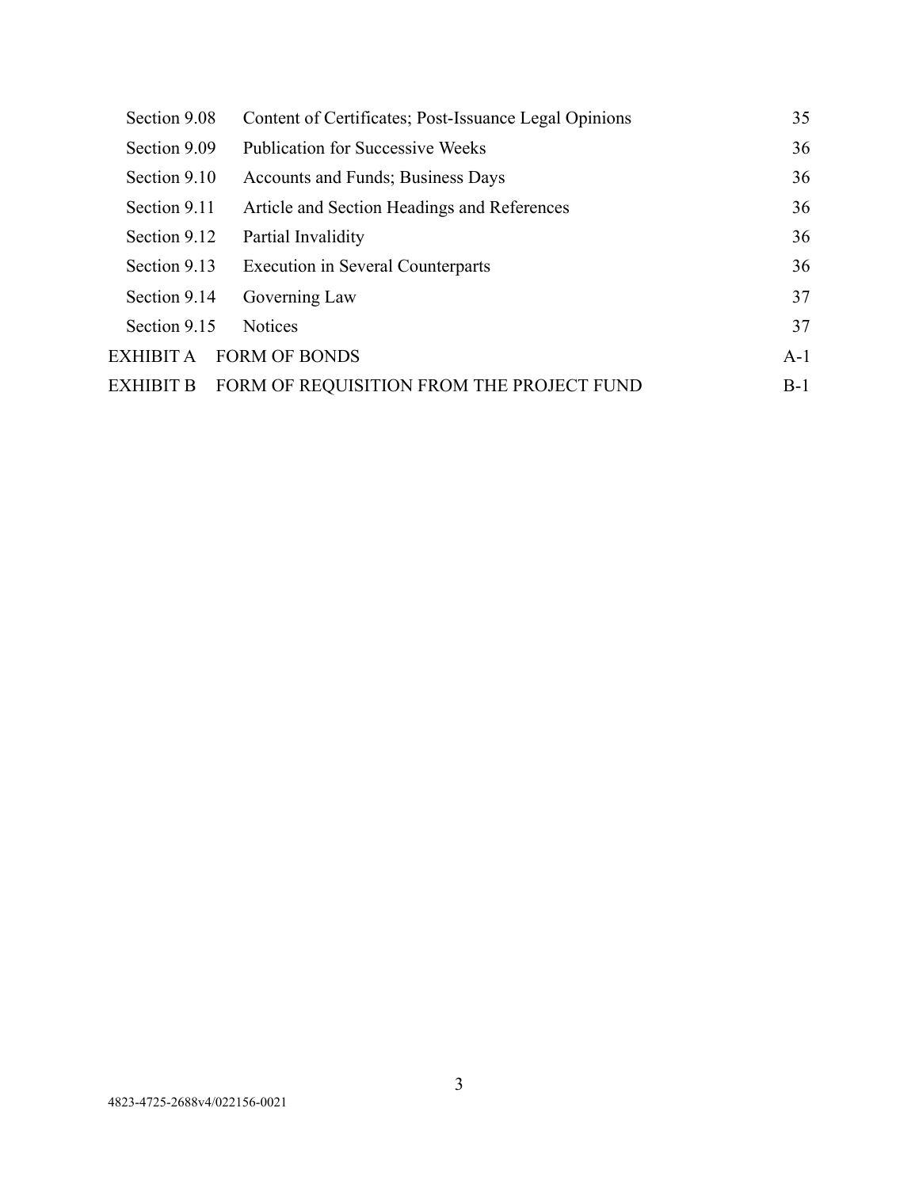| | | |
|---|---|---|
| Section 9.08 | Content of Certificates; Post-Issuance Legal Opinions | 35 |
| Section 9.09 | Publication for Successive Weeks | 36 |
| Section 9.10 | Accounts and Funds; Business Days | 36 |
| Section 9.11 | Article and Section Headings and References | 36 |
| Section 9.12 | Partial Invalidity | 36 |
| Section 9.13 | Execution in Several Counterparts | 36 |
| Section 9.14 | Governing Law | 37 |
| Section 9.15 | Notices | 37 |
| EXHIBIT A | FORM OF BONDS | A-1 |
| EXHIBIT B | FORM OF REQUISITION FROM THE PROJECT FUND | B-1 |

4823-4725-2688v4/022156-0021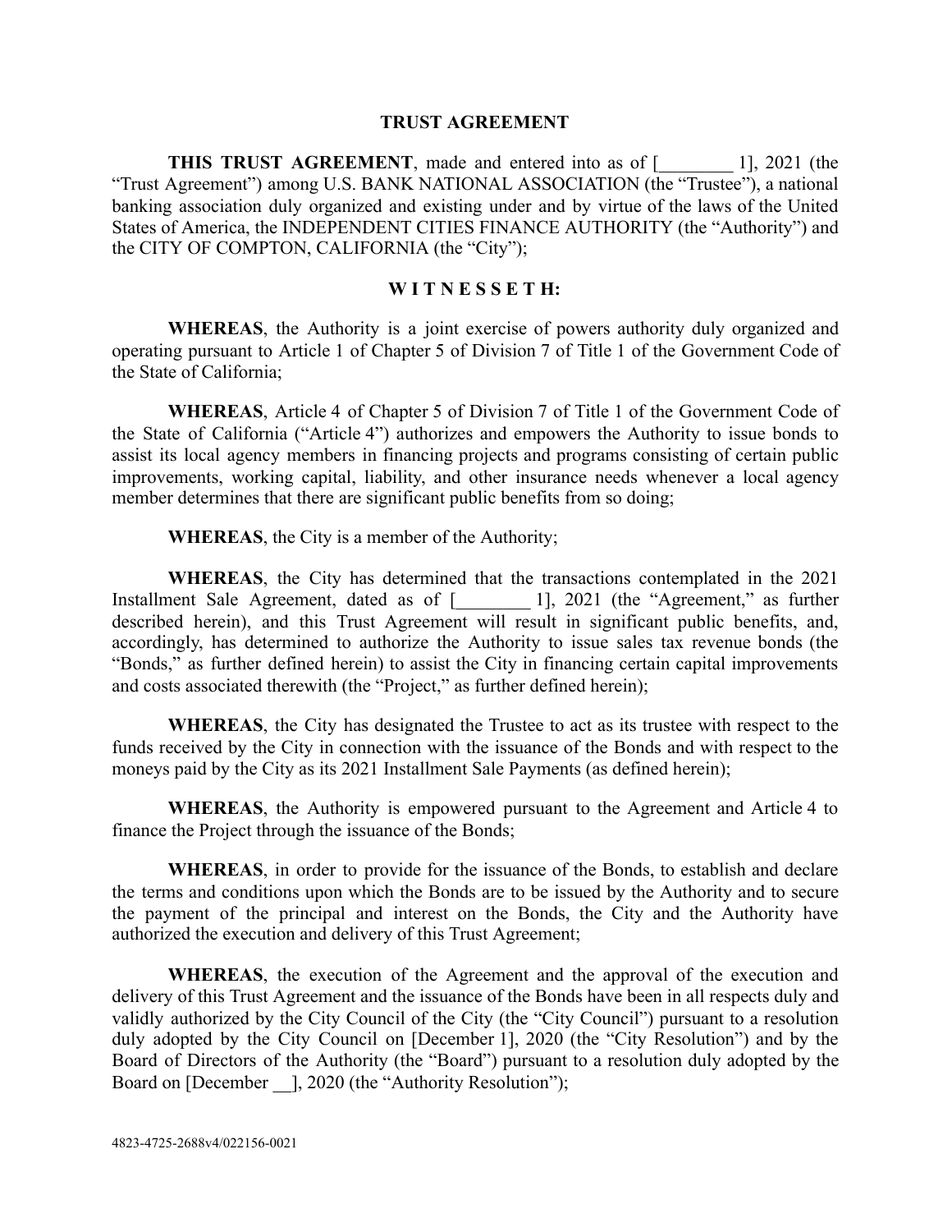# TRUST AGREEMENT

**THIS TRUST AGREEMENT**, made and entered into as of [________ 1], 2021 (the "Trust Agreement") among U.S. BANK NATIONAL ASSOCIATION (the "Trustee"), a national banking association duly organized and existing under and by virtue of the laws of the United States of America, the INDEPENDENT CITIES FINANCE AUTHORITY (the "Authority") and the CITY OF COMPTON, CALIFORNIA (the "City");

## W I T N E S S E T H:

**WHEREAS**, the Authority is a joint exercise of powers authority duly organized and operating pursuant to Article 1 of Chapter 5 of Division 7 of Title 1 of the Government Code of the State of California;

**WHEREAS**, Article 4 of Chapter 5 of Division 7 of Title 1 of the Government Code of the State of California ("Article 4") authorizes and empowers the Authority to issue bonds to assist its local agency members in financing projects and programs consisting of certain public improvements, working capital, liability, and other insurance needs whenever a local agency member determines that there are significant public benefits from so doing;

**WHEREAS**, the City is a member of the Authority;

**WHEREAS**, the City has determined that the transactions contemplated in the 2021 Installment Sale Agreement, dated as of [________ 1], 2021 (the "Agreement," as further described herein), and this Trust Agreement will result in significant public benefits, and, accordingly, has determined to authorize the Authority to issue sales tax revenue bonds (the "Bonds," as further defined herein) to assist the City in financing certain capital improvements and costs associated therewith (the "Project," as further defined herein);

**WHEREAS**, the City has designated the Trustee to act as its trustee with respect to the funds received by the City in connection with the issuance of the Bonds and with respect to the moneys paid by the City as its 2021 Installment Sale Payments (as defined herein);

**WHEREAS**, the Authority is empowered pursuant to the Agreement and Article 4 to finance the Project through the issuance of the Bonds;

**WHEREAS**, in order to provide for the issuance of the Bonds, to establish and declare the terms and conditions upon which the Bonds are to be issued by the Authority and to secure the payment of the principal and interest on the Bonds, the City and the Authority have authorized the execution and delivery of this Trust Agreement;

**WHEREAS**, the execution of the Agreement and the approval of the execution and delivery of this Trust Agreement and the issuance of the Bonds have been in all respects duly and validly authorized by the City Council of the City (the "City Council") pursuant to a resolution duly adopted by the City Council on [December 1], 2020 (the "City Resolution") and by the Board of Directors of the Authority (the "Board") pursuant to a resolution duly adopted by the Board on [December __], 2020 (the "Authority Resolution");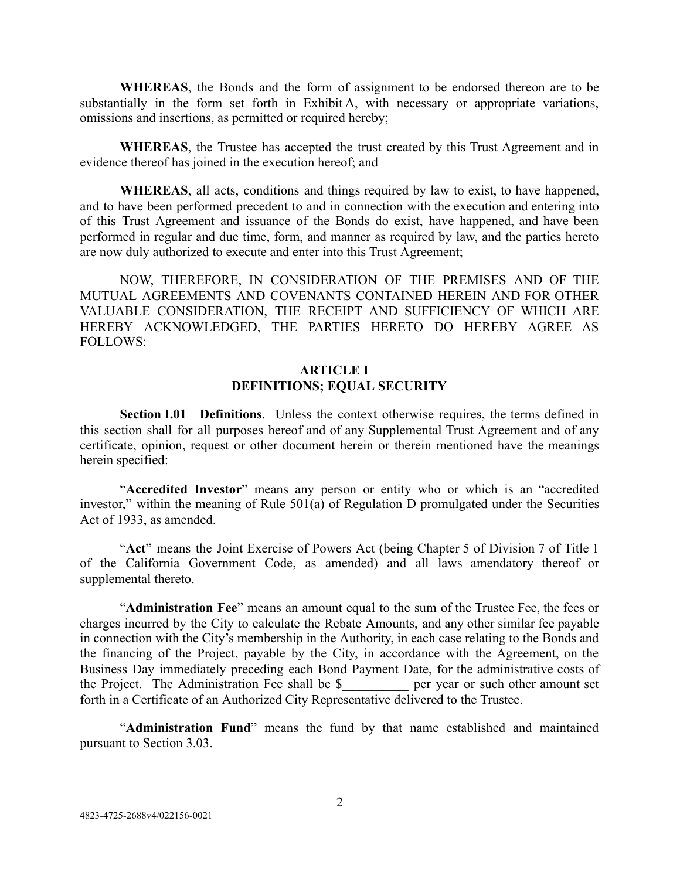**WHEREAS**, the Bonds and the form of assignment to be endorsed thereon are to be substantially in the form set forth in Exhibit A, with necessary or appropriate variations, omissions and insertions, as permitted or required hereby;

**WHEREAS**, the Trustee has accepted the trust created by this Trust Agreement and in evidence thereof has joined in the execution hereof; and

**WHEREAS**, all acts, conditions and things required by law to exist, to have happened, and to have been performed precedent to and in connection with the execution and entering into of this Trust Agreement and issuance of the Bonds do exist, have happened, and have been performed in regular and due time, form, and manner as required by law, and the parties hereto are now duly authorized to execute and enter into this Trust Agreement;

NOW, THEREFORE, IN CONSIDERATION OF THE PREMISES AND OF THE MUTUAL AGREEMENTS AND COVENANTS CONTAINED HEREIN AND FOR OTHER VALUABLE CONSIDERATION, THE RECEIPT AND SUFFICIENCY OF WHICH ARE HEREBY ACKNOWLEDGED, THE PARTIES HERETO DO HEREBY AGREE AS FOLLOWS:

## ARTICLE I
## DEFINITIONS; EQUAL SECURITY

**Section I.01 <u>Definitions</u>**. Unless the context otherwise requires, the terms defined in this section shall for all purposes hereof and of any Supplemental Trust Agreement and of any certificate, opinion, request or other document herein or therein mentioned have the meanings herein specified:

"**Accredited Investor**" means any person or entity who or which is an "accredited investor," within the meaning of Rule 501(a) of Regulation D promulgated under the Securities Act of 1933, as amended.

"**Act**" means the Joint Exercise of Powers Act (being Chapter 5 of Division 7 of Title 1 of the California Government Code, as amended) and all laws amendatory thereof or supplemental thereto.

"**Administration Fee**" means an amount equal to the sum of the Trustee Fee, the fees or charges incurred by the City to calculate the Rebate Amounts, and any other similar fee payable in connection with the City's membership in the Authority, in each case relating to the Bonds and the financing of the Project, payable by the City, in accordance with the Agreement, on the Business Day immediately preceding each Bond Payment Date, for the administrative costs of the Project. The Administration Fee shall be $__________ per year or such other amount set forth in a Certificate of an Authorized City Representative delivered to the Trustee.

"**Administration Fund**" means the fund by that name established and maintained pursuant to Section 3.03.

4823-4725-2688v4/022156-0021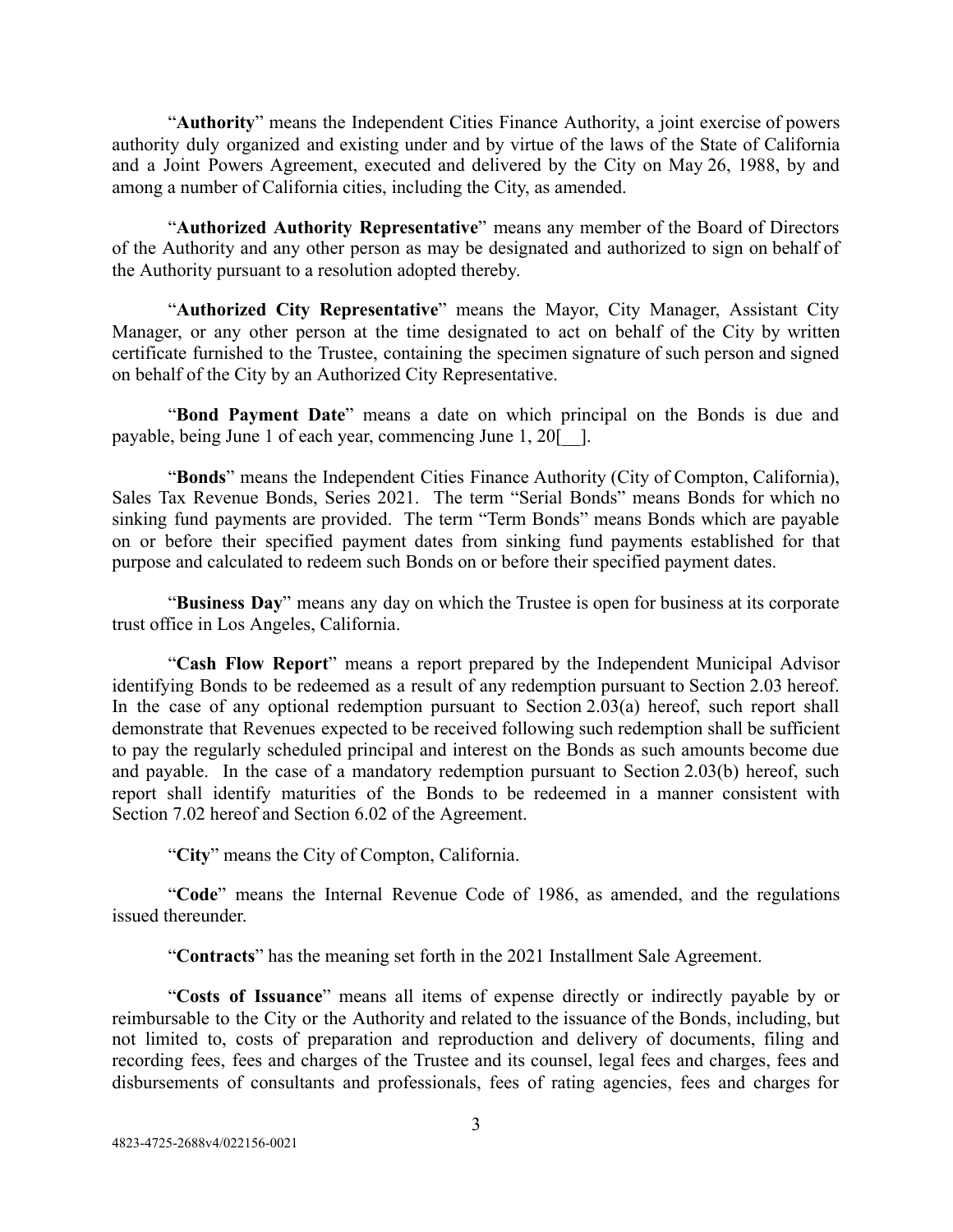"**Authority**" means the Independent Cities Finance Authority, a joint exercise of powers authority duly organized and existing under and by virtue of the laws of the State of California and a Joint Powers Agreement, executed and delivered by the City on May 26, 1988, by and among a number of California cities, including the City, as amended.

"**Authorized Authority Representative**" means any member of the Board of Directors of the Authority and any other person as may be designated and authorized to sign on behalf of the Authority pursuant to a resolution adopted thereby.

"**Authorized City Representative**" means the Mayor, City Manager, Assistant City Manager, or any other person at the time designated to act on behalf of the City by written certificate furnished to the Trustee, containing the specimen signature of such person and signed on behalf of the City by an Authorized City Representative.

"**Bond Payment Date**" means a date on which principal on the Bonds is due and payable, being June 1 of each year, commencing June 1, 20[__].

"**Bonds**" means the Independent Cities Finance Authority (City of Compton, California), Sales Tax Revenue Bonds, Series 2021. The term "Serial Bonds" means Bonds for which no sinking fund payments are provided. The term "Term Bonds" means Bonds which are payable on or before their specified payment dates from sinking fund payments established for that purpose and calculated to redeem such Bonds on or before their specified payment dates.

"**Business Day**" means any day on which the Trustee is open for business at its corporate trust office in Los Angeles, California.

"**Cash Flow Report**" means a report prepared by the Independent Municipal Advisor identifying Bonds to be redeemed as a result of any redemption pursuant to Section 2.03 hereof. In the case of any optional redemption pursuant to Section 2.03(a) hereof, such report shall demonstrate that Revenues expected to be received following such redemption shall be sufficient to pay the regularly scheduled principal and interest on the Bonds as such amounts become due and payable. In the case of a mandatory redemption pursuant to Section 2.03(b) hereof, such report shall identify maturities of the Bonds to be redeemed in a manner consistent with Section 7.02 hereof and Section 6.02 of the Agreement.

"**City**" means the City of Compton, California.

"**Code**" means the Internal Revenue Code of 1986, as amended, and the regulations issued thereunder.

"**Contracts**" has the meaning set forth in the 2021 Installment Sale Agreement.

"**Costs of Issuance**" means all items of expense directly or indirectly payable by or reimbursable to the City or the Authority and related to the issuance of the Bonds, including, but not limited to, costs of preparation and reproduction and delivery of documents, filing and recording fees, fees and charges of the Trustee and its counsel, legal fees and charges, fees and disbursements of consultants and professionals, fees of rating agencies, fees and charges for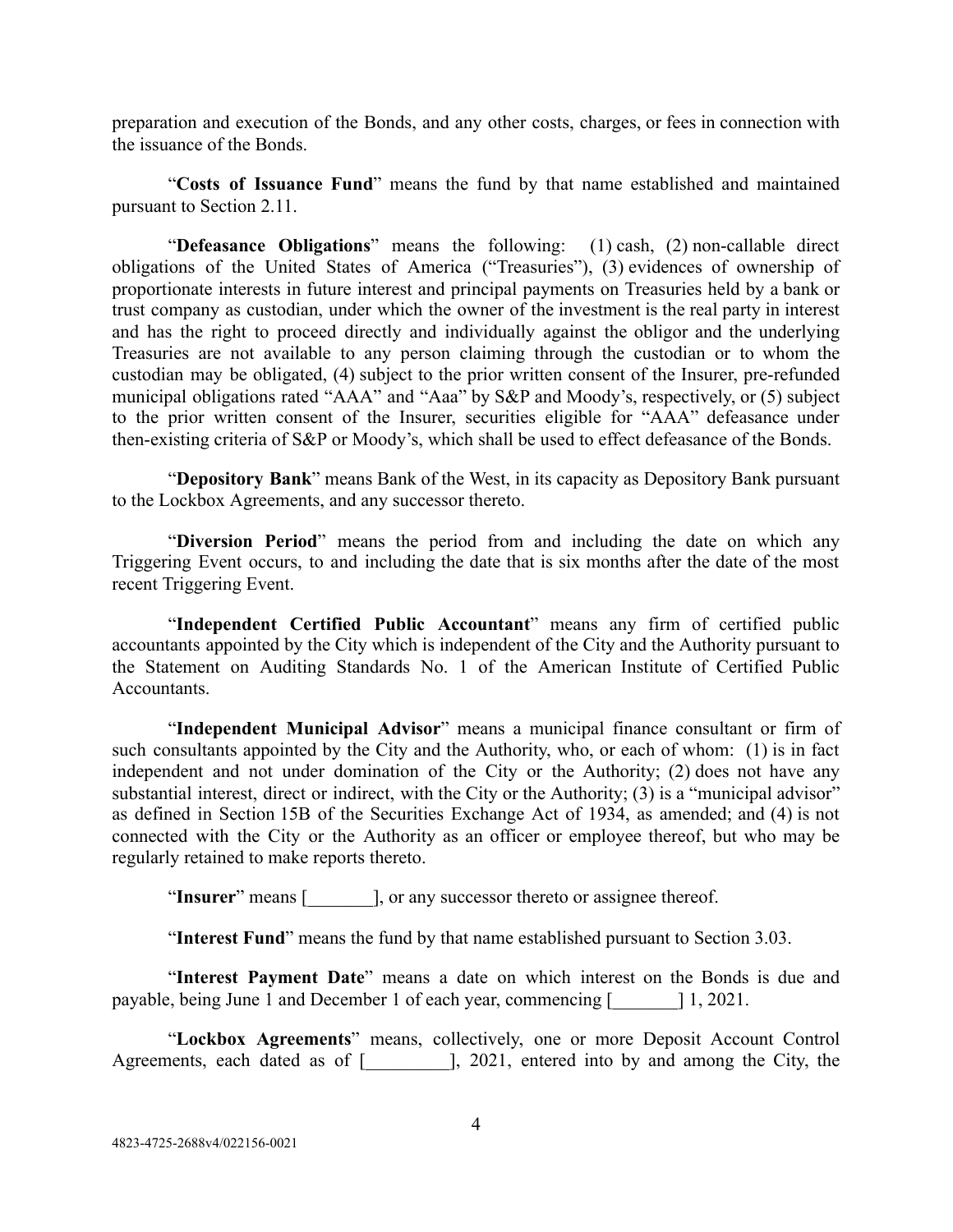preparation and execution of the Bonds, and any other costs, charges, or fees in connection with the issuance of the Bonds.

"**Costs of Issuance Fund**" means the fund by that name established and maintained pursuant to Section 2.11.

"**Defeasance Obligations**" means the following: (1) cash, (2) non-callable direct obligations of the United States of America ("Treasuries"), (3) evidences of ownership of proportionate interests in future interest and principal payments on Treasuries held by a bank or trust company as custodian, under which the owner of the investment is the real party in interest and has the right to proceed directly and individually against the obligor and the underlying Treasuries are not available to any person claiming through the custodian or to whom the custodian may be obligated, (4) subject to the prior written consent of the Insurer, pre-refunded municipal obligations rated "AAA" and "Aaa" by S&P and Moody's, respectively, or (5) subject to the prior written consent of the Insurer, securities eligible for "AAA" defeasance under then-existing criteria of S&P or Moody's, which shall be used to effect defeasance of the Bonds.

"**Depository Bank**" means Bank of the West, in its capacity as Depository Bank pursuant to the Lockbox Agreements, and any successor thereto.

"**Diversion Period**" means the period from and including the date on which any Triggering Event occurs, to and including the date that is six months after the date of the most recent Triggering Event.

"**Independent Certified Public Accountant**" means any firm of certified public accountants appointed by the City which is independent of the City and the Authority pursuant to the Statement on Auditing Standards No. 1 of the American Institute of Certified Public Accountants.

"**Independent Municipal Advisor**" means a municipal finance consultant or firm of such consultants appointed by the City and the Authority, who, or each of whom: (1) is in fact independent and not under domination of the City or the Authority; (2) does not have any substantial interest, direct or indirect, with the City or the Authority; (3) is a "municipal advisor" as defined in Section 15B of the Securities Exchange Act of 1934, as amended; and (4) is not connected with the City or the Authority as an officer or employee thereof, but who may be regularly retained to make reports thereto.

"**Insurer**" means [_______], or any successor thereto or assignee thereof.

"**Interest Fund**" means the fund by that name established pursuant to Section 3.03.

"**Interest Payment Date**" means a date on which interest on the Bonds is due and payable, being June 1 and December 1 of each year, commencing [_______] 1, 2021.

"**Lockbox Agreements**" means, collectively, one or more Deposit Account Control Agreements, each dated as of [_________], 2021, entered into by and among the City, the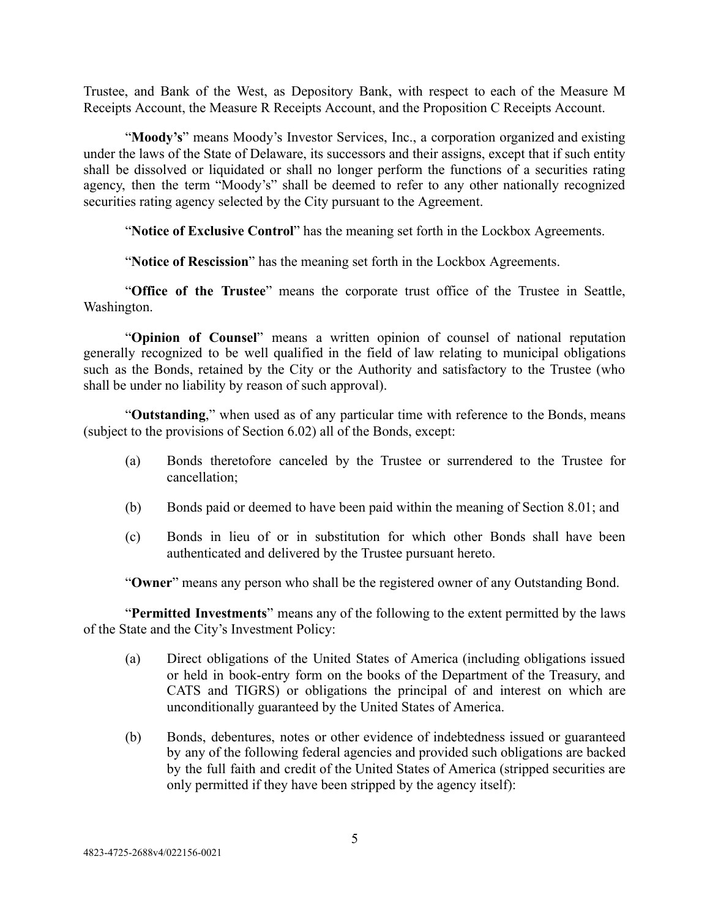Trustee, and Bank of the West, as Depository Bank, with respect to each of the Measure M Receipts Account, the Measure R Receipts Account, and the Proposition C Receipts Account.

"**Moody's**" means Moody's Investor Services, Inc., a corporation organized and existing under the laws of the State of Delaware, its successors and their assigns, except that if such entity shall be dissolved or liquidated or shall no longer perform the functions of a securities rating agency, then the term "Moody's" shall be deemed to refer to any other nationally recognized securities rating agency selected by the City pursuant to the Agreement.

"**Notice of Exclusive Control**" has the meaning set forth in the Lockbox Agreements.

"**Notice of Rescission**" has the meaning set forth in the Lockbox Agreements.

"**Office of the Trustee**" means the corporate trust office of the Trustee in Seattle, Washington.

"**Opinion of Counsel**" means a written opinion of counsel of national reputation generally recognized to be well qualified in the field of law relating to municipal obligations such as the Bonds, retained by the City or the Authority and satisfactory to the Trustee (who shall be under no liability by reason of such approval).

"**Outstanding**," when used as of any particular time with reference to the Bonds, means (subject to the provisions of Section 6.02) all of the Bonds, except:

(a) Bonds theretofore canceled by the Trustee or surrendered to the Trustee for cancellation;

(b) Bonds paid or deemed to have been paid within the meaning of Section 8.01; and

(c) Bonds in lieu of or in substitution for which other Bonds shall have been authenticated and delivered by the Trustee pursuant hereto.

"**Owner**" means any person who shall be the registered owner of any Outstanding Bond.

"**Permitted Investments**" means any of the following to the extent permitted by the laws of the State and the City's Investment Policy:

(a) Direct obligations of the United States of America (including obligations issued or held in book-entry form on the books of the Department of the Treasury, and CATS and TIGRS) or obligations the principal of and interest on which are unconditionally guaranteed by the United States of America.

(b) Bonds, debentures, notes or other evidence of indebtedness issued or guaranteed by any of the following federal agencies and provided such obligations are backed by the full faith and credit of the United States of America (stripped securities are only permitted if they have been stripped by the agency itself):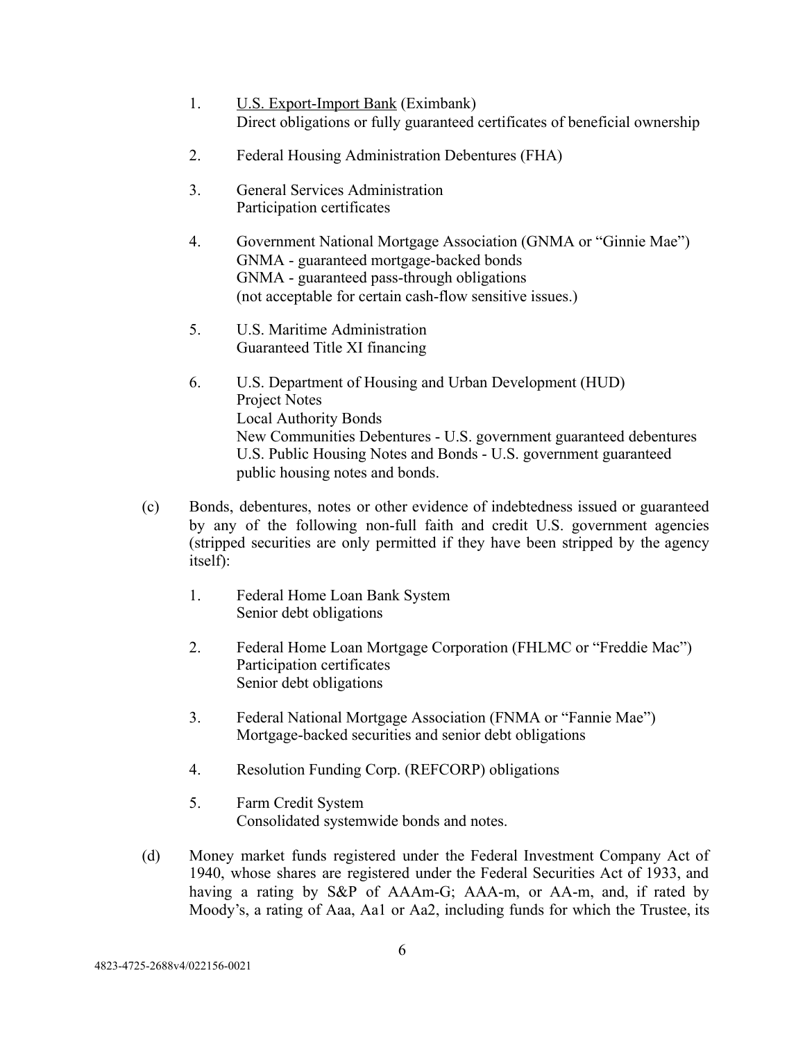1. U.S. Export-Import Bank (Eximbank)
   Direct obligations or fully guaranteed certificates of beneficial ownership

2. Federal Housing Administration Debentures (FHA)

3. General Services Administration
   Participation certificates

4. Government National Mortgage Association (GNMA or "Ginnie Mae")
   GNMA - guaranteed mortgage-backed bonds
   GNMA - guaranteed pass-through obligations
   (not acceptable for certain cash-flow sensitive issues.)

5. U.S. Maritime Administration
   Guaranteed Title XI financing

6. U.S. Department of Housing and Urban Development (HUD)
   Project Notes
   Local Authority Bonds
   New Communities Debentures - U.S. government guaranteed debentures
   U.S. Public Housing Notes and Bonds - U.S. government guaranteed public housing notes and bonds.

(c) Bonds, debentures, notes or other evidence of indebtedness issued or guaranteed by any of the following non-full faith and credit U.S. government agencies (stripped securities are only permitted if they have been stripped by the agency itself):

1. Federal Home Loan Bank System
   Senior debt obligations

2. Federal Home Loan Mortgage Corporation (FHLMC or "Freddie Mac")
   Participation certificates
   Senior debt obligations

3. Federal National Mortgage Association (FNMA or "Fannie Mae")
   Mortgage-backed securities and senior debt obligations

4. Resolution Funding Corp. (REFCORP) obligations

5. Farm Credit System
   Consolidated systemwide bonds and notes.

(d) Money market funds registered under the Federal Investment Company Act of 1940, whose shares are registered under the Federal Securities Act of 1933, and having a rating by S&P of AAAm-G; AAA-m, or AA-m, and, if rated by Moody's, a rating of Aaa, Aa1 or Aa2, including funds for which the Trustee, its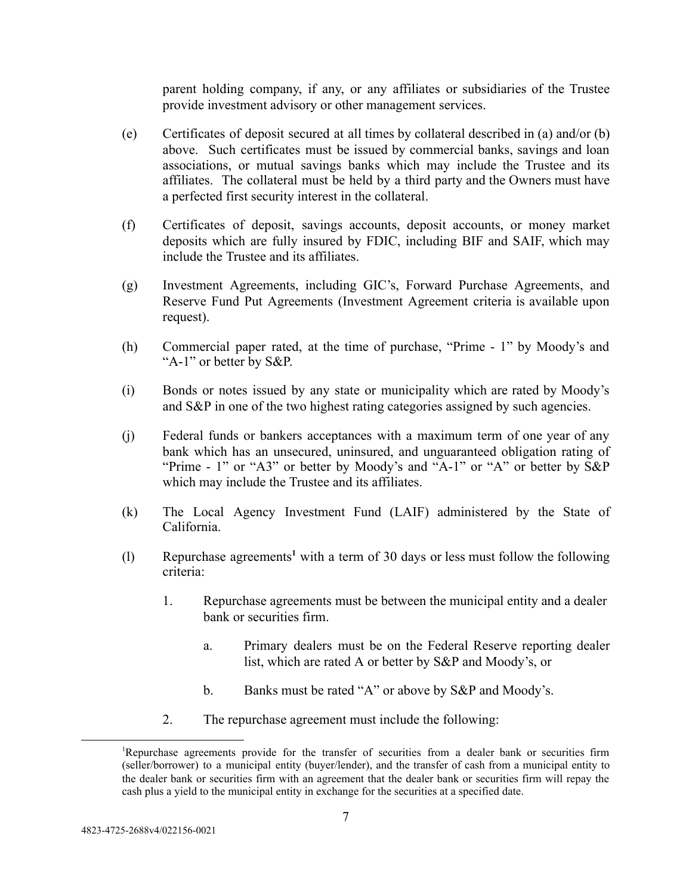parent holding company, if any, or any affiliates or subsidiaries of the Trustee provide investment advisory or other management services.

(e) Certificates of deposit secured at all times by collateral described in (a) and/or (b) above. Such certificates must be issued by commercial banks, savings and loan associations, or mutual savings banks which may include the Trustee and its affiliates. The collateral must be held by a third party and the Owners must have a perfected first security interest in the collateral.

(f) Certificates of deposit, savings accounts, deposit accounts, or money market deposits which are fully insured by FDIC, including BIF and SAIF, which may include the Trustee and its affiliates.

(g) Investment Agreements, including GIC's, Forward Purchase Agreements, and Reserve Fund Put Agreements (Investment Agreement criteria is available upon request).

(h) Commercial paper rated, at the time of purchase, "Prime - 1" by Moody's and "A-1" or better by S&P.

(i) Bonds or notes issued by any state or municipality which are rated by Moody's and S&P in one of the two highest rating categories assigned by such agencies.

(j) Federal funds or bankers acceptances with a maximum term of one year of any bank which has an unsecured, uninsured, and unguaranteed obligation rating of "Prime - 1" or "A3" or better by Moody's and "A-1" or "A" or better by S&P which may include the Trustee and its affiliates.

(k) The Local Agency Investment Fund (LAIF) administered by the State of California.

(l) Repurchase agreements[1] with a term of 30 days or less must follow the following criteria:

1. Repurchase agreements must be between the municipal entity and a dealer bank or securities firm.

   a. Primary dealers must be on the Federal Reserve reporting dealer list, which are rated A or better by S&P and Moody's, or

   b. Banks must be rated "A" or above by S&P and Moody's.

2. The repurchase agreement must include the following:

---

[1]Repurchase agreements provide for the transfer of securities from a dealer bank or securities firm (seller/borrower) to a municipal entity (buyer/lender), and the transfer of cash from a municipal entity to the dealer bank or securities firm with an agreement that the dealer bank or securities firm will repay the cash plus a yield to the municipal entity in exchange for the securities at a specified date.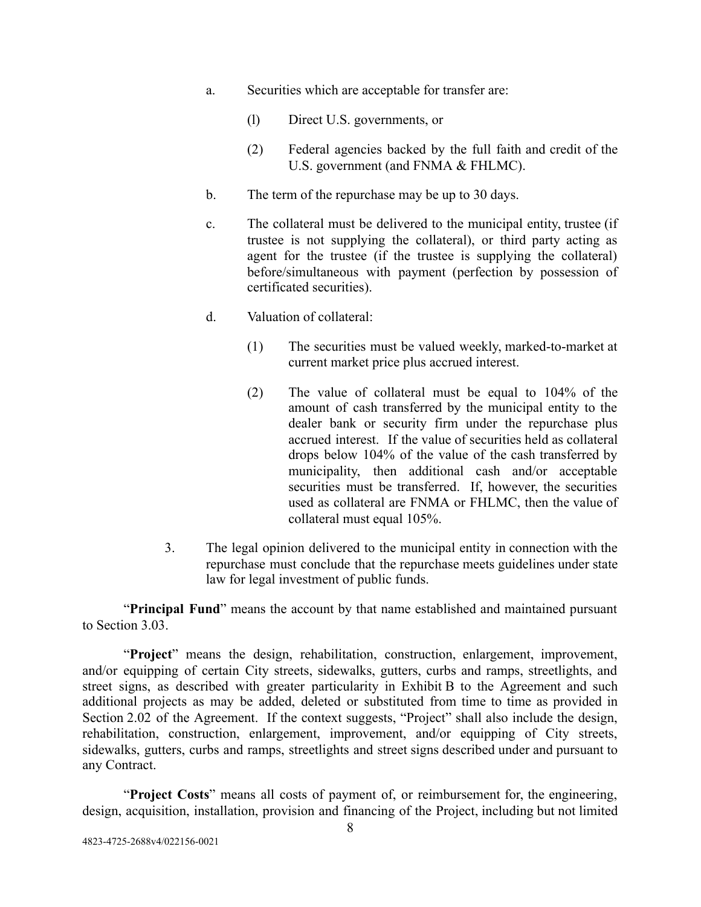a. Securities which are acceptable for transfer are:

   (l) Direct U.S. governments, or

   (2) Federal agencies backed by the full faith and credit of the U.S. government (and FNMA & FHLMC).

b. The term of the repurchase may be up to 30 days.

c. The collateral must be delivered to the municipal entity, trustee (if trustee is not supplying the collateral), or third party acting as agent for the trustee (if the trustee is supplying the collateral) before/simultaneous with payment (perfection by possession of certificated securities).

d. Valuation of collateral:

   (1) The securities must be valued weekly, marked-to-market at current market price plus accrued interest.

   (2) The value of collateral must be equal to 104% of the amount of cash transferred by the municipal entity to the dealer bank or security firm under the repurchase plus accrued interest. If the value of securities held as collateral drops below 104% of the value of the cash transferred by municipality, then additional cash and/or acceptable securities must be transferred. If, however, the securities used as collateral are FNMA or FHLMC, then the value of collateral must equal 105%.

3. The legal opinion delivered to the municipal entity in connection with the repurchase must conclude that the repurchase meets guidelines under state law for legal investment of public funds.

"**Principal Fund**" means the account by that name established and maintained pursuant to Section 3.03.

"**Project**" means the design, rehabilitation, construction, enlargement, improvement, and/or equipping of certain City streets, sidewalks, gutters, curbs and ramps, streetlights, and street signs, as described with greater particularity in Exhibit B to the Agreement and such additional projects as may be added, deleted or substituted from time to time as provided in Section 2.02 of the Agreement. If the context suggests, "Project" shall also include the design, rehabilitation, construction, enlargement, improvement, and/or equipping of City streets, sidewalks, gutters, curbs and ramps, streetlights and street signs described under and pursuant to any Contract.

"**Project Costs**" means all costs of payment of, or reimbursement for, the engineering, design, acquisition, installation, provision and financing of the Project, including but not limited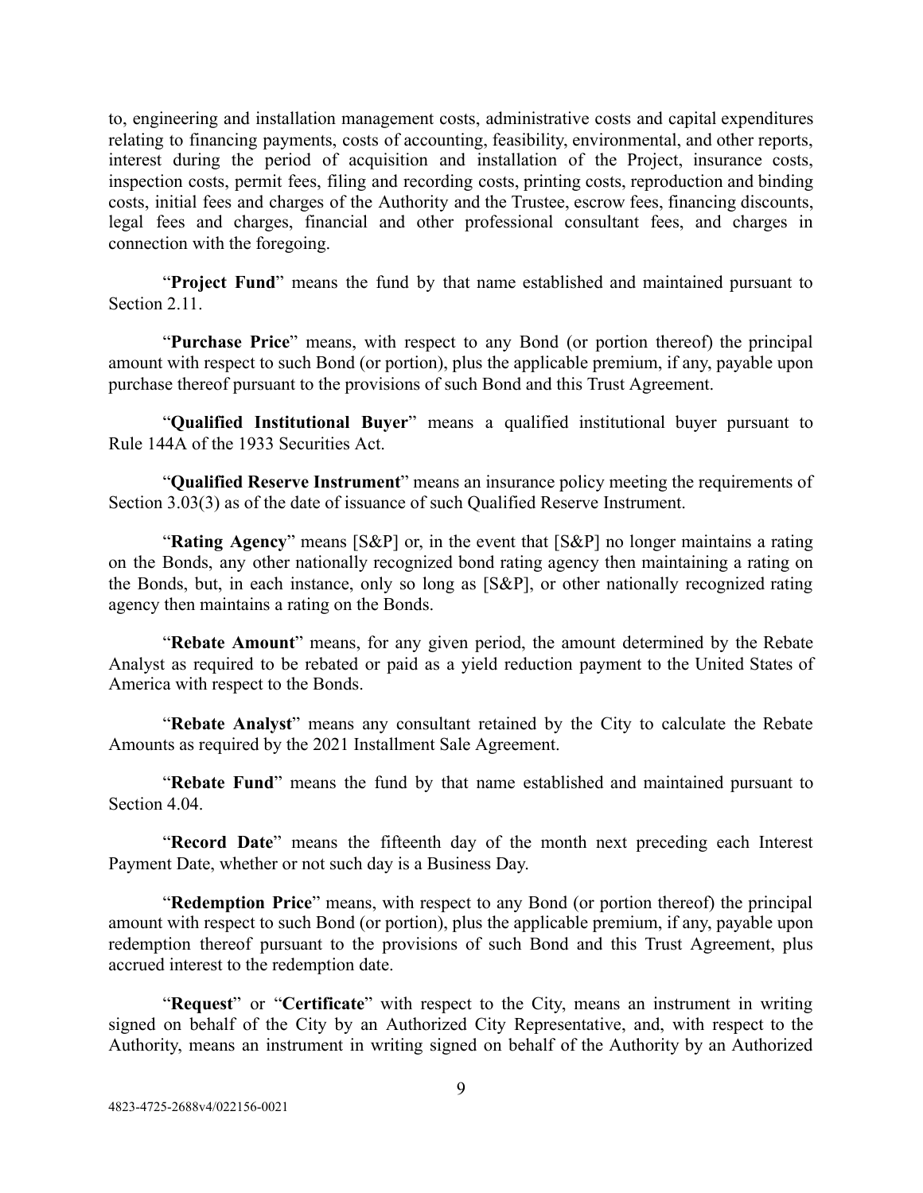to, engineering and installation management costs, administrative costs and capital expenditures relating to financing payments, costs of accounting, feasibility, environmental, and other reports, interest during the period of acquisition and installation of the Project, insurance costs, inspection costs, permit fees, filing and recording costs, printing costs, reproduction and binding costs, initial fees and charges of the Authority and the Trustee, escrow fees, financing discounts, legal fees and charges, financial and other professional consultant fees, and charges in connection with the foregoing.

"**Project Fund**" means the fund by that name established and maintained pursuant to Section 2.11.

"**Purchase Price**" means, with respect to any Bond (or portion thereof) the principal amount with respect to such Bond (or portion), plus the applicable premium, if any, payable upon purchase thereof pursuant to the provisions of such Bond and this Trust Agreement.

"**Qualified Institutional Buyer**" means a qualified institutional buyer pursuant to Rule 144A of the 1933 Securities Act.

"**Qualified Reserve Instrument**" means an insurance policy meeting the requirements of Section 3.03(3) as of the date of issuance of such Qualified Reserve Instrument.

"**Rating Agency**" means [S&P] or, in the event that [S&P] no longer maintains a rating on the Bonds, any other nationally recognized bond rating agency then maintaining a rating on the Bonds, but, in each instance, only so long as [S&P], or other nationally recognized rating agency then maintains a rating on the Bonds.

"**Rebate Amount**" means, for any given period, the amount determined by the Rebate Analyst as required to be rebated or paid as a yield reduction payment to the United States of America with respect to the Bonds.

"**Rebate Analyst**" means any consultant retained by the City to calculate the Rebate Amounts as required by the 2021 Installment Sale Agreement.

"**Rebate Fund**" means the fund by that name established and maintained pursuant to Section 4.04.

"**Record Date**" means the fifteenth day of the month next preceding each Interest Payment Date, whether or not such day is a Business Day.

"**Redemption Price**" means, with respect to any Bond (or portion thereof) the principal amount with respect to such Bond (or portion), plus the applicable premium, if any, payable upon redemption thereof pursuant to the provisions of such Bond and this Trust Agreement, plus accrued interest to the redemption date.

"**Request**" or "**Certificate**" with respect to the City, means an instrument in writing signed on behalf of the City by an Authorized City Representative, and, with respect to the Authority, means an instrument in writing signed on behalf of the Authority by an Authorized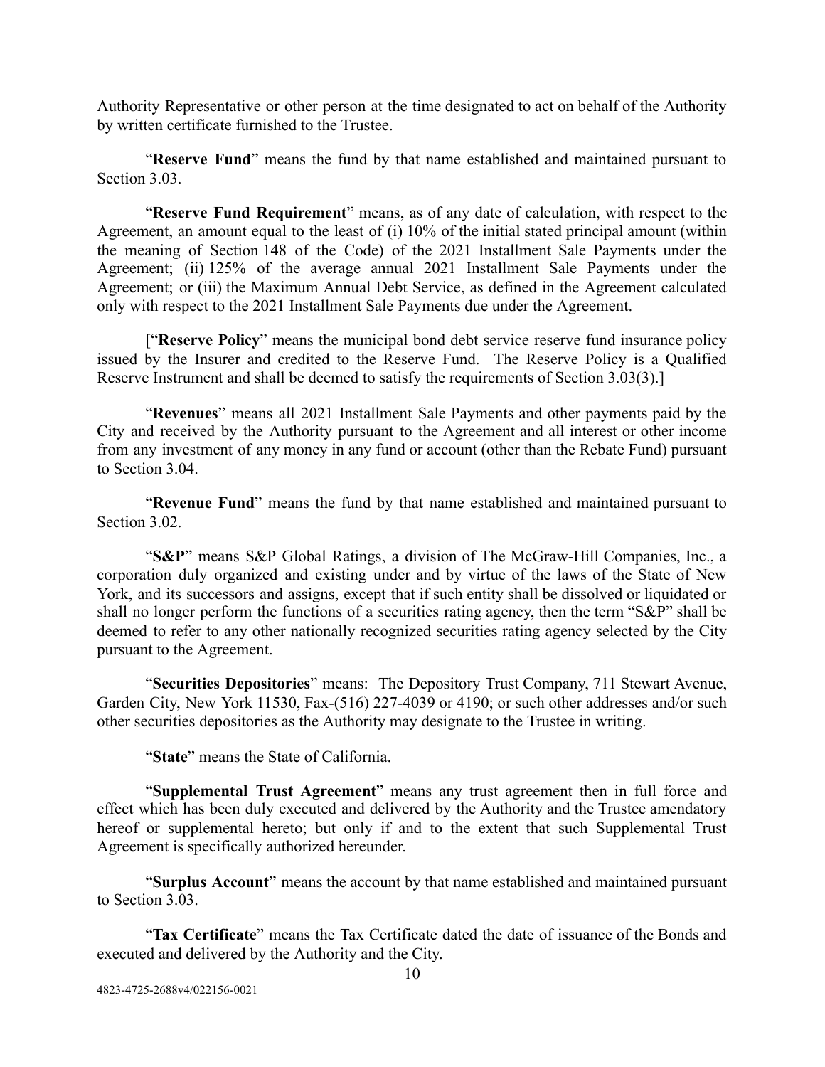Authority Representative or other person at the time designated to act on behalf of the Authority by written certificate furnished to the Trustee.

"**Reserve Fund**" means the fund by that name established and maintained pursuant to Section 3.03.

"**Reserve Fund Requirement**" means, as of any date of calculation, with respect to the Agreement, an amount equal to the least of (i) 10% of the initial stated principal amount (within the meaning of Section 148 of the Code) of the 2021 Installment Sale Payments under the Agreement; (ii) 125% of the average annual 2021 Installment Sale Payments under the Agreement; or (iii) the Maximum Annual Debt Service, as defined in the Agreement calculated only with respect to the 2021 Installment Sale Payments due under the Agreement.

["**Reserve Policy**" means the municipal bond debt service reserve fund insurance policy issued by the Insurer and credited to the Reserve Fund. The Reserve Policy is a Qualified Reserve Instrument and shall be deemed to satisfy the requirements of Section 3.03(3).]

"**Revenues**" means all 2021 Installment Sale Payments and other payments paid by the City and received by the Authority pursuant to the Agreement and all interest or other income from any investment of any money in any fund or account (other than the Rebate Fund) pursuant to Section 3.04.

"**Revenue Fund**" means the fund by that name established and maintained pursuant to Section 3.02.

"**S&P**" means S&P Global Ratings, a division of The McGraw-Hill Companies, Inc., a corporation duly organized and existing under and by virtue of the laws of the State of New York, and its successors and assigns, except that if such entity shall be dissolved or liquidated or shall no longer perform the functions of a securities rating agency, then the term "S&P" shall be deemed to refer to any other nationally recognized securities rating agency selected by the City pursuant to the Agreement.

"**Securities Depositories**" means: The Depository Trust Company, 711 Stewart Avenue, Garden City, New York 11530, Fax-(516) 227-4039 or 4190; or such other addresses and/or such other securities depositories as the Authority may designate to the Trustee in writing.

"**State**" means the State of California.

"**Supplemental Trust Agreement**" means any trust agreement then in full force and effect which has been duly executed and delivered by the Authority and the Trustee amendatory hereof or supplemental hereto; but only if and to the extent that such Supplemental Trust Agreement is specifically authorized hereunder.

"**Surplus Account**" means the account by that name established and maintained pursuant to Section 3.03.

"**Tax Certificate**" means the Tax Certificate dated the date of issuance of the Bonds and executed and delivered by the Authority and the City.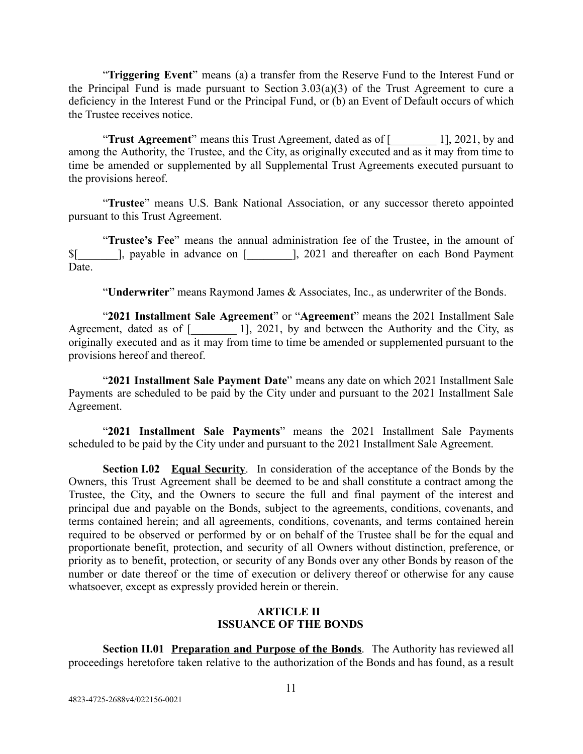"**Triggering Event**" means (a) a transfer from the Reserve Fund to the Interest Fund or the Principal Fund is made pursuant to Section 3.03(a)(3) of the Trust Agreement to cure a deficiency in the Interest Fund or the Principal Fund, or (b) an Event of Default occurs of which the Trustee receives notice.

"**Trust Agreement**" means this Trust Agreement, dated as of [________ 1], 2021, by and among the Authority, the Trustee, and the City, as originally executed and as it may from time to time be amended or supplemented by all Supplemental Trust Agreements executed pursuant to the provisions hereof.

"**Trustee**" means U.S. Bank National Association, or any successor thereto appointed pursuant to this Trust Agreement.

"**Trustee's Fee**" means the annual administration fee of the Trustee, in the amount of $[_______], payable in advance on [________], 2021 and thereafter on each Bond Payment Date.

"**Underwriter**" means Raymond James & Associates, Inc., as underwriter of the Bonds.

"**2021 Installment Sale Agreement**" or "**Agreement**" means the 2021 Installment Sale Agreement, dated as of [________ 1], 2021, by and between the Authority and the City, as originally executed and as it may from time to time be amended or supplemented pursuant to the provisions hereof and thereof.

"**2021 Installment Sale Payment Date**" means any date on which 2021 Installment Sale Payments are scheduled to be paid by the City under and pursuant to the 2021 Installment Sale Agreement.

"**2021 Installment Sale Payments**" means the 2021 Installment Sale Payments scheduled to be paid by the City under and pursuant to the 2021 Installment Sale Agreement.

**Section I.02** **Equal Security**. In consideration of the acceptance of the Bonds by the Owners, this Trust Agreement shall be deemed to be and shall constitute a contract among the Trustee, the City, and the Owners to secure the full and final payment of the interest and principal due and payable on the Bonds, subject to the agreements, conditions, covenants, and terms contained herein; and all agreements, conditions, covenants, and terms contained herein required to be observed or performed by or on behalf of the Trustee shall be for the equal and proportionate benefit, protection, and security of all Owners without distinction, preference, or priority as to benefit, protection, or security of any Bonds over any other Bonds by reason of the number or date thereof or the time of execution or delivery thereof or otherwise for any cause whatsoever, except as expressly provided herein or therein.

## ARTICLE II
## ISSUANCE OF THE BONDS

**Section II.01** **Preparation and Purpose of the Bonds**. The Authority has reviewed all proceedings heretofore taken relative to the authorization of the Bonds and has found, as a result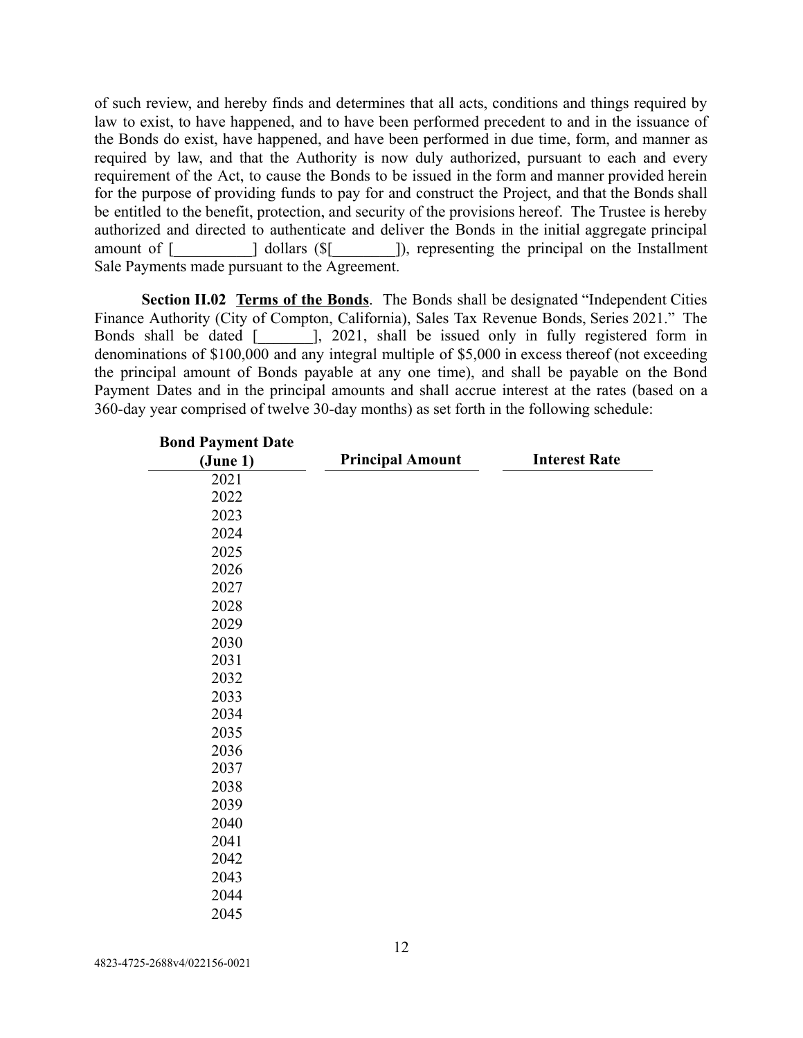of such review, and hereby finds and determines that all acts, conditions and things required by law to exist, to have happened, and to have been performed precedent to and in the issuance of the Bonds do exist, have happened, and have been performed in due time, form, and manner as required by law, and that the Authority is now duly authorized, pursuant to each and every requirement of the Act, to cause the Bonds to be issued in the form and manner provided herein for the purpose of providing funds to pay for and construct the Project, and that the Bonds shall be entitled to the benefit, protection, and security of the provisions hereof. The Trustee is hereby authorized and directed to authenticate and deliver the Bonds in the initial aggregate principal amount of [__________] dollars ($[________]), representing the principal on the Installment Sale Payments made pursuant to the Agreement.

**Section II.02 <u>Terms of the Bonds</u>**. The Bonds shall be designated "Independent Cities Finance Authority (City of Compton, California), Sales Tax Revenue Bonds, Series 2021." The Bonds shall be dated [_______], 2021, shall be issued only in fully registered form in denominations of $100,000 and any integral multiple of $5,000 in excess thereof (not exceeding the principal amount of Bonds payable at any one time), and shall be payable on the Bond Payment Dates and in the principal amounts and shall accrue interest at the rates (based on a 360-day year comprised of twelve 30-day months) as set forth in the following schedule:

| Bond Payment Date (June 1) | Principal Amount | Interest Rate |
|---|---|---|
| 2021 | | |
| 2022 | | |
| 2023 | | |
| 2024 | | |
| 2025 | | |
| 2026 | | |
| 2027 | | |
| 2028 | | |
| 2029 | | |
| 2030 | | |
| 2031 | | |
| 2032 | | |
| 2033 | | |
| 2034 | | |
| 2035 | | |
| 2036 | | |
| 2037 | | |
| 2038 | | |
| 2039 | | |
| 2040 | | |
| 2041 | | |
| 2042 | | |
| 2043 | | |
| 2044 | | |
| 2045 | | |

4823-4725-2688v4/022156-0021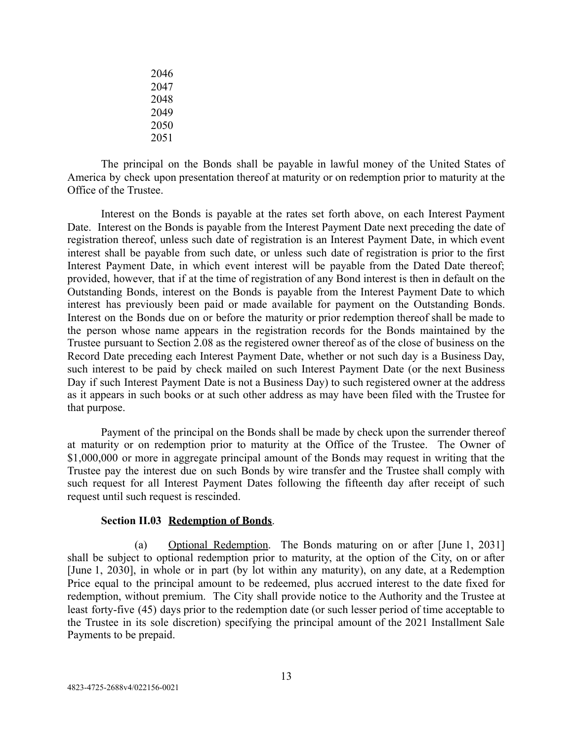2046
2047
2048
2049
2050
2051

The principal on the Bonds shall be payable in lawful money of the United States of America by check upon presentation thereof at maturity or on redemption prior to maturity at the Office of the Trustee.

Interest on the Bonds is payable at the rates set forth above, on each Interest Payment Date. Interest on the Bonds is payable from the Interest Payment Date next preceding the date of registration thereof, unless such date of registration is an Interest Payment Date, in which event interest shall be payable from such date, or unless such date of registration is prior to the first Interest Payment Date, in which event interest will be payable from the Dated Date thereof; provided, however, that if at the time of registration of any Bond interest is then in default on the Outstanding Bonds, interest on the Bonds is payable from the Interest Payment Date to which interest has previously been paid or made available for payment on the Outstanding Bonds. Interest on the Bonds due on or before the maturity or prior redemption thereof shall be made to the person whose name appears in the registration records for the Bonds maintained by the Trustee pursuant to Section 2.08 as the registered owner thereof as of the close of business on the Record Date preceding each Interest Payment Date, whether or not such day is a Business Day, such interest to be paid by check mailed on such Interest Payment Date (or the next Business Day if such Interest Payment Date is not a Business Day) to such registered owner at the address as it appears in such books or at such other address as may have been filed with the Trustee for that purpose.

Payment of the principal on the Bonds shall be made by check upon the surrender thereof at maturity or on redemption prior to maturity at the Office of the Trustee. The Owner of $1,000,000 or more in aggregate principal amount of the Bonds may request in writing that the Trustee pay the interest due on such Bonds by wire transfer and the Trustee shall comply with such request for all Interest Payment Dates following the fifteenth day after receipt of such request until such request is rescinded.

**Section II.03 Redemption of Bonds**.

(a) Optional Redemption. The Bonds maturing on or after [June 1, 2031] shall be subject to optional redemption prior to maturity, at the option of the City, on or after [June 1, 2030], in whole or in part (by lot within any maturity), on any date, at a Redemption Price equal to the principal amount to be redeemed, plus accrued interest to the date fixed for redemption, without premium. The City shall provide notice to the Authority and the Trustee at least forty-five (45) days prior to the redemption date (or such lesser period of time acceptable to the Trustee in its sole discretion) specifying the principal amount of the 2021 Installment Sale Payments to be prepaid.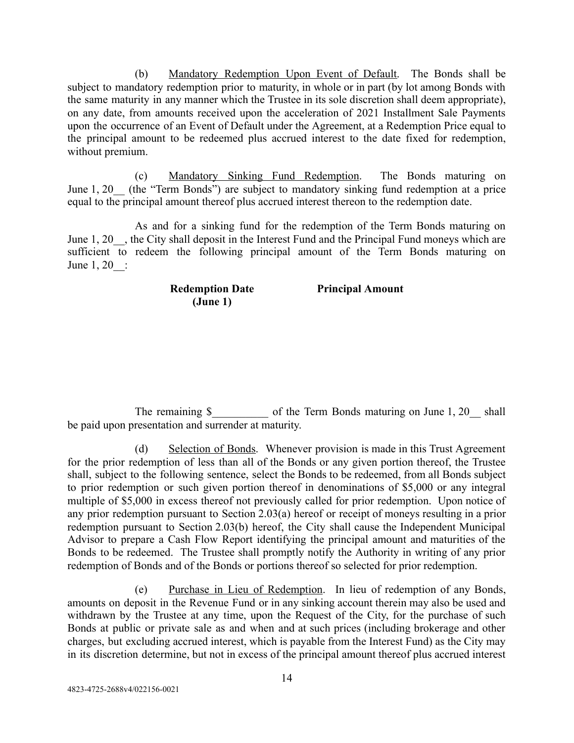(b) Mandatory Redemption Upon Event of Default. The Bonds shall be subject to mandatory redemption prior to maturity, in whole or in part (by lot among Bonds with the same maturity in any manner which the Trustee in its sole discretion shall deem appropriate), on any date, from amounts received upon the acceleration of 2021 Installment Sale Payments upon the occurrence of an Event of Default under the Agreement, at a Redemption Price equal to the principal amount to be redeemed plus accrued interest to the date fixed for redemption, without premium.

(c) Mandatory Sinking Fund Redemption. The Bonds maturing on June 1, 20__ (the "Term Bonds") are subject to mandatory sinking fund redemption at a price equal to the principal amount thereof plus accrued interest thereon to the redemption date.

As and for a sinking fund for the redemption of the Term Bonds maturing on June 1, 20__, the City shall deposit in the Interest Fund and the Principal Fund moneys which are sufficient to redeem the following principal amount of the Term Bonds maturing on June 1, 20__:

| Redemption Date (June 1) | Principal Amount |
| --- | --- |
| | |

The remaining $__________ of the Term Bonds maturing on June 1, 20__ shall be paid upon presentation and surrender at maturity.

(d) Selection of Bonds. Whenever provision is made in this Trust Agreement for the prior redemption of less than all of the Bonds or any given portion thereof, the Trustee shall, subject to the following sentence, select the Bonds to be redeemed, from all Bonds subject to prior redemption or such given portion thereof in denominations of $5,000 or any integral multiple of $5,000 in excess thereof not previously called for prior redemption. Upon notice of any prior redemption pursuant to Section 2.03(a) hereof or receipt of moneys resulting in a prior redemption pursuant to Section 2.03(b) hereof, the City shall cause the Independent Municipal Advisor to prepare a Cash Flow Report identifying the principal amount and maturities of the Bonds to be redeemed. The Trustee shall promptly notify the Authority in writing of any prior redemption of Bonds and of the Bonds or portions thereof so selected for prior redemption.

(e) Purchase in Lieu of Redemption. In lieu of redemption of any Bonds, amounts on deposit in the Revenue Fund or in any sinking account therein may also be used and withdrawn by the Trustee at any time, upon the Request of the City, for the purchase of such Bonds at public or private sale as and when and at such prices (including brokerage and other charges, but excluding accrued interest, which is payable from the Interest Fund) as the City may in its discretion determine, but not in excess of the principal amount thereof plus accrued interest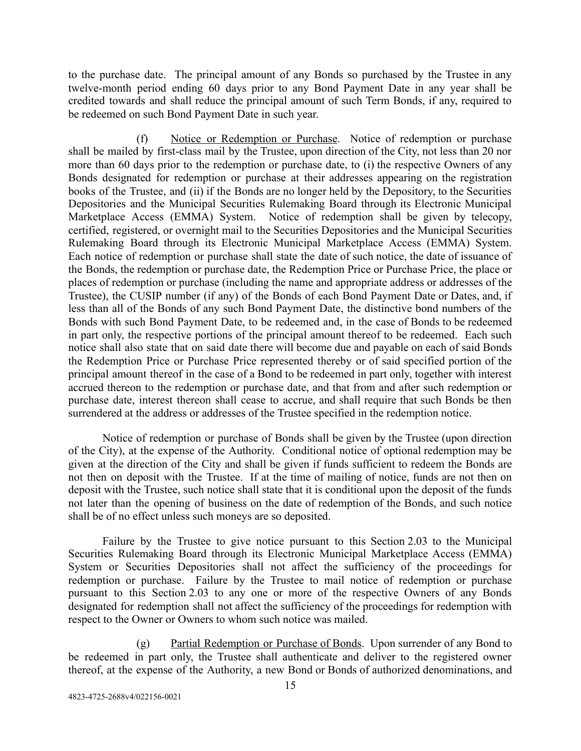to the purchase date. The principal amount of any Bonds so purchased by the Trustee in any twelve-month period ending 60 days prior to any Bond Payment Date in any year shall be credited towards and shall reduce the principal amount of such Term Bonds, if any, required to be redeemed on such Bond Payment Date in such year.

(f) Notice or Redemption or Purchase. Notice of redemption or purchase shall be mailed by first-class mail by the Trustee, upon direction of the City, not less than 20 nor more than 60 days prior to the redemption or purchase date, to (i) the respective Owners of any Bonds designated for redemption or purchase at their addresses appearing on the registration books of the Trustee, and (ii) if the Bonds are no longer held by the Depository, to the Securities Depositories and the Municipal Securities Rulemaking Board through its Electronic Municipal Marketplace Access (EMMA) System. Notice of redemption shall be given by telecopy, certified, registered, or overnight mail to the Securities Depositories and the Municipal Securities Rulemaking Board through its Electronic Municipal Marketplace Access (EMMA) System. Each notice of redemption or purchase shall state the date of such notice, the date of issuance of the Bonds, the redemption or purchase date, the Redemption Price or Purchase Price, the place or places of redemption or purchase (including the name and appropriate address or addresses of the Trustee), the CUSIP number (if any) of the Bonds of each Bond Payment Date or Dates, and, if less than all of the Bonds of any such Bond Payment Date, the distinctive bond numbers of the Bonds with such Bond Payment Date, to be redeemed and, in the case of Bonds to be redeemed in part only, the respective portions of the principal amount thereof to be redeemed. Each such notice shall also state that on said date there will become due and payable on each of said Bonds the Redemption Price or Purchase Price represented thereby or of said specified portion of the principal amount thereof in the case of a Bond to be redeemed in part only, together with interest accrued thereon to the redemption or purchase date, and that from and after such redemption or purchase date, interest thereon shall cease to accrue, and shall require that such Bonds be then surrendered at the address or addresses of the Trustee specified in the redemption notice.

Notice of redemption or purchase of Bonds shall be given by the Trustee (upon direction of the City), at the expense of the Authority. Conditional notice of optional redemption may be given at the direction of the City and shall be given if funds sufficient to redeem the Bonds are not then on deposit with the Trustee. If at the time of mailing of notice, funds are not then on deposit with the Trustee, such notice shall state that it is conditional upon the deposit of the funds not later than the opening of business on the date of redemption of the Bonds, and such notice shall be of no effect unless such moneys are so deposited.

Failure by the Trustee to give notice pursuant to this Section 2.03 to the Municipal Securities Rulemaking Board through its Electronic Municipal Marketplace Access (EMMA) System or Securities Depositories shall not affect the sufficiency of the proceedings for redemption or purchase. Failure by the Trustee to mail notice of redemption or purchase pursuant to this Section 2.03 to any one or more of the respective Owners of any Bonds designated for redemption shall not affect the sufficiency of the proceedings for redemption with respect to the Owner or Owners to whom such notice was mailed.

(g) Partial Redemption or Purchase of Bonds. Upon surrender of any Bond to be redeemed in part only, the Trustee shall authenticate and deliver to the registered owner thereof, at the expense of the Authority, a new Bond or Bonds of authorized denominations, and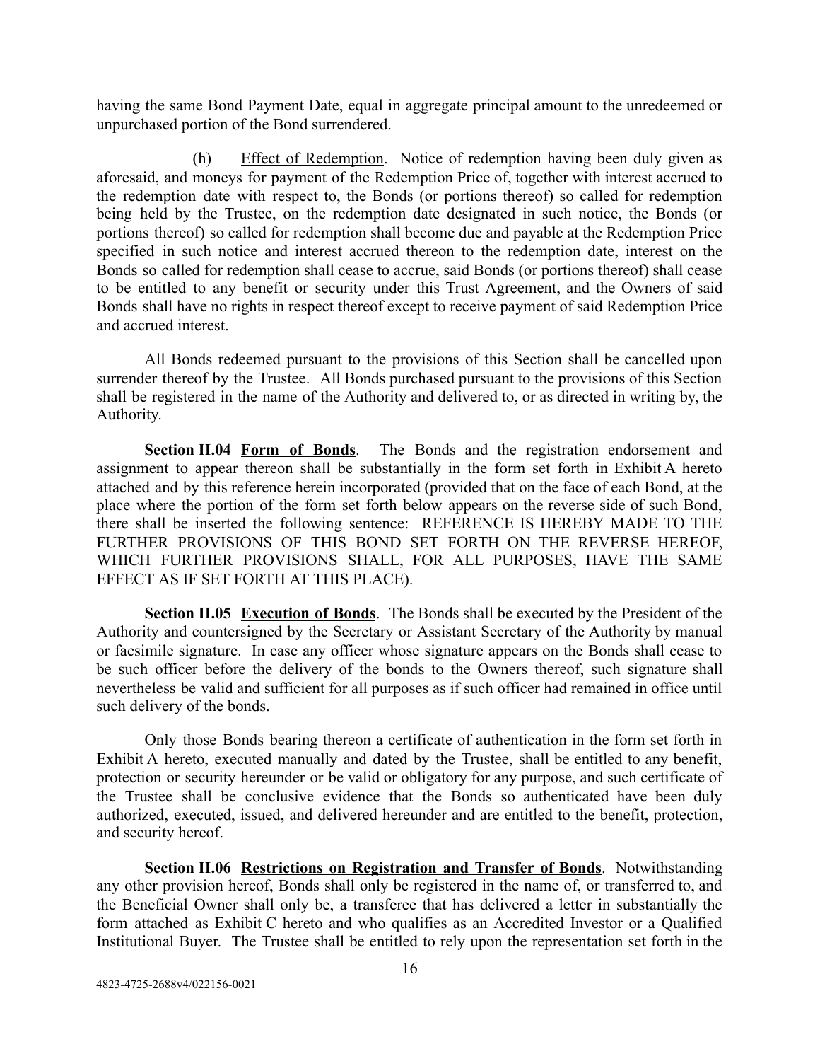having the same Bond Payment Date, equal in aggregate principal amount to the unredeemed or unpurchased portion of the Bond surrendered.

(h) Effect of Redemption. Notice of redemption having been duly given as aforesaid, and moneys for payment of the Redemption Price of, together with interest accrued to the redemption date with respect to, the Bonds (or portions thereof) so called for redemption being held by the Trustee, on the redemption date designated in such notice, the Bonds (or portions thereof) so called for redemption shall become due and payable at the Redemption Price specified in such notice and interest accrued thereon to the redemption date, interest on the Bonds so called for redemption shall cease to accrue, said Bonds (or portions thereof) shall cease to be entitled to any benefit or security under this Trust Agreement, and the Owners of said Bonds shall have no rights in respect thereof except to receive payment of said Redemption Price and accrued interest.

All Bonds redeemed pursuant to the provisions of this Section shall be cancelled upon surrender thereof by the Trustee. All Bonds purchased pursuant to the provisions of this Section shall be registered in the name of the Authority and delivered to, or as directed in writing by, the Authority.

**Section II.04 Form of Bonds**. The Bonds and the registration endorsement and assignment to appear thereon shall be substantially in the form set forth in Exhibit A hereto attached and by this reference herein incorporated (provided that on the face of each Bond, at the place where the portion of the form set forth below appears on the reverse side of such Bond, there shall be inserted the following sentence: REFERENCE IS HEREBY MADE TO THE FURTHER PROVISIONS OF THIS BOND SET FORTH ON THE REVERSE HEREOF, WHICH FURTHER PROVISIONS SHALL, FOR ALL PURPOSES, HAVE THE SAME EFFECT AS IF SET FORTH AT THIS PLACE).

**Section II.05 Execution of Bonds**. The Bonds shall be executed by the President of the Authority and countersigned by the Secretary or Assistant Secretary of the Authority by manual or facsimile signature. In case any officer whose signature appears on the Bonds shall cease to be such officer before the delivery of the bonds to the Owners thereof, such signature shall nevertheless be valid and sufficient for all purposes as if such officer had remained in office until such delivery of the bonds.

Only those Bonds bearing thereon a certificate of authentication in the form set forth in Exhibit A hereto, executed manually and dated by the Trustee, shall be entitled to any benefit, protection or security hereunder or be valid or obligatory for any purpose, and such certificate of the Trustee shall be conclusive evidence that the Bonds so authenticated have been duly authorized, executed, issued, and delivered hereunder and are entitled to the benefit, protection, and security hereof.

**Section II.06 Restrictions on Registration and Transfer of Bonds**. Notwithstanding any other provision hereof, Bonds shall only be registered in the name of, or transferred to, and the Beneficial Owner shall only be, a transferee that has delivered a letter in substantially the form attached as Exhibit C hereto and who qualifies as an Accredited Investor or a Qualified Institutional Buyer. The Trustee shall be entitled to rely upon the representation set forth in the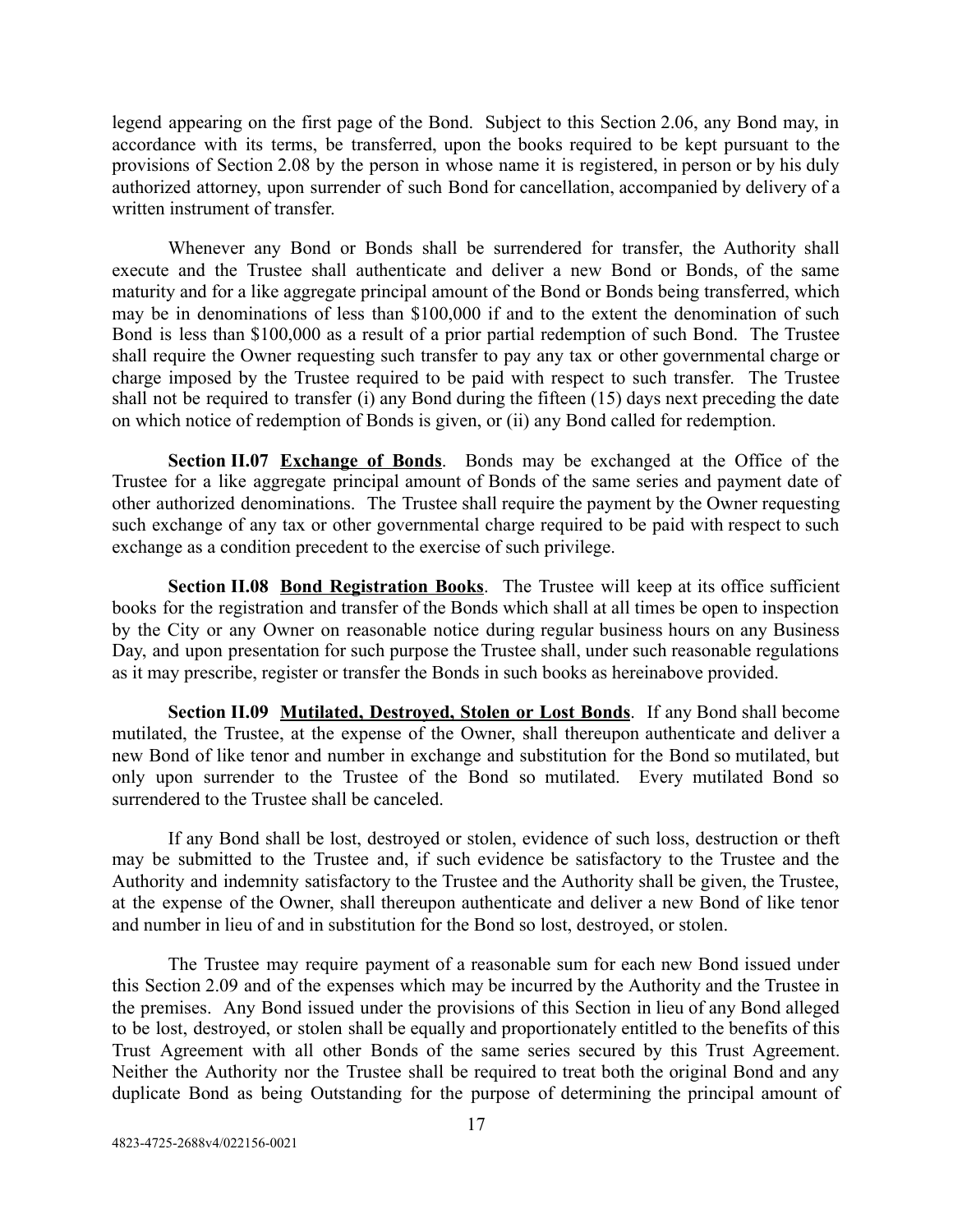legend appearing on the first page of the Bond. Subject to this Section 2.06, any Bond may, in accordance with its terms, be transferred, upon the books required to be kept pursuant to the provisions of Section 2.08 by the person in whose name it is registered, in person or by his duly authorized attorney, upon surrender of such Bond for cancellation, accompanied by delivery of a written instrument of transfer.

Whenever any Bond or Bonds shall be surrendered for transfer, the Authority shall execute and the Trustee shall authenticate and deliver a new Bond or Bonds, of the same maturity and for a like aggregate principal amount of the Bond or Bonds being transferred, which may be in denominations of less than $100,000 if and to the extent the denomination of such Bond is less than $100,000 as a result of a prior partial redemption of such Bond. The Trustee shall require the Owner requesting such transfer to pay any tax or other governmental charge or charge imposed by the Trustee required to be paid with respect to such transfer. The Trustee shall not be required to transfer (i) any Bond during the fifteen (15) days next preceding the date on which notice of redemption of Bonds is given, or (ii) any Bond called for redemption.

**Section II.07 Exchange of Bonds**. Bonds may be exchanged at the Office of the Trustee for a like aggregate principal amount of Bonds of the same series and payment date of other authorized denominations. The Trustee shall require the payment by the Owner requesting such exchange of any tax or other governmental charge required to be paid with respect to such exchange as a condition precedent to the exercise of such privilege.

**Section II.08 Bond Registration Books**. The Trustee will keep at its office sufficient books for the registration and transfer of the Bonds which shall at all times be open to inspection by the City or any Owner on reasonable notice during regular business hours on any Business Day, and upon presentation for such purpose the Trustee shall, under such reasonable regulations as it may prescribe, register or transfer the Bonds in such books as hereinabove provided.

**Section II.09 Mutilated, Destroyed, Stolen or Lost Bonds**. If any Bond shall become mutilated, the Trustee, at the expense of the Owner, shall thereupon authenticate and deliver a new Bond of like tenor and number in exchange and substitution for the Bond so mutilated, but only upon surrender to the Trustee of the Bond so mutilated. Every mutilated Bond so surrendered to the Trustee shall be canceled.

If any Bond shall be lost, destroyed or stolen, evidence of such loss, destruction or theft may be submitted to the Trustee and, if such evidence be satisfactory to the Trustee and the Authority and indemnity satisfactory to the Trustee and the Authority shall be given, the Trustee, at the expense of the Owner, shall thereupon authenticate and deliver a new Bond of like tenor and number in lieu of and in substitution for the Bond so lost, destroyed, or stolen.

The Trustee may require payment of a reasonable sum for each new Bond issued under this Section 2.09 and of the expenses which may be incurred by the Authority and the Trustee in the premises. Any Bond issued under the provisions of this Section in lieu of any Bond alleged to be lost, destroyed, or stolen shall be equally and proportionately entitled to the benefits of this Trust Agreement with all other Bonds of the same series secured by this Trust Agreement. Neither the Authority nor the Trustee shall be required to treat both the original Bond and any duplicate Bond as being Outstanding for the purpose of determining the principal amount of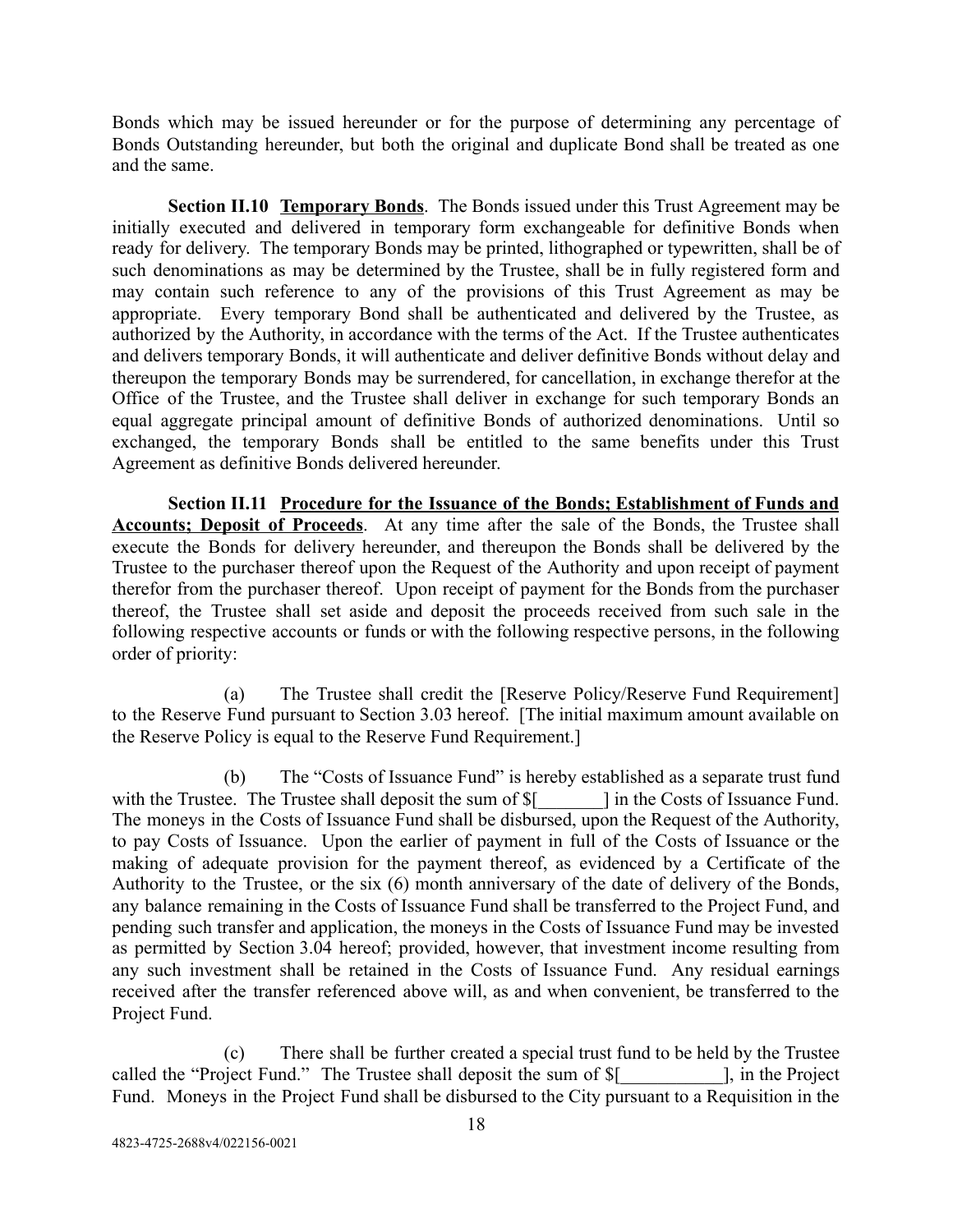Bonds which may be issued hereunder or for the purpose of determining any percentage of Bonds Outstanding hereunder, but both the original and duplicate Bond shall be treated as one and the same.

**Section II.10** **Temporary Bonds**. The Bonds issued under this Trust Agreement may be initially executed and delivered in temporary form exchangeable for definitive Bonds when ready for delivery. The temporary Bonds may be printed, lithographed or typewritten, shall be of such denominations as may be determined by the Trustee, shall be in fully registered form and may contain such reference to any of the provisions of this Trust Agreement as may be appropriate. Every temporary Bond shall be authenticated and delivered by the Trustee, as authorized by the Authority, in accordance with the terms of the Act. If the Trustee authenticates and delivers temporary Bonds, it will authenticate and deliver definitive Bonds without delay and thereupon the temporary Bonds may be surrendered, for cancellation, in exchange therefor at the Office of the Trustee, and the Trustee shall deliver in exchange for such temporary Bonds an equal aggregate principal amount of definitive Bonds of authorized denominations. Until so exchanged, the temporary Bonds shall be entitled to the same benefits under this Trust Agreement as definitive Bonds delivered hereunder.

**Section II.11** **Procedure for the Issuance of the Bonds; Establishment of Funds and Accounts; Deposit of Proceeds**. At any time after the sale of the Bonds, the Trustee shall execute the Bonds for delivery hereunder, and thereupon the Bonds shall be delivered by the Trustee to the purchaser thereof upon the Request of the Authority and upon receipt of payment therefor from the purchaser thereof. Upon receipt of payment for the Bonds from the purchaser thereof, the Trustee shall set aside and deposit the proceeds received from such sale in the following respective accounts or funds or with the following respective persons, in the following order of priority:

(a) The Trustee shall credit the [Reserve Policy/Reserve Fund Requirement] to the Reserve Fund pursuant to Section 3.03 hereof. [The initial maximum amount available on the Reserve Policy is equal to the Reserve Fund Requirement.]

(b) The "Costs of Issuance Fund" is hereby established as a separate trust fund with the Trustee. The Trustee shall deposit the sum of $[_______] in the Costs of Issuance Fund. The moneys in the Costs of Issuance Fund shall be disbursed, upon the Request of the Authority, to pay Costs of Issuance. Upon the earlier of payment in full of the Costs of Issuance or the making of adequate provision for the payment thereof, as evidenced by a Certificate of the Authority to the Trustee, or the six (6) month anniversary of the date of delivery of the Bonds, any balance remaining in the Costs of Issuance Fund shall be transferred to the Project Fund, and pending such transfer and application, the moneys in the Costs of Issuance Fund may be invested as permitted by Section 3.04 hereof; provided, however, that investment income resulting from any such investment shall be retained in the Costs of Issuance Fund. Any residual earnings received after the transfer referenced above will, as and when convenient, be transferred to the Project Fund.

(c) There shall be further created a special trust fund to be held by the Trustee called the "Project Fund." The Trustee shall deposit the sum of $[___________], in the Project Fund. Moneys in the Project Fund shall be disbursed to the City pursuant to a Requisition in the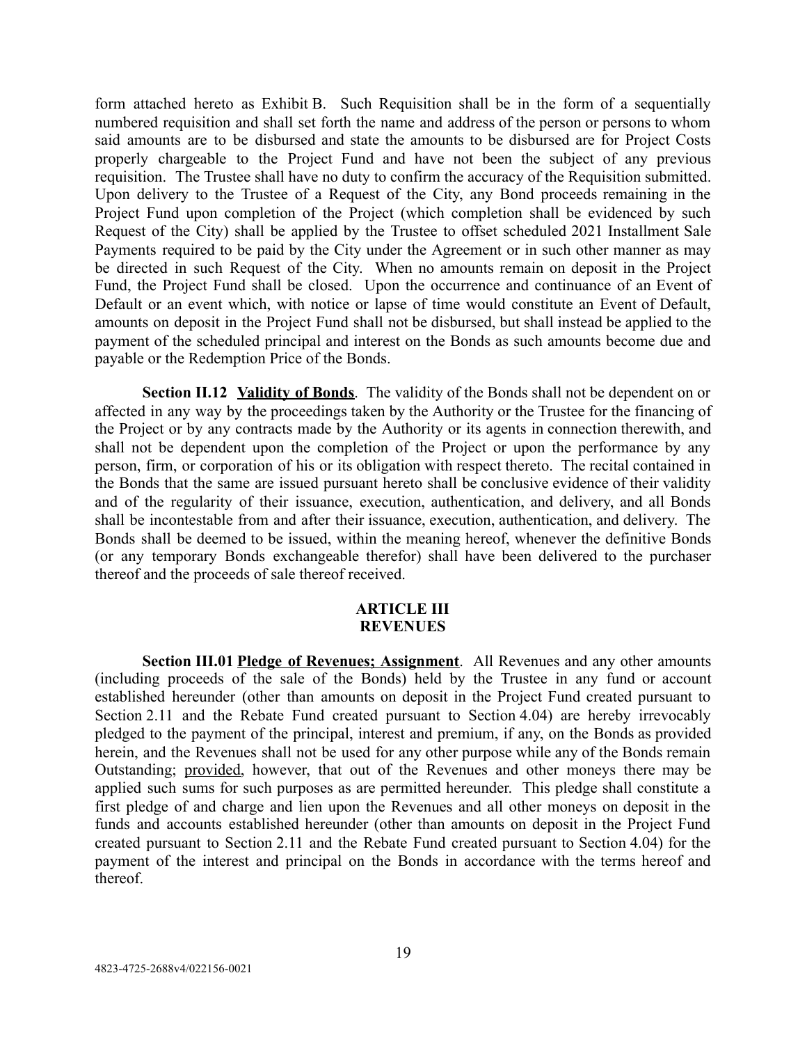form attached hereto as Exhibit B. Such Requisition shall be in the form of a sequentially numbered requisition and shall set forth the name and address of the person or persons to whom said amounts are to be disbursed and state the amounts to be disbursed are for Project Costs properly chargeable to the Project Fund and have not been the subject of any previous requisition. The Trustee shall have no duty to confirm the accuracy of the Requisition submitted. Upon delivery to the Trustee of a Request of the City, any Bond proceeds remaining in the Project Fund upon completion of the Project (which completion shall be evidenced by such Request of the City) shall be applied by the Trustee to offset scheduled 2021 Installment Sale Payments required to be paid by the City under the Agreement or in such other manner as may be directed in such Request of the City. When no amounts remain on deposit in the Project Fund, the Project Fund shall be closed. Upon the occurrence and continuance of an Event of Default or an event which, with notice or lapse of time would constitute an Event of Default, amounts on deposit in the Project Fund shall not be disbursed, but shall instead be applied to the payment of the scheduled principal and interest on the Bonds as such amounts become due and payable or the Redemption Price of the Bonds.

**Section II.12 Validity of Bonds**. The validity of the Bonds shall not be dependent on or affected in any way by the proceedings taken by the Authority or the Trustee for the financing of the Project or by any contracts made by the Authority or its agents in connection therewith, and shall not be dependent upon the completion of the Project or upon the performance by any person, firm, or corporation of his or its obligation with respect thereto. The recital contained in the Bonds that the same are issued pursuant hereto shall be conclusive evidence of their validity and of the regularity of their issuance, execution, authentication, and delivery, and all Bonds shall be incontestable from and after their issuance, execution, authentication, and delivery. The Bonds shall be deemed to be issued, within the meaning hereof, whenever the definitive Bonds (or any temporary Bonds exchangeable therefor) shall have been delivered to the purchaser thereof and the proceeds of sale thereof received.

## ARTICLE III
## REVENUES

**Section III.01 Pledge of Revenues; Assignment**. All Revenues and any other amounts (including proceeds of the sale of the Bonds) held by the Trustee in any fund or account established hereunder (other than amounts on deposit in the Project Fund created pursuant to Section 2.11 and the Rebate Fund created pursuant to Section 4.04) are hereby irrevocably pledged to the payment of the principal, interest and premium, if any, on the Bonds as provided herein, and the Revenues shall not be used for any other purpose while any of the Bonds remain Outstanding; provided, however, that out of the Revenues and other moneys there may be applied such sums for such purposes as are permitted hereunder. This pledge shall constitute a first pledge of and charge and lien upon the Revenues and all other moneys on deposit in the funds and accounts established hereunder (other than amounts on deposit in the Project Fund created pursuant to Section 2.11 and the Rebate Fund created pursuant to Section 4.04) for the payment of the interest and principal on the Bonds in accordance with the terms hereof and thereof.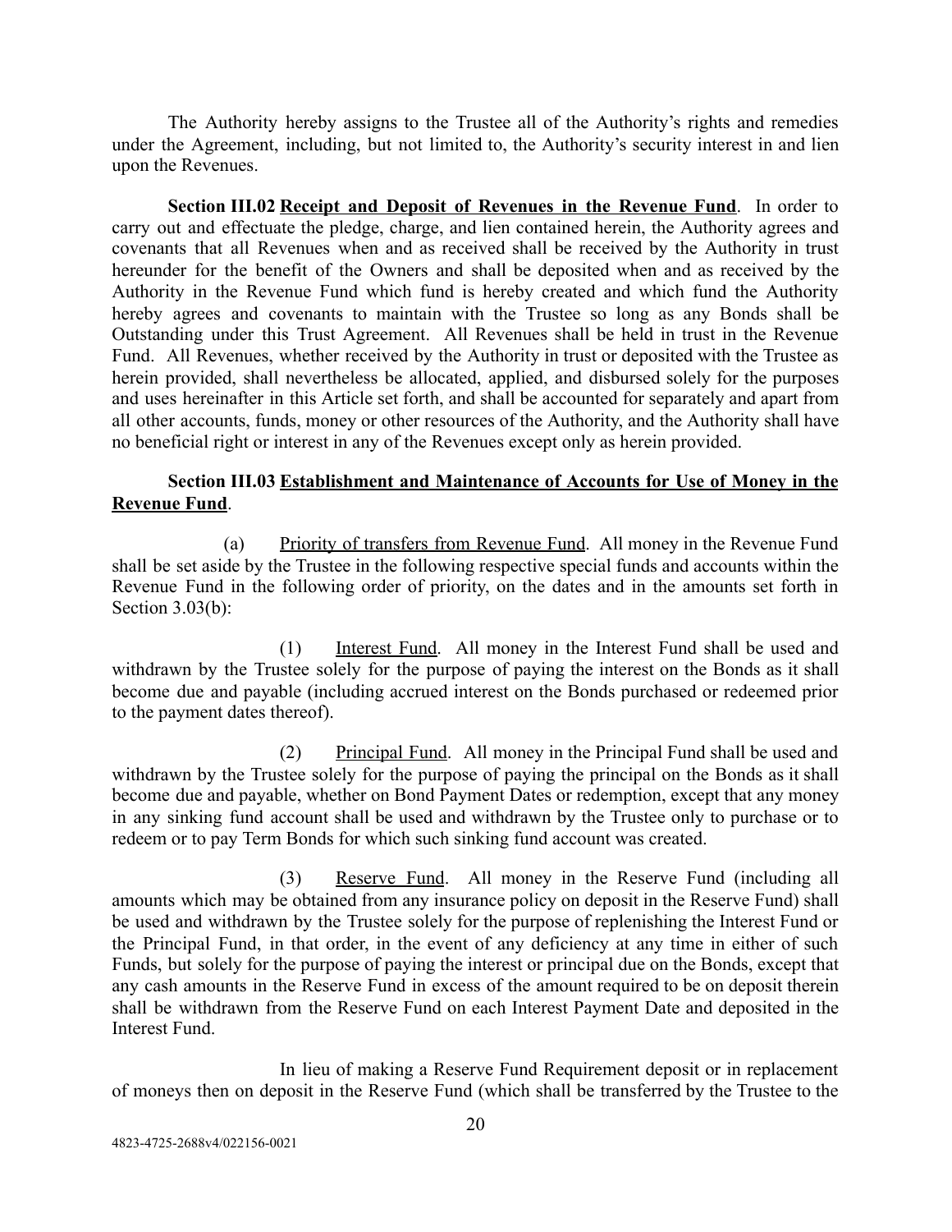The Authority hereby assigns to the Trustee all of the Authority's rights and remedies under the Agreement, including, but not limited to, the Authority's security interest in and lien upon the Revenues.

**Section III.02 Receipt and Deposit of Revenues in the Revenue Fund**. In order to carry out and effectuate the pledge, charge, and lien contained herein, the Authority agrees and covenants that all Revenues when and as received shall be received by the Authority in trust hereunder for the benefit of the Owners and shall be deposited when and as received by the Authority in the Revenue Fund which fund is hereby created and which fund the Authority hereby agrees and covenants to maintain with the Trustee so long as any Bonds shall be Outstanding under this Trust Agreement. All Revenues shall be held in trust in the Revenue Fund. All Revenues, whether received by the Authority in trust or deposited with the Trustee as herein provided, shall nevertheless be allocated, applied, and disbursed solely for the purposes and uses hereinafter in this Article set forth, and shall be accounted for separately and apart from all other accounts, funds, money or other resources of the Authority, and the Authority shall have no beneficial right or interest in any of the Revenues except only as herein provided.

**Section III.03 Establishment and Maintenance of Accounts for Use of Money in the Revenue Fund**.

(a) Priority of transfers from Revenue Fund. All money in the Revenue Fund shall be set aside by the Trustee in the following respective special funds and accounts within the Revenue Fund in the following order of priority, on the dates and in the amounts set forth in Section 3.03(b):

(1) Interest Fund. All money in the Interest Fund shall be used and withdrawn by the Trustee solely for the purpose of paying the interest on the Bonds as it shall become due and payable (including accrued interest on the Bonds purchased or redeemed prior to the payment dates thereof).

(2) Principal Fund. All money in the Principal Fund shall be used and withdrawn by the Trustee solely for the purpose of paying the principal on the Bonds as it shall become due and payable, whether on Bond Payment Dates or redemption, except that any money in any sinking fund account shall be used and withdrawn by the Trustee only to purchase or to redeem or to pay Term Bonds for which such sinking fund account was created.

(3) Reserve Fund. All money in the Reserve Fund (including all amounts which may be obtained from any insurance policy on deposit in the Reserve Fund) shall be used and withdrawn by the Trustee solely for the purpose of replenishing the Interest Fund or the Principal Fund, in that order, in the event of any deficiency at any time in either of such Funds, but solely for the purpose of paying the interest or principal due on the Bonds, except that any cash amounts in the Reserve Fund in excess of the amount required to be on deposit therein shall be withdrawn from the Reserve Fund on each Interest Payment Date and deposited in the Interest Fund.

In lieu of making a Reserve Fund Requirement deposit or in replacement of moneys then on deposit in the Reserve Fund (which shall be transferred by the Trustee to the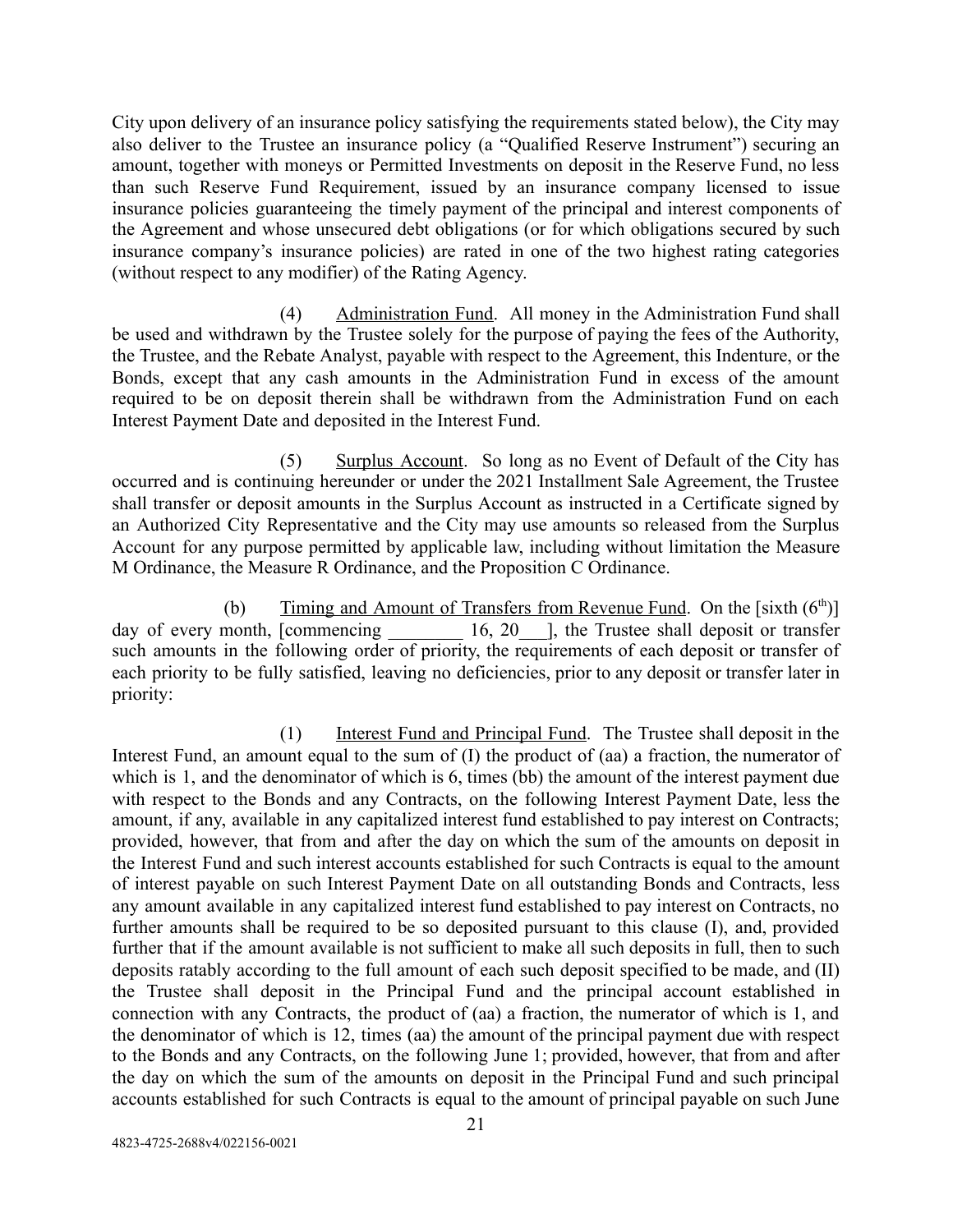City upon delivery of an insurance policy satisfying the requirements stated below), the City may also deliver to the Trustee an insurance policy (a "Qualified Reserve Instrument") securing an amount, together with moneys or Permitted Investments on deposit in the Reserve Fund, no less than such Reserve Fund Requirement, issued by an insurance company licensed to issue insurance policies guaranteeing the timely payment of the principal and interest components of the Agreement and whose unsecured debt obligations (or for which obligations secured by such insurance company's insurance policies) are rated in one of the two highest rating categories (without respect to any modifier) of the Rating Agency.

(4) Administration Fund. All money in the Administration Fund shall be used and withdrawn by the Trustee solely for the purpose of paying the fees of the Authority, the Trustee, and the Rebate Analyst, payable with respect to the Agreement, this Indenture, or the Bonds, except that any cash amounts in the Administration Fund in excess of the amount required to be on deposit therein shall be withdrawn from the Administration Fund on each Interest Payment Date and deposited in the Interest Fund.

(5) Surplus Account. So long as no Event of Default of the City has occurred and is continuing hereunder or under the 2021 Installment Sale Agreement, the Trustee shall transfer or deposit amounts in the Surplus Account as instructed in a Certificate signed by an Authorized City Representative and the City may use amounts so released from the Surplus Account for any purpose permitted by applicable law, including without limitation the Measure M Ordinance, the Measure R Ordinance, and the Proposition C Ordinance.

(b) Timing and Amount of Transfers from Revenue Fund. On the [sixth (6th)] day of every month, [commencing ________ 16, 20___], the Trustee shall deposit or transfer such amounts in the following order of priority, the requirements of each deposit or transfer of each priority to be fully satisfied, leaving no deficiencies, prior to any deposit or transfer later in priority:

(1) Interest Fund and Principal Fund. The Trustee shall deposit in the Interest Fund, an amount equal to the sum of (I) the product of (aa) a fraction, the numerator of which is 1, and the denominator of which is 6, times (bb) the amount of the interest payment due with respect to the Bonds and any Contracts, on the following Interest Payment Date, less the amount, if any, available in any capitalized interest fund established to pay interest on Contracts; provided, however, that from and after the day on which the sum of the amounts on deposit in the Interest Fund and such interest accounts established for such Contracts is equal to the amount of interest payable on such Interest Payment Date on all outstanding Bonds and Contracts, less any amount available in any capitalized interest fund established to pay interest on Contracts, no further amounts shall be required to be so deposited pursuant to this clause (I), and, provided further that if the amount available is not sufficient to make all such deposits in full, then to such deposits ratably according to the full amount of each such deposit specified to be made, and (II) the Trustee shall deposit in the Principal Fund and the principal account established in connection with any Contracts, the product of (aa) a fraction, the numerator of which is 1, and the denominator of which is 12, times (aa) the amount of the principal payment due with respect to the Bonds and any Contracts, on the following June 1; provided, however, that from and after the day on which the sum of the amounts on deposit in the Principal Fund and such principal accounts established for such Contracts is equal to the amount of principal payable on such June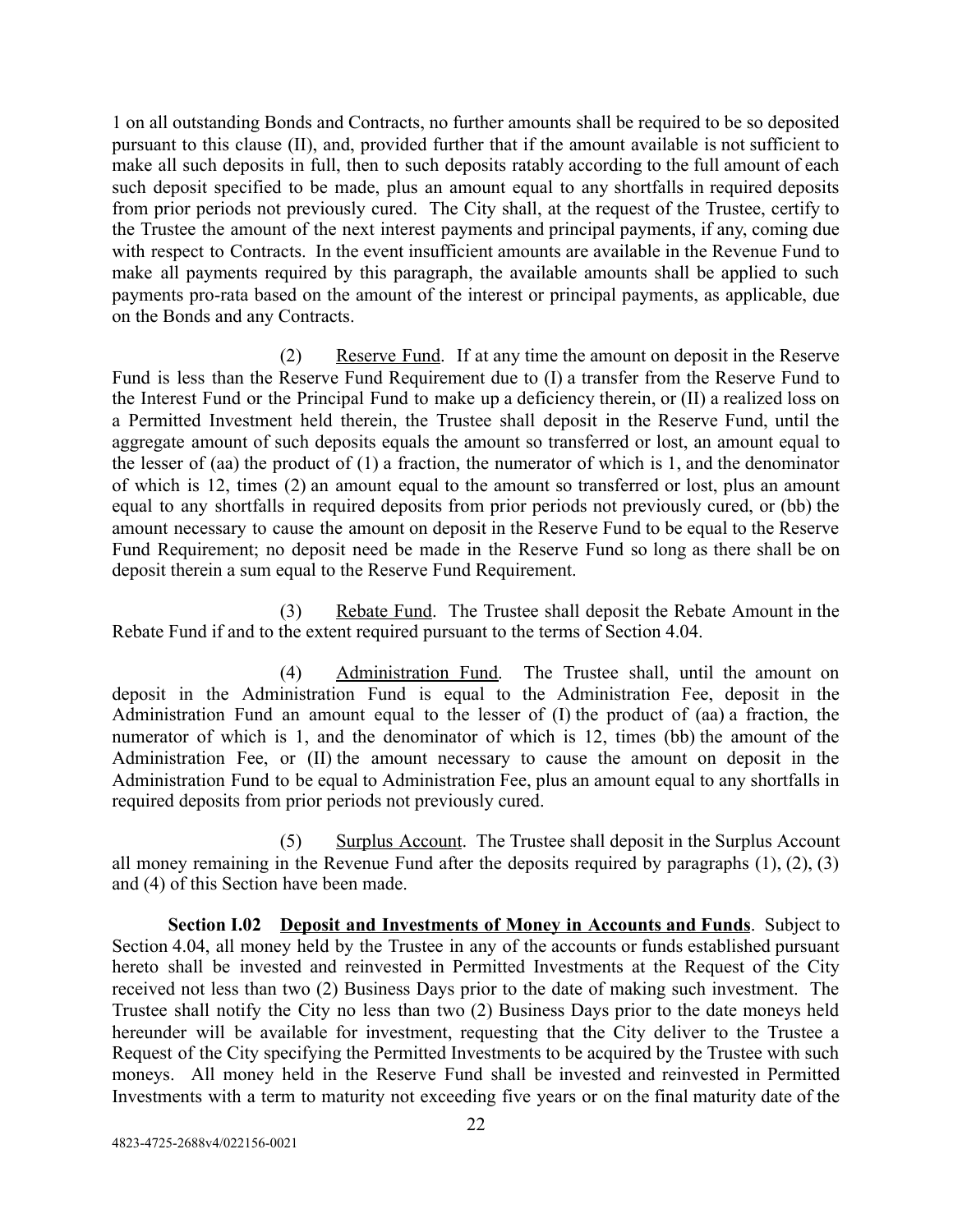1 on all outstanding Bonds and Contracts, no further amounts shall be required to be so deposited pursuant to this clause (II), and, provided further that if the amount available is not sufficient to make all such deposits in full, then to such deposits ratably according to the full amount of each such deposit specified to be made, plus an amount equal to any shortfalls in required deposits from prior periods not previously cured. The City shall, at the request of the Trustee, certify to the Trustee the amount of the next interest payments and principal payments, if any, coming due with respect to Contracts. In the event insufficient amounts are available in the Revenue Fund to make all payments required by this paragraph, the available amounts shall be applied to such payments pro-rata based on the amount of the interest or principal payments, as applicable, due on the Bonds and any Contracts.

(2) Reserve Fund. If at any time the amount on deposit in the Reserve Fund is less than the Reserve Fund Requirement due to (I) a transfer from the Reserve Fund to the Interest Fund or the Principal Fund to make up a deficiency therein, or (II) a realized loss on a Permitted Investment held therein, the Trustee shall deposit in the Reserve Fund, until the aggregate amount of such deposits equals the amount so transferred or lost, an amount equal to the lesser of (aa) the product of (1) a fraction, the numerator of which is 1, and the denominator of which is 12, times (2) an amount equal to the amount so transferred or lost, plus an amount equal to any shortfalls in required deposits from prior periods not previously cured, or (bb) the amount necessary to cause the amount on deposit in the Reserve Fund to be equal to the Reserve Fund Requirement; no deposit need be made in the Reserve Fund so long as there shall be on deposit therein a sum equal to the Reserve Fund Requirement.

(3) Rebate Fund. The Trustee shall deposit the Rebate Amount in the Rebate Fund if and to the extent required pursuant to the terms of Section 4.04.

(4) Administration Fund. The Trustee shall, until the amount on deposit in the Administration Fund is equal to the Administration Fee, deposit in the Administration Fund an amount equal to the lesser of (I) the product of (aa) a fraction, the numerator of which is 1, and the denominator of which is 12, times (bb) the amount of the Administration Fee, or (II) the amount necessary to cause the amount on deposit in the Administration Fund to be equal to Administration Fee, plus an amount equal to any shortfalls in required deposits from prior periods not previously cured.

(5) Surplus Account. The Trustee shall deposit in the Surplus Account all money remaining in the Revenue Fund after the deposits required by paragraphs (1), (2), (3) and (4) of this Section have been made.

**Section I.02 Deposit and Investments of Money in Accounts and Funds**. Subject to Section 4.04, all money held by the Trustee in any of the accounts or funds established pursuant hereto shall be invested and reinvested in Permitted Investments at the Request of the City received not less than two (2) Business Days prior to the date of making such investment. The Trustee shall notify the City no less than two (2) Business Days prior to the date moneys held hereunder will be available for investment, requesting that the City deliver to the Trustee a Request of the City specifying the Permitted Investments to be acquired by the Trustee with such moneys. All money held in the Reserve Fund shall be invested and reinvested in Permitted Investments with a term to maturity not exceeding five years or on the final maturity date of the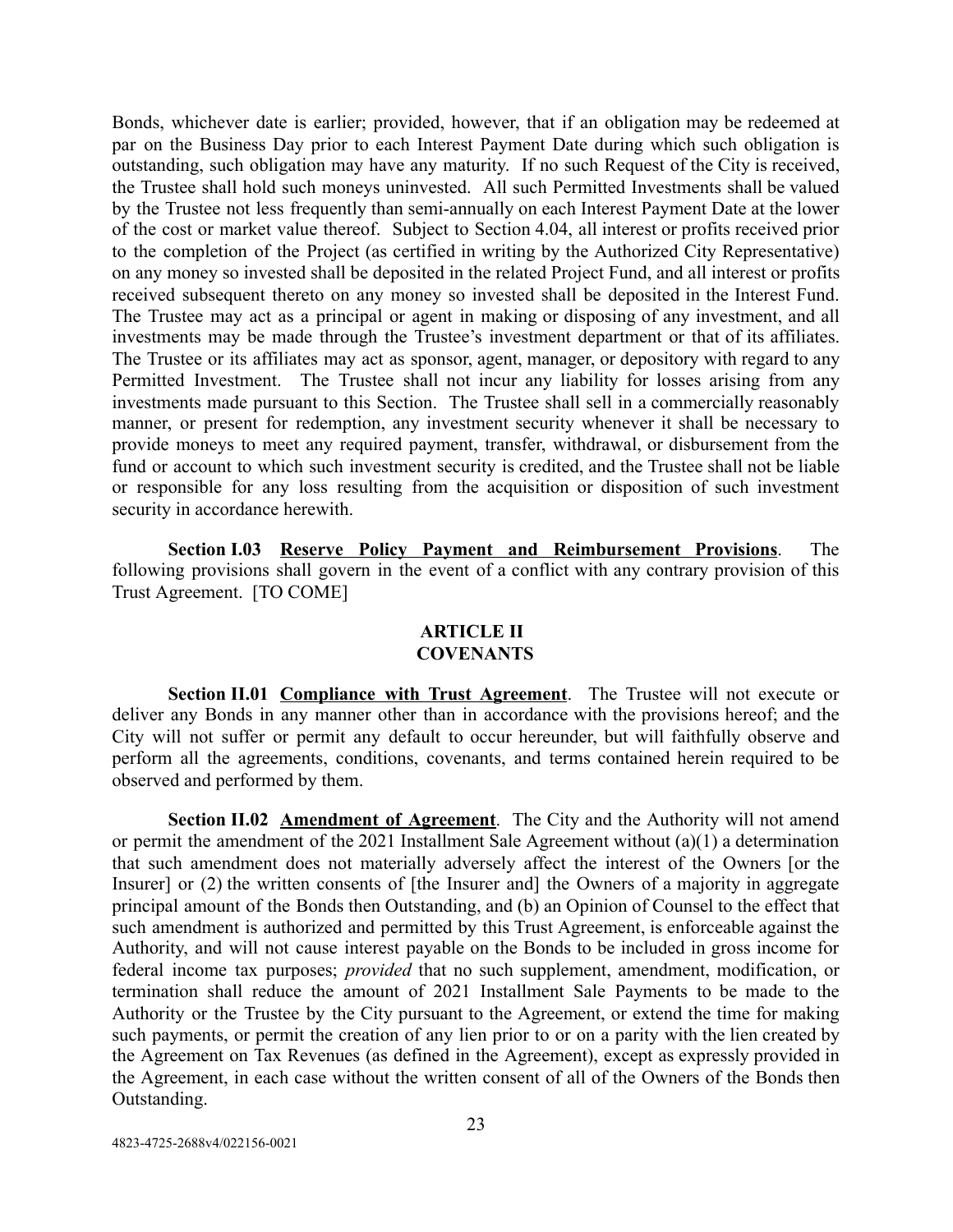Bonds, whichever date is earlier; provided, however, that if an obligation may be redeemed at par on the Business Day prior to each Interest Payment Date during which such obligation is outstanding, such obligation may have any maturity. If no such Request of the City is received, the Trustee shall hold such moneys uninvested. All such Permitted Investments shall be valued by the Trustee not less frequently than semi-annually on each Interest Payment Date at the lower of the cost or market value thereof. Subject to Section 4.04, all interest or profits received prior to the completion of the Project (as certified in writing by the Authorized City Representative) on any money so invested shall be deposited in the related Project Fund, and all interest or profits received subsequent thereto on any money so invested shall be deposited in the Interest Fund. The Trustee may act as a principal or agent in making or disposing of any investment, and all investments may be made through the Trustee's investment department or that of its affiliates. The Trustee or its affiliates may act as sponsor, agent, manager, or depository with regard to any Permitted Investment. The Trustee shall not incur any liability for losses arising from any investments made pursuant to this Section. The Trustee shall sell in a commercially reasonably manner, or present for redemption, any investment security whenever it shall be necessary to provide moneys to meet any required payment, transfer, withdrawal, or disbursement from the fund or account to which such investment security is credited, and the Trustee shall not be liable or responsible for any loss resulting from the acquisition or disposition of such investment security in accordance herewith.

**Section I.03 Reserve Policy Payment and Reimbursement Provisions**. The following provisions shall govern in the event of a conflict with any contrary provision of this Trust Agreement. [TO COME]

## ARTICLE II
## COVENANTS

**Section II.01 Compliance with Trust Agreement**. The Trustee will not execute or deliver any Bonds in any manner other than in accordance with the provisions hereof; and the City will not suffer or permit any default to occur hereunder, but will faithfully observe and perform all the agreements, conditions, covenants, and terms contained herein required to be observed and performed by them.

**Section II.02 Amendment of Agreement**. The City and the Authority will not amend or permit the amendment of the 2021 Installment Sale Agreement without (a)(1) a determination that such amendment does not materially adversely affect the interest of the Owners [or the Insurer] or (2) the written consents of [the Insurer and] the Owners of a majority in aggregate principal amount of the Bonds then Outstanding, and (b) an Opinion of Counsel to the effect that such amendment is authorized and permitted by this Trust Agreement, is enforceable against the Authority, and will not cause interest payable on the Bonds to be included in gross income for federal income tax purposes; *provided* that no such supplement, amendment, modification, or termination shall reduce the amount of 2021 Installment Sale Payments to be made to the Authority or the Trustee by the City pursuant to the Agreement, or extend the time for making such payments, or permit the creation of any lien prior to or on a parity with the lien created by the Agreement on Tax Revenues (as defined in the Agreement), except as expressly provided in the Agreement, in each case without the written consent of all of the Owners of the Bonds then Outstanding.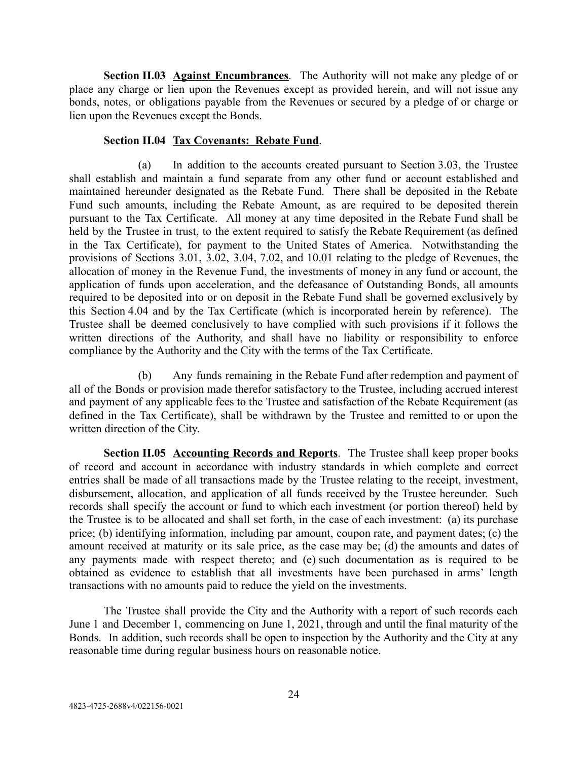**Section II.03 Against Encumbrances**. The Authority will not make any pledge of or place any charge or lien upon the Revenues except as provided herein, and will not issue any bonds, notes, or obligations payable from the Revenues or secured by a pledge of or charge or lien upon the Revenues except the Bonds.

**Section II.04 Tax Covenants: Rebate Fund**.

(a) In addition to the accounts created pursuant to Section 3.03, the Trustee shall establish and maintain a fund separate from any other fund or account established and maintained hereunder designated as the Rebate Fund. There shall be deposited in the Rebate Fund such amounts, including the Rebate Amount, as are required to be deposited therein pursuant to the Tax Certificate. All money at any time deposited in the Rebate Fund shall be held by the Trustee in trust, to the extent required to satisfy the Rebate Requirement (as defined in the Tax Certificate), for payment to the United States of America. Notwithstanding the provisions of Sections 3.01, 3.02, 3.04, 7.02, and 10.01 relating to the pledge of Revenues, the allocation of money in the Revenue Fund, the investments of money in any fund or account, the application of funds upon acceleration, and the defeasance of Outstanding Bonds, all amounts required to be deposited into or on deposit in the Rebate Fund shall be governed exclusively by this Section 4.04 and by the Tax Certificate (which is incorporated herein by reference). The Trustee shall be deemed conclusively to have complied with such provisions if it follows the written directions of the Authority, and shall have no liability or responsibility to enforce compliance by the Authority and the City with the terms of the Tax Certificate.

(b) Any funds remaining in the Rebate Fund after redemption and payment of all of the Bonds or provision made therefor satisfactory to the Trustee, including accrued interest and payment of any applicable fees to the Trustee and satisfaction of the Rebate Requirement (as defined in the Tax Certificate), shall be withdrawn by the Trustee and remitted to or upon the written direction of the City.

**Section II.05 Accounting Records and Reports**. The Trustee shall keep proper books of record and account in accordance with industry standards in which complete and correct entries shall be made of all transactions made by the Trustee relating to the receipt, investment, disbursement, allocation, and application of all funds received by the Trustee hereunder. Such records shall specify the account or fund to which each investment (or portion thereof) held by the Trustee is to be allocated and shall set forth, in the case of each investment: (a) its purchase price; (b) identifying information, including par amount, coupon rate, and payment dates; (c) the amount received at maturity or its sale price, as the case may be; (d) the amounts and dates of any payments made with respect thereto; and (e) such documentation as is required to be obtained as evidence to establish that all investments have been purchased in arms' length transactions with no amounts paid to reduce the yield on the investments.

The Trustee shall provide the City and the Authority with a report of such records each June 1 and December 1, commencing on June 1, 2021, through and until the final maturity of the Bonds. In addition, such records shall be open to inspection by the Authority and the City at any reasonable time during regular business hours on reasonable notice.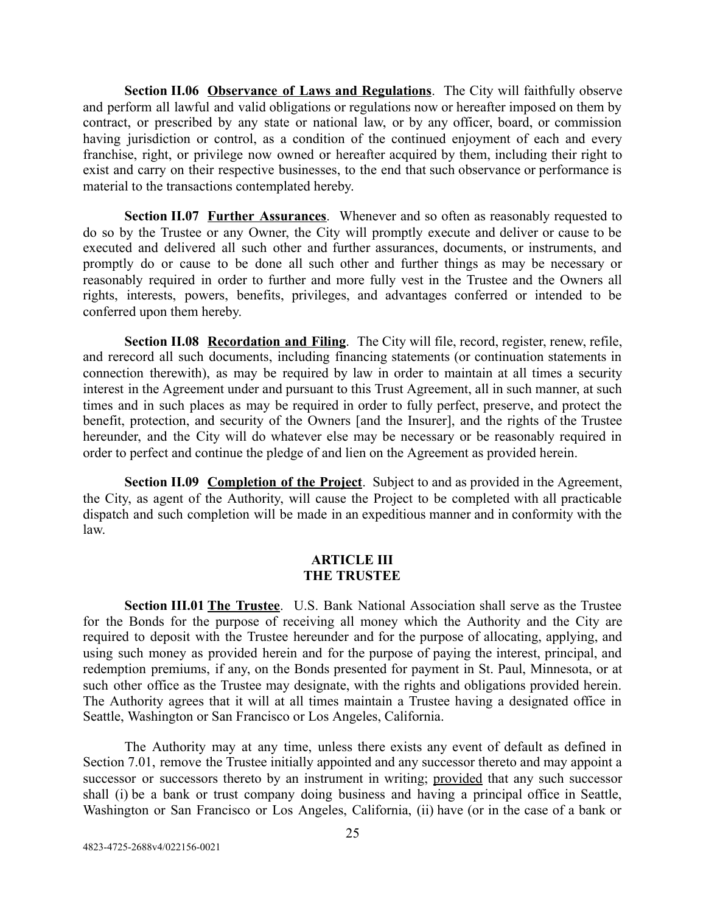**Section II.06 Observance of Laws and Regulations**. The City will faithfully observe and perform all lawful and valid obligations or regulations now or hereafter imposed on them by contract, or prescribed by any state or national law, or by any officer, board, or commission having jurisdiction or control, as a condition of the continued enjoyment of each and every franchise, right, or privilege now owned or hereafter acquired by them, including their right to exist and carry on their respective businesses, to the end that such observance or performance is material to the transactions contemplated hereby.

**Section II.07 Further Assurances**. Whenever and so often as reasonably requested to do so by the Trustee or any Owner, the City will promptly execute and deliver or cause to be executed and delivered all such other and further assurances, documents, or instruments, and promptly do or cause to be done all such other and further things as may be necessary or reasonably required in order to further and more fully vest in the Trustee and the Owners all rights, interests, powers, benefits, privileges, and advantages conferred or intended to be conferred upon them hereby.

**Section II.08 Recordation and Filing**. The City will file, record, register, renew, refile, and rerecord all such documents, including financing statements (or continuation statements in connection therewith), as may be required by law in order to maintain at all times a security interest in the Agreement under and pursuant to this Trust Agreement, all in such manner, at such times and in such places as may be required in order to fully perfect, preserve, and protect the benefit, protection, and security of the Owners [and the Insurer], and the rights of the Trustee hereunder, and the City will do whatever else may be necessary or be reasonably required in order to perfect and continue the pledge of and lien on the Agreement as provided herein.

**Section II.09 Completion of the Project**. Subject to and as provided in the Agreement, the City, as agent of the Authority, will cause the Project to be completed with all practicable dispatch and such completion will be made in an expeditious manner and in conformity with the law.

## ARTICLE III
## THE TRUSTEE

**Section III.01 The Trustee**. U.S. Bank National Association shall serve as the Trustee for the Bonds for the purpose of receiving all money which the Authority and the City are required to deposit with the Trustee hereunder and for the purpose of allocating, applying, and using such money as provided herein and for the purpose of paying the interest, principal, and redemption premiums, if any, on the Bonds presented for payment in St. Paul, Minnesota, or at such other office as the Trustee may designate, with the rights and obligations provided herein. The Authority agrees that it will at all times maintain a Trustee having a designated office in Seattle, Washington or San Francisco or Los Angeles, California.

The Authority may at any time, unless there exists any event of default as defined in Section 7.01, remove the Trustee initially appointed and any successor thereto and may appoint a successor or successors thereto by an instrument in writing; provided that any such successor shall (i) be a bank or trust company doing business and having a principal office in Seattle, Washington or San Francisco or Los Angeles, California, (ii) have (or in the case of a bank or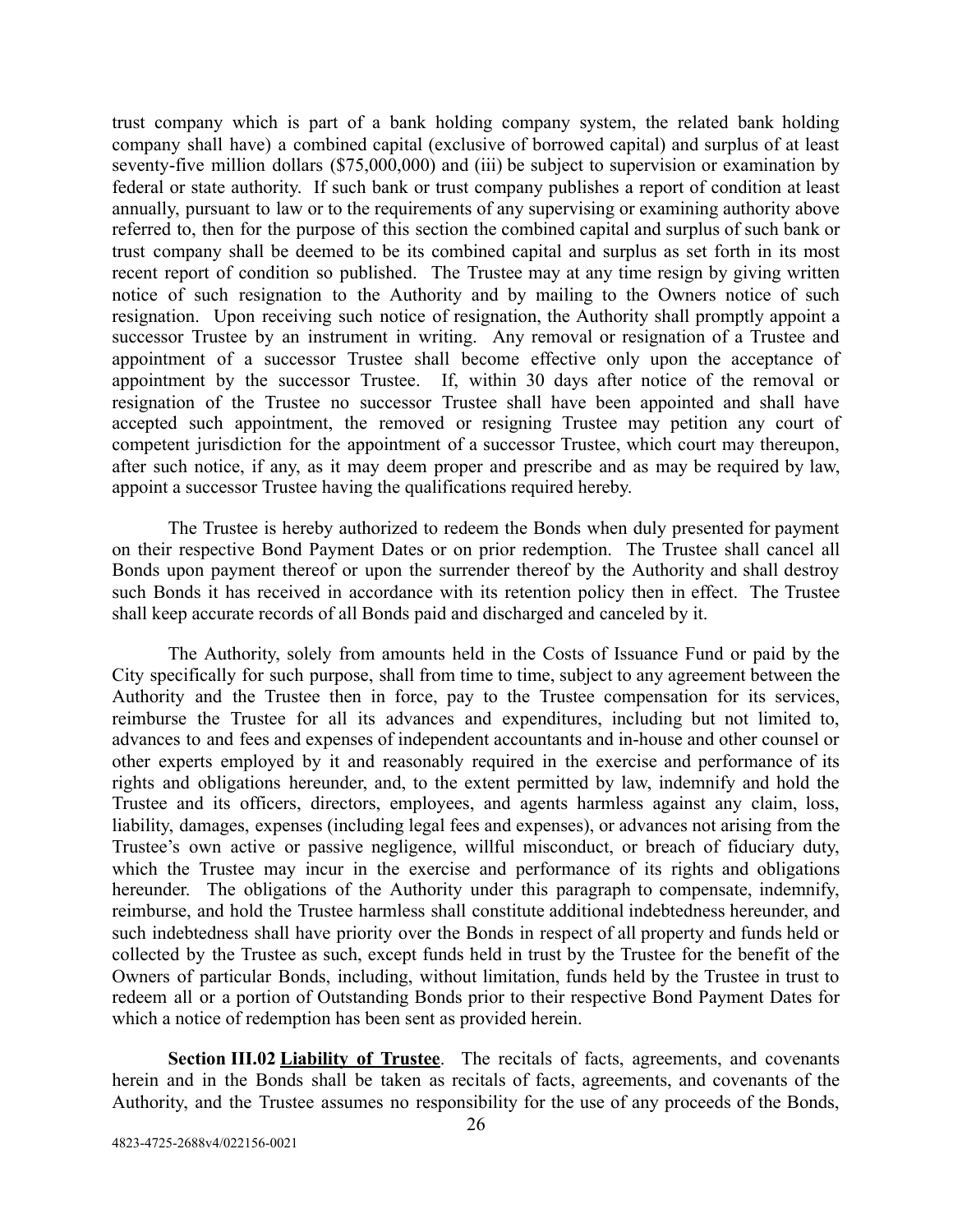trust company which is part of a bank holding company system, the related bank holding company shall have) a combined capital (exclusive of borrowed capital) and surplus of at least seventy-five million dollars ($75,000,000) and (iii) be subject to supervision or examination by federal or state authority. If such bank or trust company publishes a report of condition at least annually, pursuant to law or to the requirements of any supervising or examining authority above referred to, then for the purpose of this section the combined capital and surplus of such bank or trust company shall be deemed to be its combined capital and surplus as set forth in its most recent report of condition so published. The Trustee may at any time resign by giving written notice of such resignation to the Authority and by mailing to the Owners notice of such resignation. Upon receiving such notice of resignation, the Authority shall promptly appoint a successor Trustee by an instrument in writing. Any removal or resignation of a Trustee and appointment of a successor Trustee shall become effective only upon the acceptance of appointment by the successor Trustee. If, within 30 days after notice of the removal or resignation of the Trustee no successor Trustee shall have been appointed and shall have accepted such appointment, the removed or resigning Trustee may petition any court of competent jurisdiction for the appointment of a successor Trustee, which court may thereupon, after such notice, if any, as it may deem proper and prescribe and as may be required by law, appoint a successor Trustee having the qualifications required hereby.

The Trustee is hereby authorized to redeem the Bonds when duly presented for payment on their respective Bond Payment Dates or on prior redemption. The Trustee shall cancel all Bonds upon payment thereof or upon the surrender thereof by the Authority and shall destroy such Bonds it has received in accordance with its retention policy then in effect. The Trustee shall keep accurate records of all Bonds paid and discharged and canceled by it.

The Authority, solely from amounts held in the Costs of Issuance Fund or paid by the City specifically for such purpose, shall from time to time, subject to any agreement between the Authority and the Trustee then in force, pay to the Trustee compensation for its services, reimburse the Trustee for all its advances and expenditures, including but not limited to, advances to and fees and expenses of independent accountants and in-house and other counsel or other experts employed by it and reasonably required in the exercise and performance of its rights and obligations hereunder, and, to the extent permitted by law, indemnify and hold the Trustee and its officers, directors, employees, and agents harmless against any claim, loss, liability, damages, expenses (including legal fees and expenses), or advances not arising from the Trustee's own active or passive negligence, willful misconduct, or breach of fiduciary duty, which the Trustee may incur in the exercise and performance of its rights and obligations hereunder. The obligations of the Authority under this paragraph to compensate, indemnify, reimburse, and hold the Trustee harmless shall constitute additional indebtedness hereunder, and such indebtedness shall have priority over the Bonds in respect of all property and funds held or collected by the Trustee as such, except funds held in trust by the Trustee for the benefit of the Owners of particular Bonds, including, without limitation, funds held by the Trustee in trust to redeem all or a portion of Outstanding Bonds prior to their respective Bond Payment Dates for which a notice of redemption has been sent as provided herein.

**Section III.02 Liability of Trustee**. The recitals of facts, agreements, and covenants herein and in the Bonds shall be taken as recitals of facts, agreements, and covenants of the Authority, and the Trustee assumes no responsibility for the use of any proceeds of the Bonds,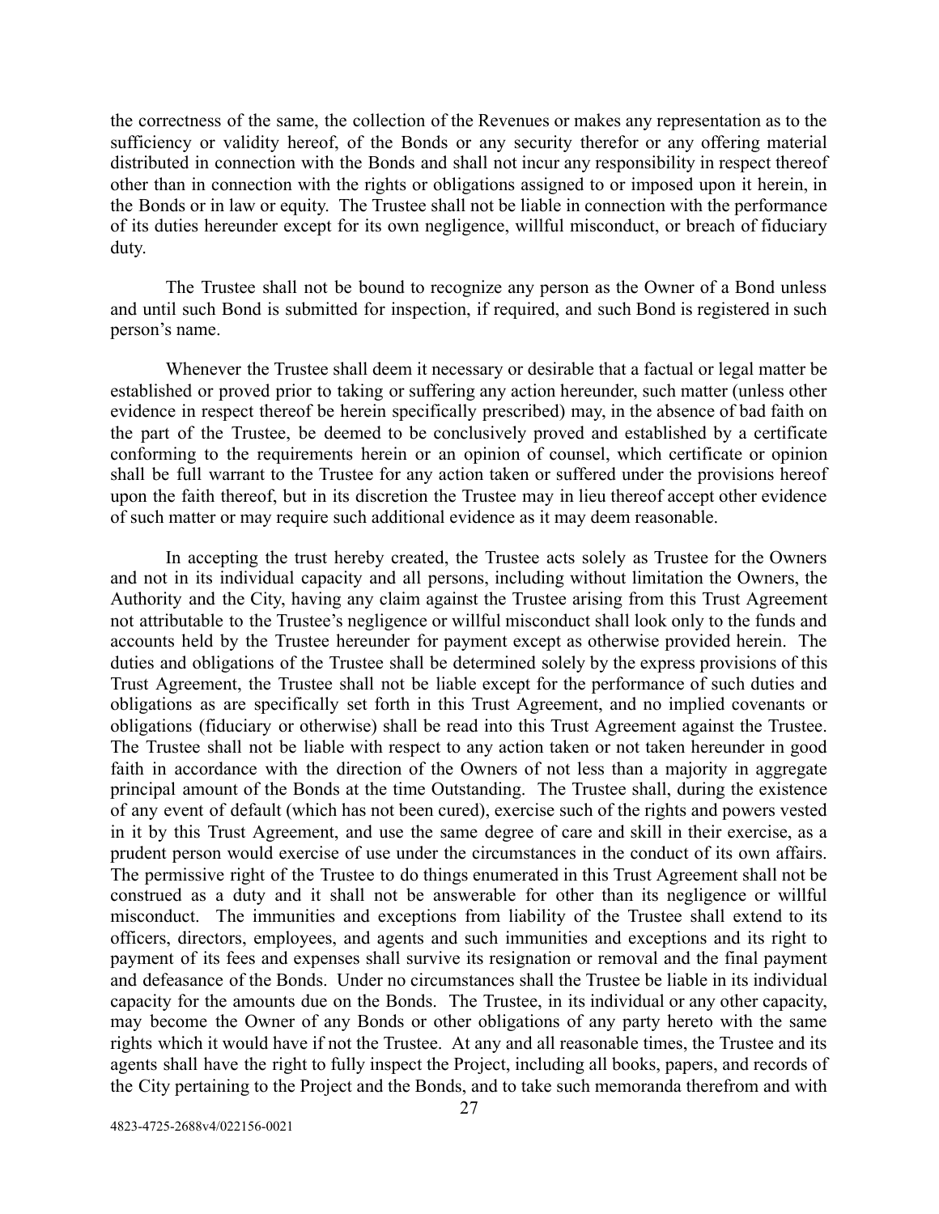the correctness of the same, the collection of the Revenues or makes any representation as to the sufficiency or validity hereof, of the Bonds or any security therefor or any offering material distributed in connection with the Bonds and shall not incur any responsibility in respect thereof other than in connection with the rights or obligations assigned to or imposed upon it herein, in the Bonds or in law or equity. The Trustee shall not be liable in connection with the performance of its duties hereunder except for its own negligence, willful misconduct, or breach of fiduciary duty.

The Trustee shall not be bound to recognize any person as the Owner of a Bond unless and until such Bond is submitted for inspection, if required, and such Bond is registered in such person's name.

Whenever the Trustee shall deem it necessary or desirable that a factual or legal matter be established or proved prior to taking or suffering any action hereunder, such matter (unless other evidence in respect thereof be herein specifically prescribed) may, in the absence of bad faith on the part of the Trustee, be deemed to be conclusively proved and established by a certificate conforming to the requirements herein or an opinion of counsel, which certificate or opinion shall be full warrant to the Trustee for any action taken or suffered under the provisions hereof upon the faith thereof, but in its discretion the Trustee may in lieu thereof accept other evidence of such matter or may require such additional evidence as it may deem reasonable.

In accepting the trust hereby created, the Trustee acts solely as Trustee for the Owners and not in its individual capacity and all persons, including without limitation the Owners, the Authority and the City, having any claim against the Trustee arising from this Trust Agreement not attributable to the Trustee's negligence or willful misconduct shall look only to the funds and accounts held by the Trustee hereunder for payment except as otherwise provided herein. The duties and obligations of the Trustee shall be determined solely by the express provisions of this Trust Agreement, the Trustee shall not be liable except for the performance of such duties and obligations as are specifically set forth in this Trust Agreement, and no implied covenants or obligations (fiduciary or otherwise) shall be read into this Trust Agreement against the Trustee. The Trustee shall not be liable with respect to any action taken or not taken hereunder in good faith in accordance with the direction of the Owners of not less than a majority in aggregate principal amount of the Bonds at the time Outstanding. The Trustee shall, during the existence of any event of default (which has not been cured), exercise such of the rights and powers vested in it by this Trust Agreement, and use the same degree of care and skill in their exercise, as a prudent person would exercise of use under the circumstances in the conduct of its own affairs. The permissive right of the Trustee to do things enumerated in this Trust Agreement shall not be construed as a duty and it shall not be answerable for other than its negligence or willful misconduct. The immunities and exceptions from liability of the Trustee shall extend to its officers, directors, employees, and agents and such immunities and exceptions and its right to payment of its fees and expenses shall survive its resignation or removal and the final payment and defeasance of the Bonds. Under no circumstances shall the Trustee be liable in its individual capacity for the amounts due on the Bonds. The Trustee, in its individual or any other capacity, may become the Owner of any Bonds or other obligations of any party hereto with the same rights which it would have if not the Trustee. At any and all reasonable times, the Trustee and its agents shall have the right to fully inspect the Project, including all books, papers, and records of the City pertaining to the Project and the Bonds, and to take such memoranda therefrom and with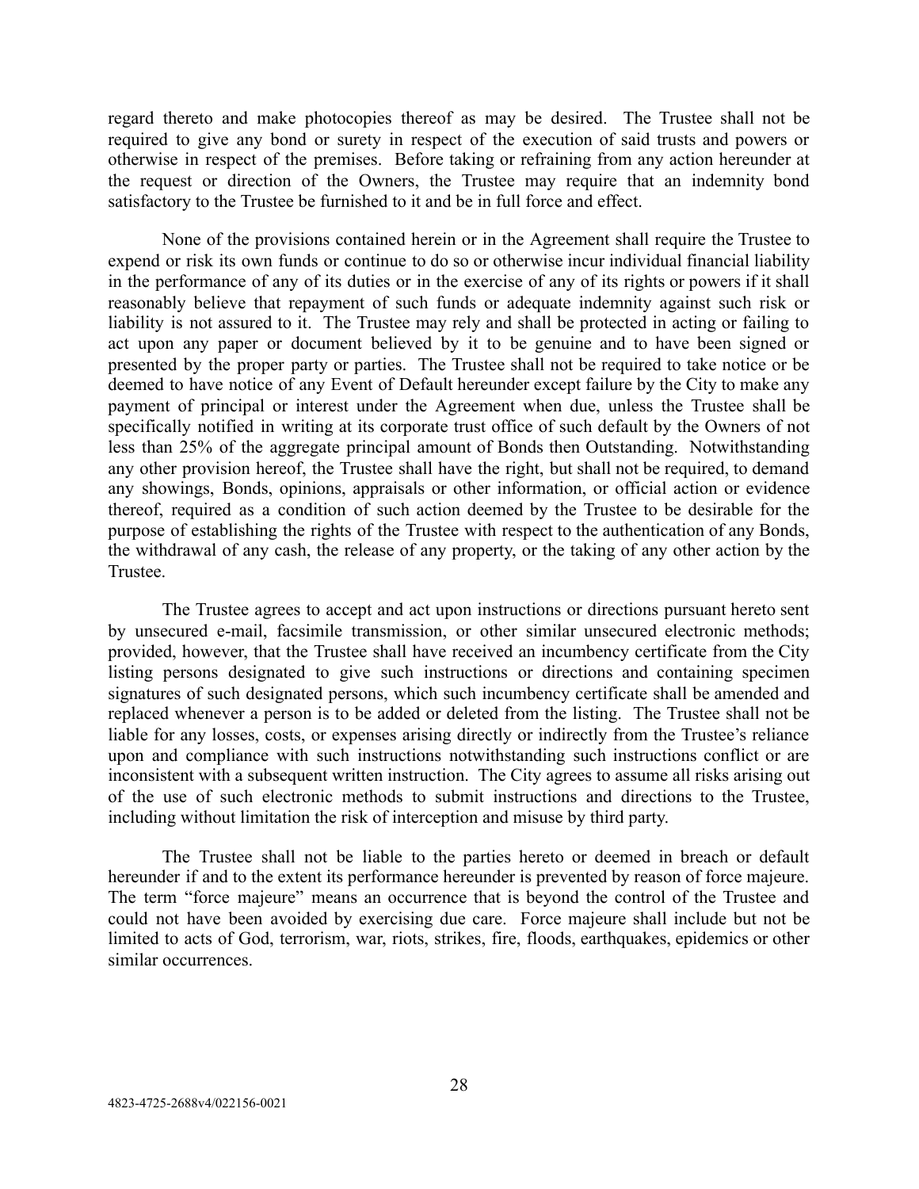regard thereto and make photocopies thereof as may be desired. The Trustee shall not be required to give any bond or surety in respect of the execution of said trusts and powers or otherwise in respect of the premises. Before taking or refraining from any action hereunder at the request or direction of the Owners, the Trustee may require that an indemnity bond satisfactory to the Trustee be furnished to it and be in full force and effect.

None of the provisions contained herein or in the Agreement shall require the Trustee to expend or risk its own funds or continue to do so or otherwise incur individual financial liability in the performance of any of its duties or in the exercise of any of its rights or powers if it shall reasonably believe that repayment of such funds or adequate indemnity against such risk or liability is not assured to it. The Trustee may rely and shall be protected in acting or failing to act upon any paper or document believed by it to be genuine and to have been signed or presented by the proper party or parties. The Trustee shall not be required to take notice or be deemed to have notice of any Event of Default hereunder except failure by the City to make any payment of principal or interest under the Agreement when due, unless the Trustee shall be specifically notified in writing at its corporate trust office of such default by the Owners of not less than 25% of the aggregate principal amount of Bonds then Outstanding. Notwithstanding any other provision hereof, the Trustee shall have the right, but shall not be required, to demand any showings, Bonds, opinions, appraisals or other information, or official action or evidence thereof, required as a condition of such action deemed by the Trustee to be desirable for the purpose of establishing the rights of the Trustee with respect to the authentication of any Bonds, the withdrawal of any cash, the release of any property, or the taking of any other action by the Trustee.

The Trustee agrees to accept and act upon instructions or directions pursuant hereto sent by unsecured e-mail, facsimile transmission, or other similar unsecured electronic methods; provided, however, that the Trustee shall have received an incumbency certificate from the City listing persons designated to give such instructions or directions and containing specimen signatures of such designated persons, which such incumbency certificate shall be amended and replaced whenever a person is to be added or deleted from the listing. The Trustee shall not be liable for any losses, costs, or expenses arising directly or indirectly from the Trustee's reliance upon and compliance with such instructions notwithstanding such instructions conflict or are inconsistent with a subsequent written instruction. The City agrees to assume all risks arising out of the use of such electronic methods to submit instructions and directions to the Trustee, including without limitation the risk of interception and misuse by third party.

The Trustee shall not be liable to the parties hereto or deemed in breach or default hereunder if and to the extent its performance hereunder is prevented by reason of force majeure. The term "force majeure" means an occurrence that is beyond the control of the Trustee and could not have been avoided by exercising due care. Force majeure shall include but not be limited to acts of God, terrorism, war, riots, strikes, fire, floods, earthquakes, epidemics or other similar occurrences.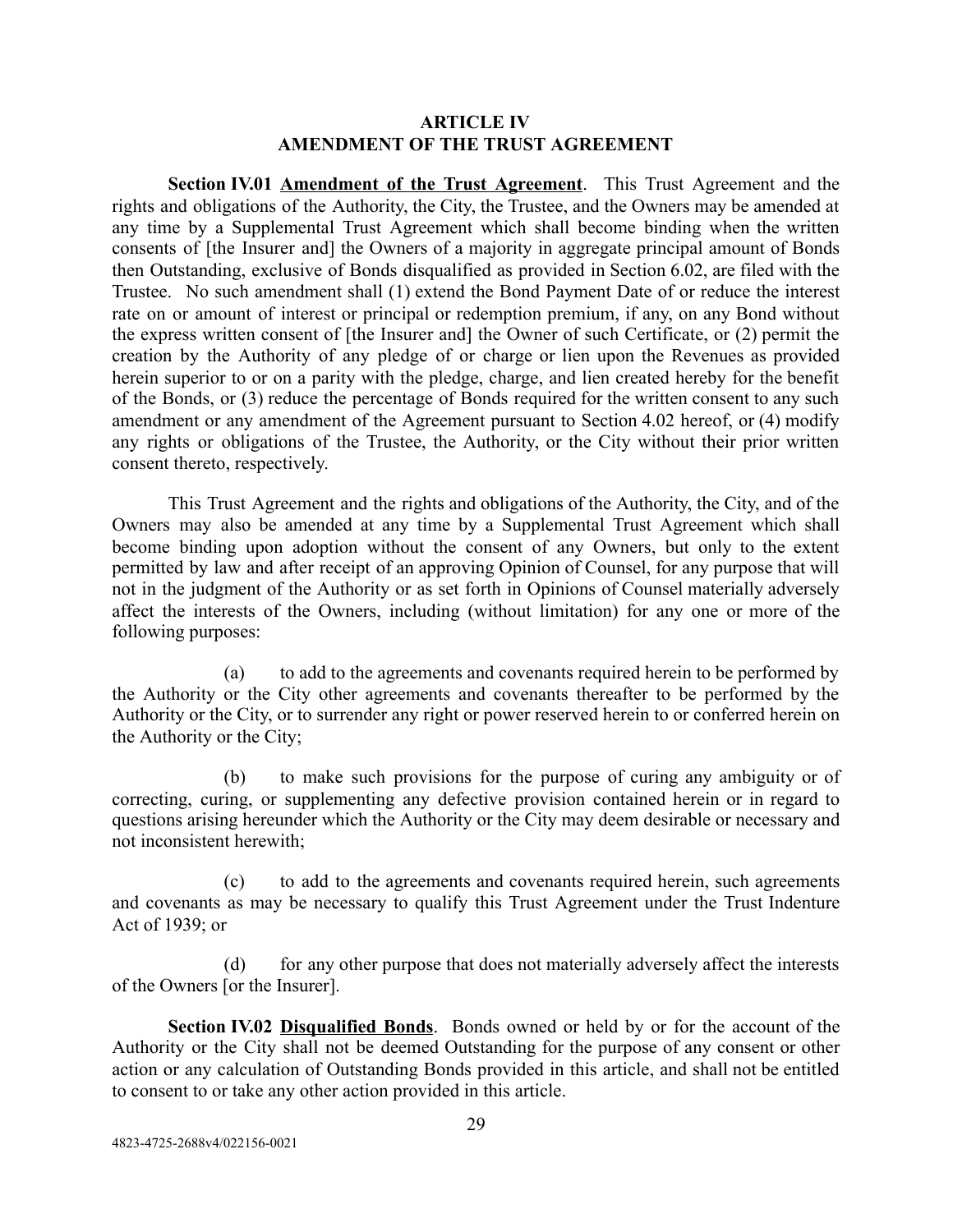## ARTICLE IV
## AMENDMENT OF THE TRUST AGREEMENT

**Section IV.01 Amendment of the Trust Agreement**. This Trust Agreement and the rights and obligations of the Authority, the City, the Trustee, and the Owners may be amended at any time by a Supplemental Trust Agreement which shall become binding when the written consents of [the Insurer and] the Owners of a majority in aggregate principal amount of Bonds then Outstanding, exclusive of Bonds disqualified as provided in Section 6.02, are filed with the Trustee. No such amendment shall (1) extend the Bond Payment Date of or reduce the interest rate on or amount of interest or principal or redemption premium, if any, on any Bond without the express written consent of [the Insurer and] the Owner of such Certificate, or (2) permit the creation by the Authority of any pledge of or charge or lien upon the Revenues as provided herein superior to or on a parity with the pledge, charge, and lien created hereby for the benefit of the Bonds, or (3) reduce the percentage of Bonds required for the written consent to any such amendment or any amendment of the Agreement pursuant to Section 4.02 hereof, or (4) modify any rights or obligations of the Trustee, the Authority, or the City without their prior written consent thereto, respectively.

This Trust Agreement and the rights and obligations of the Authority, the City, and of the Owners may also be amended at any time by a Supplemental Trust Agreement which shall become binding upon adoption without the consent of any Owners, but only to the extent permitted by law and after receipt of an approving Opinion of Counsel, for any purpose that will not in the judgment of the Authority or as set forth in Opinions of Counsel materially adversely affect the interests of the Owners, including (without limitation) for any one or more of the following purposes:

(a) to add to the agreements and covenants required herein to be performed by the Authority or the City other agreements and covenants thereafter to be performed by the Authority or the City, or to surrender any right or power reserved herein to or conferred herein on the Authority or the City;

(b) to make such provisions for the purpose of curing any ambiguity or of correcting, curing, or supplementing any defective provision contained herein or in regard to questions arising hereunder which the Authority or the City may deem desirable or necessary and not inconsistent herewith;

(c) to add to the agreements and covenants required herein, such agreements and covenants as may be necessary to qualify this Trust Agreement under the Trust Indenture Act of 1939; or

(d) for any other purpose that does not materially adversely affect the interests of the Owners [or the Insurer].

**Section IV.02 Disqualified Bonds**. Bonds owned or held by or for the account of the Authority or the City shall not be deemed Outstanding for the purpose of any consent or other action or any calculation of Outstanding Bonds provided in this article, and shall not be entitled to consent to or take any other action provided in this article.

4823-4725-2688v4/022156-0021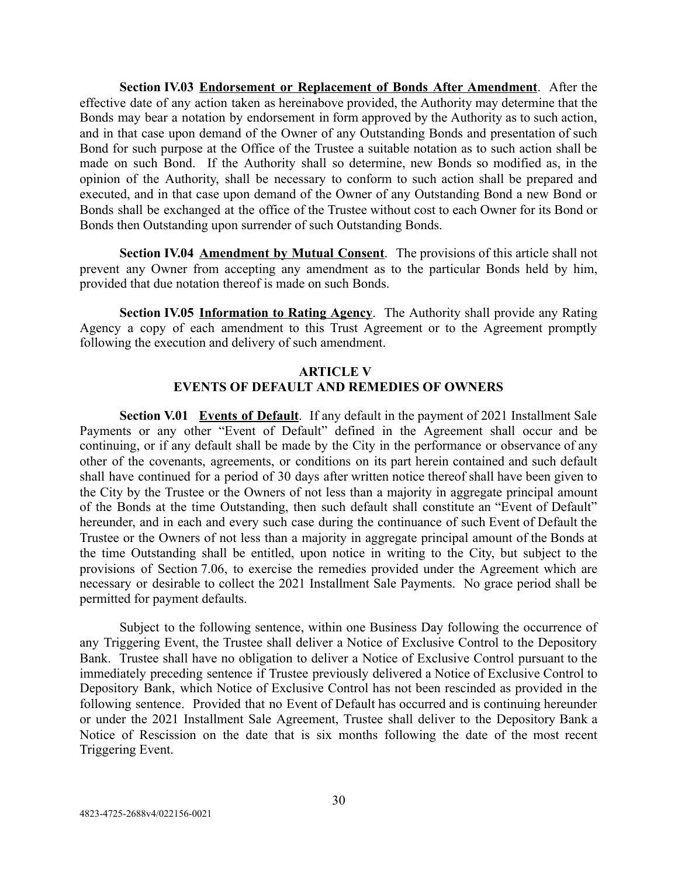**Section IV.03 Endorsement or Replacement of Bonds After Amendment**. After the effective date of any action taken as hereinabove provided, the Authority may determine that the Bonds may bear a notation by endorsement in form approved by the Authority as to such action, and in that case upon demand of the Owner of any Outstanding Bonds and presentation of such Bond for such purpose at the Office of the Trustee a suitable notation as to such action shall be made on such Bond. If the Authority shall so determine, new Bonds so modified as, in the opinion of the Authority, shall be necessary to conform to such action shall be prepared and executed, and in that case upon demand of the Owner of any Outstanding Bond a new Bond or Bonds shall be exchanged at the office of the Trustee without cost to each Owner for its Bond or Bonds then Outstanding upon surrender of such Outstanding Bonds.

**Section IV.04 Amendment by Mutual Consent**. The provisions of this article shall not prevent any Owner from accepting any amendment as to the particular Bonds held by him, provided that due notation thereof is made on such Bonds.

**Section IV.05 Information to Rating Agency**. The Authority shall provide any Rating Agency a copy of each amendment to this Trust Agreement or to the Agreement promptly following the execution and delivery of such amendment.

## ARTICLE V
## EVENTS OF DEFAULT AND REMEDIES OF OWNERS

**Section V.01 Events of Default**. If any default in the payment of 2021 Installment Sale Payments or any other "Event of Default" defined in the Agreement shall occur and be continuing, or if any default shall be made by the City in the performance or observance of any other of the covenants, agreements, or conditions on its part herein contained and such default shall have continued for a period of 30 days after written notice thereof shall have been given to the City by the Trustee or the Owners of not less than a majority in aggregate principal amount of the Bonds at the time Outstanding, then such default shall constitute an "Event of Default" hereunder, and in each and every such case during the continuance of such Event of Default the Trustee or the Owners of not less than a majority in aggregate principal amount of the Bonds at the time Outstanding shall be entitled, upon notice in writing to the City, but subject to the provisions of Section 7.06, to exercise the remedies provided under the Agreement which are necessary or desirable to collect the 2021 Installment Sale Payments. No grace period shall be permitted for payment defaults.

Subject to the following sentence, within one Business Day following the occurrence of any Triggering Event, the Trustee shall deliver a Notice of Exclusive Control to the Depository Bank. Trustee shall have no obligation to deliver a Notice of Exclusive Control pursuant to the immediately preceding sentence if Trustee previously delivered a Notice of Exclusive Control to Depository Bank, which Notice of Exclusive Control has not been rescinded as provided in the following sentence. Provided that no Event of Default has occurred and is continuing hereunder or under the 2021 Installment Sale Agreement, Trustee shall deliver to the Depository Bank a Notice of Rescission on the date that is six months following the date of the most recent Triggering Event.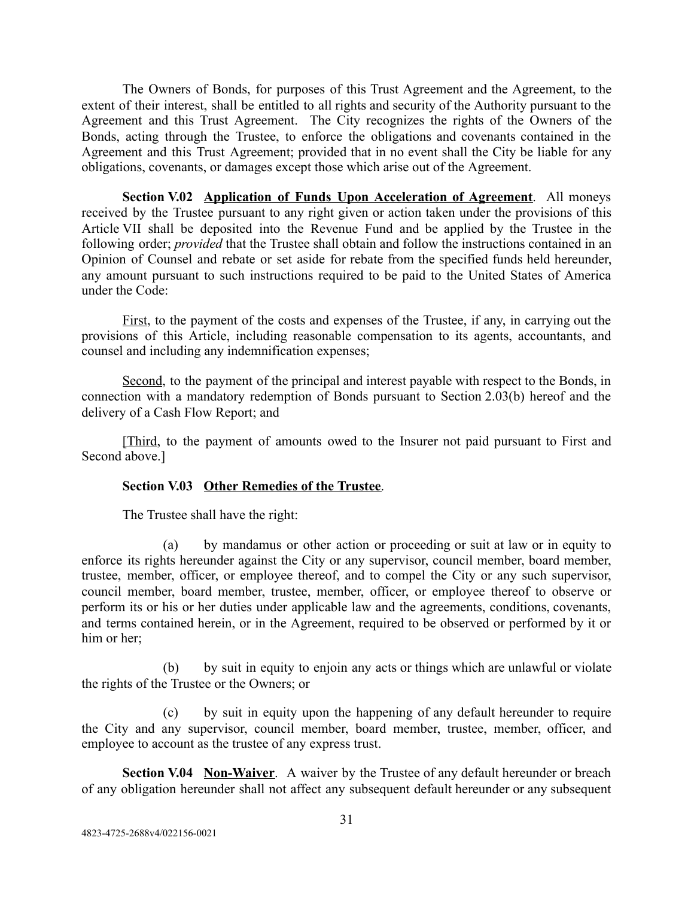The Owners of Bonds, for purposes of this Trust Agreement and the Agreement, to the extent of their interest, shall be entitled to all rights and security of the Authority pursuant to the Agreement and this Trust Agreement. The City recognizes the rights of the Owners of the Bonds, acting through the Trustee, to enforce the obligations and covenants contained in the Agreement and this Trust Agreement; provided that in no event shall the City be liable for any obligations, covenants, or damages except those which arise out of the Agreement.

**Section V.02 Application of Funds Upon Acceleration of Agreement**. All moneys received by the Trustee pursuant to any right given or action taken under the provisions of this Article VII shall be deposited into the Revenue Fund and be applied by the Trustee in the following order; *provided* that the Trustee shall obtain and follow the instructions contained in an Opinion of Counsel and rebate or set aside for rebate from the specified funds held hereunder, any amount pursuant to such instructions required to be paid to the United States of America under the Code:

First, to the payment of the costs and expenses of the Trustee, if any, in carrying out the provisions of this Article, including reasonable compensation to its agents, accountants, and counsel and including any indemnification expenses;

Second, to the payment of the principal and interest payable with respect to the Bonds, in connection with a mandatory redemption of Bonds pursuant to Section 2.03(b) hereof and the delivery of a Cash Flow Report; and

[Third, to the payment of amounts owed to the Insurer not paid pursuant to First and Second above.]

**Section V.03 Other Remedies of the Trustee**.

The Trustee shall have the right:

(a) by mandamus or other action or proceeding or suit at law or in equity to enforce its rights hereunder against the City or any supervisor, council member, board member, trustee, member, officer, or employee thereof, and to compel the City or any such supervisor, council member, board member, trustee, member, officer, or employee thereof to observe or perform its or his or her duties under applicable law and the agreements, conditions, covenants, and terms contained herein, or in the Agreement, required to be observed or performed by it or him or her;

(b) by suit in equity to enjoin any acts or things which are unlawful or violate the rights of the Trustee or the Owners; or

(c) by suit in equity upon the happening of any default hereunder to require the City and any supervisor, council member, board member, trustee, member, officer, and employee to account as the trustee of any express trust.

**Section V.04 Non-Waiver**. A waiver by the Trustee of any default hereunder or breach of any obligation hereunder shall not affect any subsequent default hereunder or any subsequent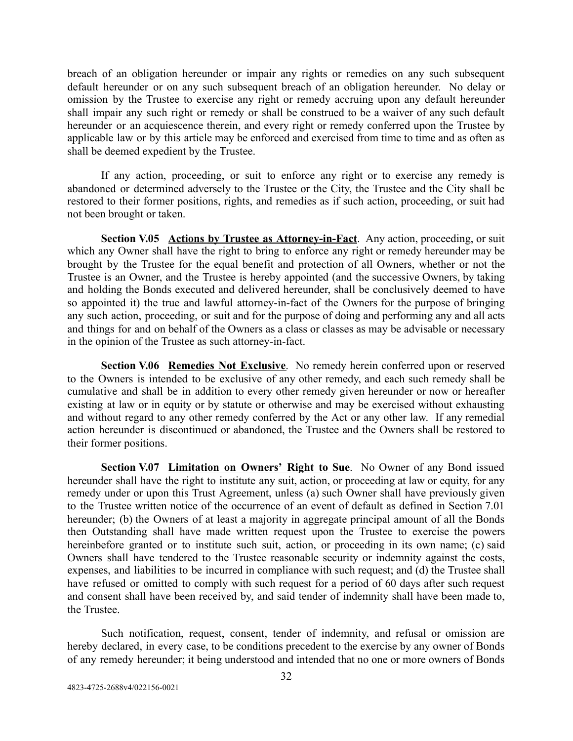breach of an obligation hereunder or impair any rights or remedies on any such subsequent default hereunder or on any such subsequent breach of an obligation hereunder. No delay or omission by the Trustee to exercise any right or remedy accruing upon any default hereunder shall impair any such right or remedy or shall be construed to be a waiver of any such default hereunder or an acquiescence therein, and every right or remedy conferred upon the Trustee by applicable law or by this article may be enforced and exercised from time to time and as often as shall be deemed expedient by the Trustee.

If any action, proceeding, or suit to enforce any right or to exercise any remedy is abandoned or determined adversely to the Trustee or the City, the Trustee and the City shall be restored to their former positions, rights, and remedies as if such action, proceeding, or suit had not been brought or taken.

**Section V.05 Actions by Trustee as Attorney-in-Fact**. Any action, proceeding, or suit which any Owner shall have the right to bring to enforce any right or remedy hereunder may be brought by the Trustee for the equal benefit and protection of all Owners, whether or not the Trustee is an Owner, and the Trustee is hereby appointed (and the successive Owners, by taking and holding the Bonds executed and delivered hereunder, shall be conclusively deemed to have so appointed it) the true and lawful attorney-in-fact of the Owners for the purpose of bringing any such action, proceeding, or suit and for the purpose of doing and performing any and all acts and things for and on behalf of the Owners as a class or classes as may be advisable or necessary in the opinion of the Trustee as such attorney-in-fact.

**Section V.06 Remedies Not Exclusive**. No remedy herein conferred upon or reserved to the Owners is intended to be exclusive of any other remedy, and each such remedy shall be cumulative and shall be in addition to every other remedy given hereunder or now or hereafter existing at law or in equity or by statute or otherwise and may be exercised without exhausting and without regard to any other remedy conferred by the Act or any other law. If any remedial action hereunder is discontinued or abandoned, the Trustee and the Owners shall be restored to their former positions.

**Section V.07 Limitation on Owners' Right to Sue**. No Owner of any Bond issued hereunder shall have the right to institute any suit, action, or proceeding at law or equity, for any remedy under or upon this Trust Agreement, unless (a) such Owner shall have previously given to the Trustee written notice of the occurrence of an event of default as defined in Section 7.01 hereunder; (b) the Owners of at least a majority in aggregate principal amount of all the Bonds then Outstanding shall have made written request upon the Trustee to exercise the powers hereinbefore granted or to institute such suit, action, or proceeding in its own name; (c) said Owners shall have tendered to the Trustee reasonable security or indemnity against the costs, expenses, and liabilities to be incurred in compliance with such request; and (d) the Trustee shall have refused or omitted to comply with such request for a period of 60 days after such request and consent shall have been received by, and said tender of indemnity shall have been made to, the Trustee.

Such notification, request, consent, tender of indemnity, and refusal or omission are hereby declared, in every case, to be conditions precedent to the exercise by any owner of Bonds of any remedy hereunder; it being understood and intended that no one or more owners of Bonds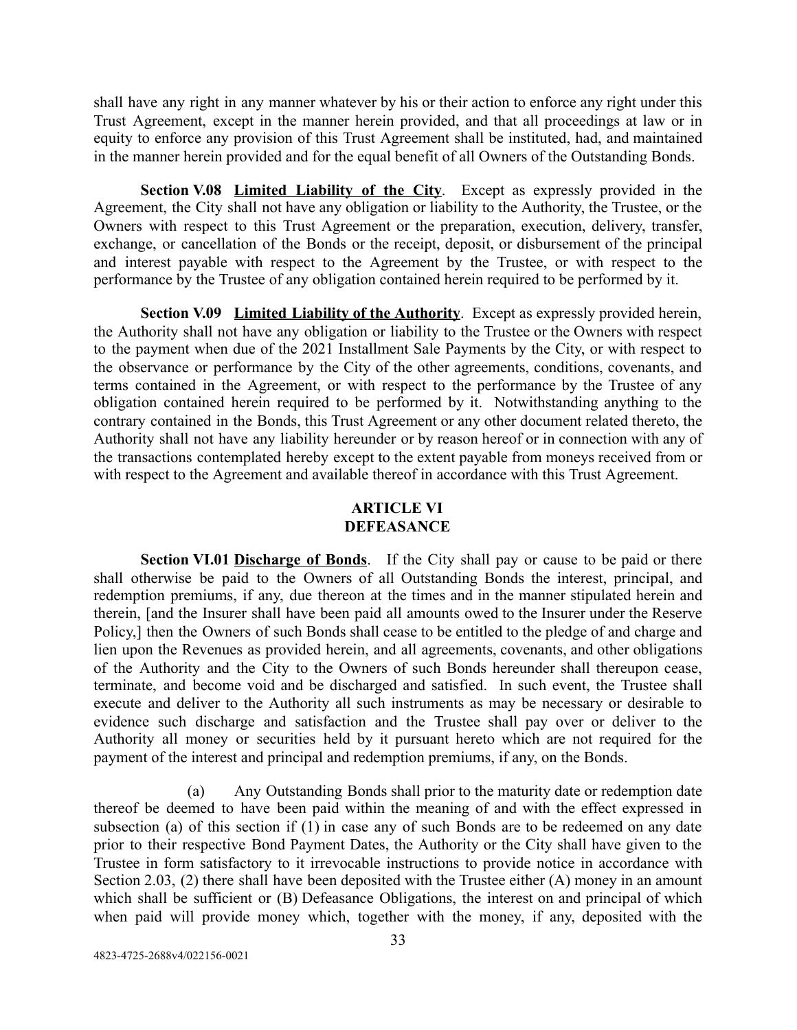shall have any right in any manner whatever by his or their action to enforce any right under this Trust Agreement, except in the manner herein provided, and that all proceedings at law or in equity to enforce any provision of this Trust Agreement shall be instituted, had, and maintained in the manner herein provided and for the equal benefit of all Owners of the Outstanding Bonds.

**Section V.08 Limited Liability of the City**. Except as expressly provided in the Agreement, the City shall not have any obligation or liability to the Authority, the Trustee, or the Owners with respect to this Trust Agreement or the preparation, execution, delivery, transfer, exchange, or cancellation of the Bonds or the receipt, deposit, or disbursement of the principal and interest payable with respect to the Agreement by the Trustee, or with respect to the performance by the Trustee of any obligation contained herein required to be performed by it.

**Section V.09 Limited Liability of the Authority**. Except as expressly provided herein, the Authority shall not have any obligation or liability to the Trustee or the Owners with respect to the payment when due of the 2021 Installment Sale Payments by the City, or with respect to the observance or performance by the City of the other agreements, conditions, covenants, and terms contained in the Agreement, or with respect to the performance by the Trustee of any obligation contained herein required to be performed by it. Notwithstanding anything to the contrary contained in the Bonds, this Trust Agreement or any other document related thereto, the Authority shall not have any liability hereunder or by reason hereof or in connection with any of the transactions contemplated hereby except to the extent payable from moneys received from or with respect to the Agreement and available thereof in accordance with this Trust Agreement.

## ARTICLE VI
## DEFEASANCE

**Section VI.01 Discharge of Bonds**. If the City shall pay or cause to be paid or there shall otherwise be paid to the Owners of all Outstanding Bonds the interest, principal, and redemption premiums, if any, due thereon at the times and in the manner stipulated herein and therein, [and the Insurer shall have been paid all amounts owed to the Insurer under the Reserve Policy,] then the Owners of such Bonds shall cease to be entitled to the pledge of and charge and lien upon the Revenues as provided herein, and all agreements, covenants, and other obligations of the Authority and the City to the Owners of such Bonds hereunder shall thereupon cease, terminate, and become void and be discharged and satisfied. In such event, the Trustee shall execute and deliver to the Authority all such instruments as may be necessary or desirable to evidence such discharge and satisfaction and the Trustee shall pay over or deliver to the Authority all money or securities held by it pursuant hereto which are not required for the payment of the interest and principal and redemption premiums, if any, on the Bonds.

(a) Any Outstanding Bonds shall prior to the maturity date or redemption date thereof be deemed to have been paid within the meaning of and with the effect expressed in subsection (a) of this section if (1) in case any of such Bonds are to be redeemed on any date prior to their respective Bond Payment Dates, the Authority or the City shall have given to the Trustee in form satisfactory to it irrevocable instructions to provide notice in accordance with Section 2.03, (2) there shall have been deposited with the Trustee either (A) money in an amount which shall be sufficient or (B) Defeasance Obligations, the interest on and principal of which when paid will provide money which, together with the money, if any, deposited with the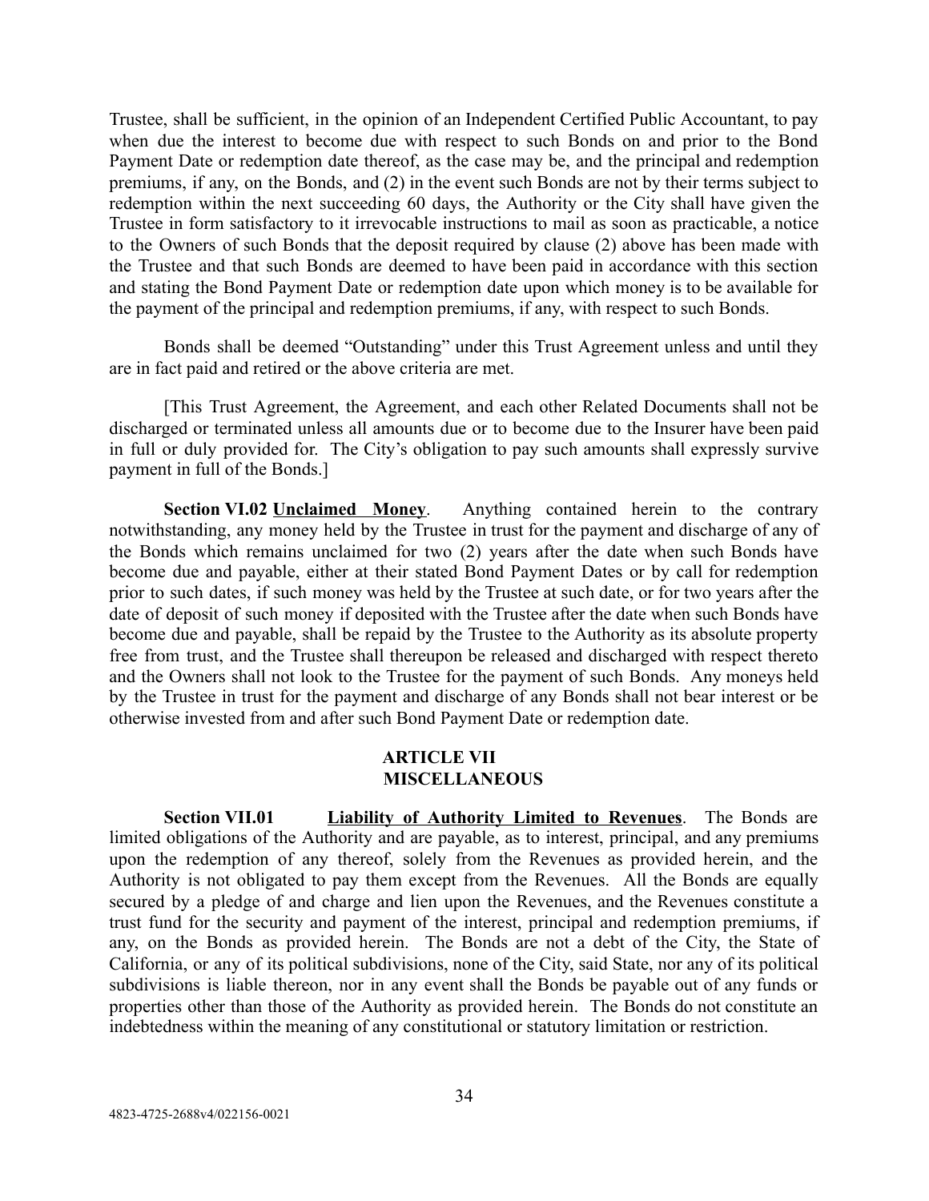Trustee, shall be sufficient, in the opinion of an Independent Certified Public Accountant, to pay when due the interest to become due with respect to such Bonds on and prior to the Bond Payment Date or redemption date thereof, as the case may be, and the principal and redemption premiums, if any, on the Bonds, and (2) in the event such Bonds are not by their terms subject to redemption within the next succeeding 60 days, the Authority or the City shall have given the Trustee in form satisfactory to it irrevocable instructions to mail as soon as practicable, a notice to the Owners of such Bonds that the deposit required by clause (2) above has been made with the Trustee and that such Bonds are deemed to have been paid in accordance with this section and stating the Bond Payment Date or redemption date upon which money is to be available for the payment of the principal and redemption premiums, if any, with respect to such Bonds.

Bonds shall be deemed "Outstanding" under this Trust Agreement unless and until they are in fact paid and retired or the above criteria are met.

[This Trust Agreement, the Agreement, and each other Related Documents shall not be discharged or terminated unless all amounts due or to become due to the Insurer have been paid in full or duly provided for. The City's obligation to pay such amounts shall expressly survive payment in full of the Bonds.]

**Section VI.02 Unclaimed Money**. Anything contained herein to the contrary notwithstanding, any money held by the Trustee in trust for the payment and discharge of any of the Bonds which remains unclaimed for two (2) years after the date when such Bonds have become due and payable, either at their stated Bond Payment Dates or by call for redemption prior to such dates, if such money was held by the Trustee at such date, or for two years after the date of deposit of such money if deposited with the Trustee after the date when such Bonds have become due and payable, shall be repaid by the Trustee to the Authority as its absolute property free from trust, and the Trustee shall thereupon be released and discharged with respect thereto and the Owners shall not look to the Trustee for the payment of such Bonds. Any moneys held by the Trustee in trust for the payment and discharge of any Bonds shall not bear interest or be otherwise invested from and after such Bond Payment Date or redemption date.

## ARTICLE VII
## MISCELLANEOUS

**Section VII.01 Liability of Authority Limited to Revenues**. The Bonds are limited obligations of the Authority and are payable, as to interest, principal, and any premiums upon the redemption of any thereof, solely from the Revenues as provided herein, and the Authority is not obligated to pay them except from the Revenues. All the Bonds are equally secured by a pledge of and charge and lien upon the Revenues, and the Revenues constitute a trust fund for the security and payment of the interest, principal and redemption premiums, if any, on the Bonds as provided herein. The Bonds are not a debt of the City, the State of California, or any of its political subdivisions, none of the City, said State, nor any of its political subdivisions is liable thereon, nor in any event shall the Bonds be payable out of any funds or properties other than those of the Authority as provided herein. The Bonds do not constitute an indebtedness within the meaning of any constitutional or statutory limitation or restriction.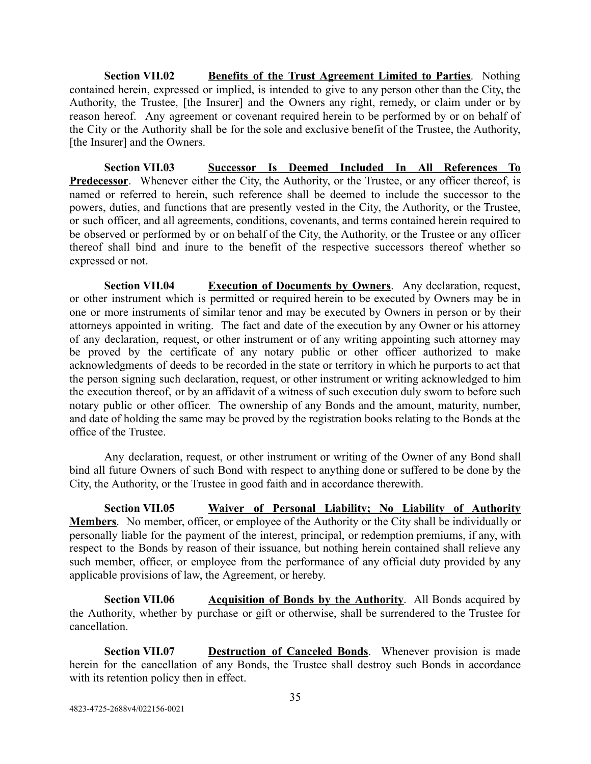**Section VII.02** **Benefits of the Trust Agreement Limited to Parties**. Nothing contained herein, expressed or implied, is intended to give to any person other than the City, the Authority, the Trustee, [the Insurer] and the Owners any right, remedy, or claim under or by reason hereof. Any agreement or covenant required herein to be performed by or on behalf of the City or the Authority shall be for the sole and exclusive benefit of the Trustee, the Authority, [the Insurer] and the Owners.

**Section VII.03** **Successor Is Deemed Included In All References To Predecessor**. Whenever either the City, the Authority, or the Trustee, or any officer thereof, is named or referred to herein, such reference shall be deemed to include the successor to the powers, duties, and functions that are presently vested in the City, the Authority, or the Trustee, or such officer, and all agreements, conditions, covenants, and terms contained herein required to be observed or performed by or on behalf of the City, the Authority, or the Trustee or any officer thereof shall bind and inure to the benefit of the respective successors thereof whether so expressed or not.

**Section VII.04** **Execution of Documents by Owners**. Any declaration, request, or other instrument which is permitted or required herein to be executed by Owners may be in one or more instruments of similar tenor and may be executed by Owners in person or by their attorneys appointed in writing. The fact and date of the execution by any Owner or his attorney of any declaration, request, or other instrument or of any writing appointing such attorney may be proved by the certificate of any notary public or other officer authorized to make acknowledgments of deeds to be recorded in the state or territory in which he purports to act that the person signing such declaration, request, or other instrument or writing acknowledged to him the execution thereof, or by an affidavit of a witness of such execution duly sworn to before such notary public or other officer. The ownership of any Bonds and the amount, maturity, number, and date of holding the same may be proved by the registration books relating to the Bonds at the office of the Trustee.

Any declaration, request, or other instrument or writing of the Owner of any Bond shall bind all future Owners of such Bond with respect to anything done or suffered to be done by the City, the Authority, or the Trustee in good faith and in accordance therewith.

**Section VII.05** **Waiver of Personal Liability; No Liability of Authority Members**. No member, officer, or employee of the Authority or the City shall be individually or personally liable for the payment of the interest, principal, or redemption premiums, if any, with respect to the Bonds by reason of their issuance, but nothing herein contained shall relieve any such member, officer, or employee from the performance of any official duty provided by any applicable provisions of law, the Agreement, or hereby.

**Section VII.06** **Acquisition of Bonds by the Authority**. All Bonds acquired by the Authority, whether by purchase or gift or otherwise, shall be surrendered to the Trustee for cancellation.

**Section VII.07** **Destruction of Canceled Bonds**. Whenever provision is made herein for the cancellation of any Bonds, the Trustee shall destroy such Bonds in accordance with its retention policy then in effect.

4823-4725-2688v4/022156-0021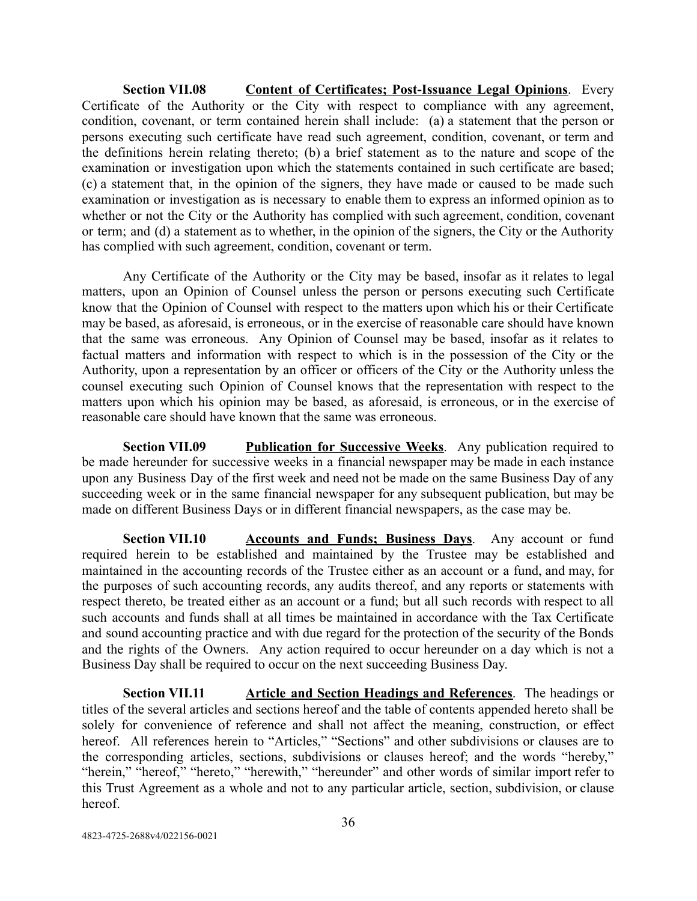**Section VII.08 Content of Certificates; Post-Issuance Legal Opinions**. Every Certificate of the Authority or the City with respect to compliance with any agreement, condition, covenant, or term contained herein shall include: (a) a statement that the person or persons executing such certificate have read such agreement, condition, covenant, or term and the definitions herein relating thereto; (b) a brief statement as to the nature and scope of the examination or investigation upon which the statements contained in such certificate are based; (c) a statement that, in the opinion of the signers, they have made or caused to be made such examination or investigation as is necessary to enable them to express an informed opinion as to whether or not the City or the Authority has complied with such agreement, condition, covenant or term; and (d) a statement as to whether, in the opinion of the signers, the City or the Authority has complied with such agreement, condition, covenant or term.

Any Certificate of the Authority or the City may be based, insofar as it relates to legal matters, upon an Opinion of Counsel unless the person or persons executing such Certificate know that the Opinion of Counsel with respect to the matters upon which his or their Certificate may be based, as aforesaid, is erroneous, or in the exercise of reasonable care should have known that the same was erroneous. Any Opinion of Counsel may be based, insofar as it relates to factual matters and information with respect to which is in the possession of the City or the Authority, upon a representation by an officer or officers of the City or the Authority unless the counsel executing such Opinion of Counsel knows that the representation with respect to the matters upon which his opinion may be based, as aforesaid, is erroneous, or in the exercise of reasonable care should have known that the same was erroneous.

**Section VII.09 Publication for Successive Weeks**. Any publication required to be made hereunder for successive weeks in a financial newspaper may be made in each instance upon any Business Day of the first week and need not be made on the same Business Day of any succeeding week or in the same financial newspaper for any subsequent publication, but may be made on different Business Days or in different financial newspapers, as the case may be.

**Section VII.10 Accounts and Funds; Business Days**. Any account or fund required herein to be established and maintained by the Trustee may be established and maintained in the accounting records of the Trustee either as an account or a fund, and may, for the purposes of such accounting records, any audits thereof, and any reports or statements with respect thereto, be treated either as an account or a fund; but all such records with respect to all such accounts and funds shall at all times be maintained in accordance with the Tax Certificate and sound accounting practice and with due regard for the protection of the security of the Bonds and the rights of the Owners. Any action required to occur hereunder on a day which is not a Business Day shall be required to occur on the next succeeding Business Day.

**Section VII.11 Article and Section Headings and References**. The headings or titles of the several articles and sections hereof and the table of contents appended hereto shall be solely for convenience of reference and shall not affect the meaning, construction, or effect hereof. All references herein to "Articles," "Sections" and other subdivisions or clauses are to the corresponding articles, sections, subdivisions or clauses hereof; and the words "hereby," "herein," "hereof," "hereto," "herewith," "hereunder" and other words of similar import refer to this Trust Agreement as a whole and not to any particular article, section, subdivision, or clause hereof.

4823-4725-2688v4/022156-0021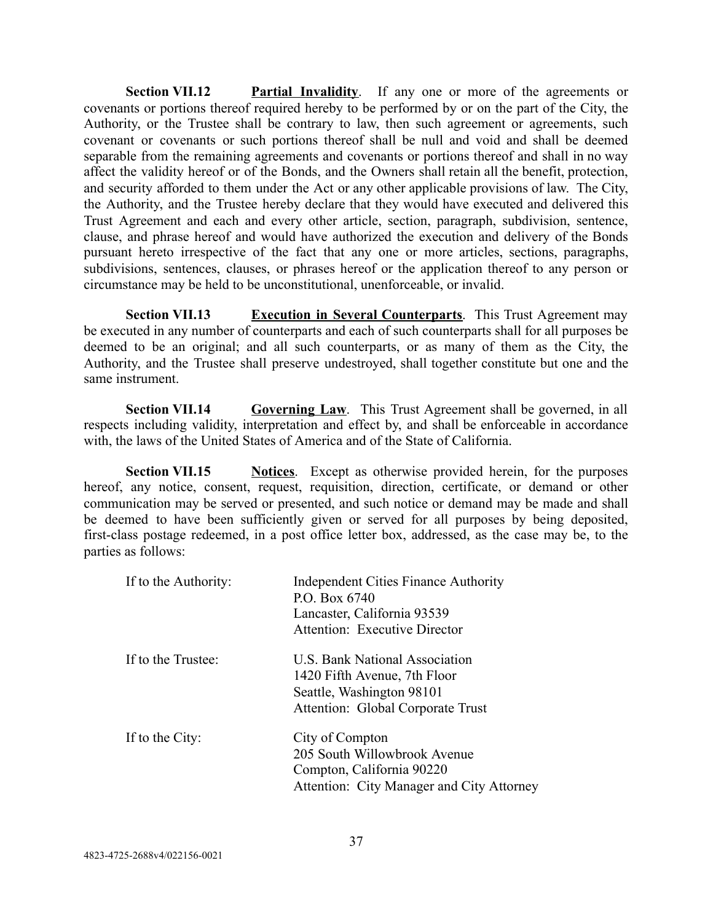**Section VII.12** **Partial Invalidity**. If any one or more of the agreements or covenants or portions thereof required hereby to be performed by or on the part of the City, the Authority, or the Trustee shall be contrary to law, then such agreement or agreements, such covenant or covenants or such portions thereof shall be null and void and shall be deemed separable from the remaining agreements and covenants or portions thereof and shall in no way affect the validity hereof or of the Bonds, and the Owners shall retain all the benefit, protection, and security afforded to them under the Act or any other applicable provisions of law. The City, the Authority, and the Trustee hereby declare that they would have executed and delivered this Trust Agreement and each and every other article, section, paragraph, subdivision, sentence, clause, and phrase hereof and would have authorized the execution and delivery of the Bonds pursuant hereto irrespective of the fact that any one or more articles, sections, paragraphs, subdivisions, sentences, clauses, or phrases hereof or the application thereof to any person or circumstance may be held to be unconstitutional, unenforceable, or invalid.

**Section VII.13** **Execution in Several Counterparts**. This Trust Agreement may be executed in any number of counterparts and each of such counterparts shall for all purposes be deemed to be an original; and all such counterparts, or as many of them as the City, the Authority, and the Trustee shall preserve undestroyed, shall together constitute but one and the same instrument.

**Section VII.14** **Governing Law**. This Trust Agreement shall be governed, in all respects including validity, interpretation and effect by, and shall be enforceable in accordance with, the laws of the United States of America and of the State of California.

**Section VII.15** **Notices**. Except as otherwise provided herein, for the purposes hereof, any notice, consent, request, requisition, direction, certificate, or demand or other communication may be served or presented, and such notice or demand may be made and shall be deemed to have been sufficiently given or served for all purposes by being deposited, first-class postage redeemed, in a post office letter box, addressed, as the case may be, to the parties as follows:

If to the Authority:
Independent Cities Finance Authority
P.O. Box 6740
Lancaster, California 93539
Attention: Executive Director

If to the Trustee:
U.S. Bank National Association
1420 Fifth Avenue, 7th Floor
Seattle, Washington 98101
Attention: Global Corporate Trust

If to the City:
City of Compton
205 South Willowbrook Avenue
Compton, California 90220
Attention: City Manager and City Attorney

4823-4725-2688v4/022156-0021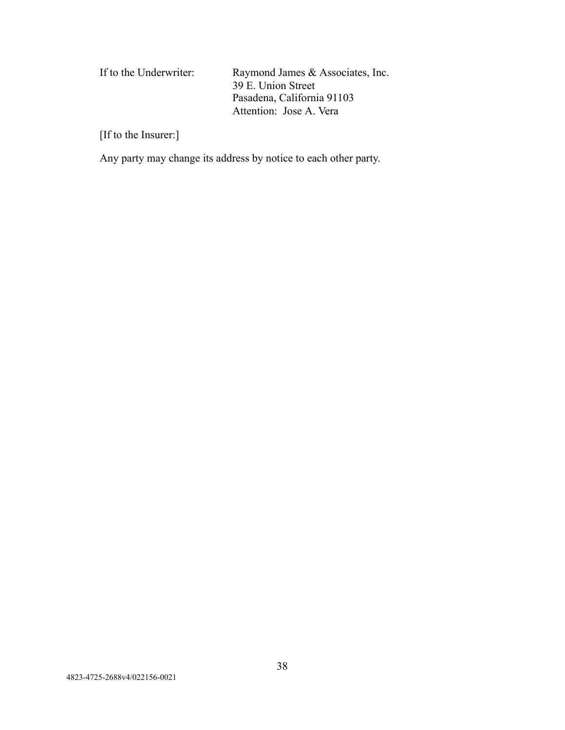If to the Underwriter: Raymond James & Associates, Inc.
39 E. Union Street
Pasadena, California 91103
Attention: Jose A. Vera

[If to the Insurer:]

Any party may change its address by notice to each other party.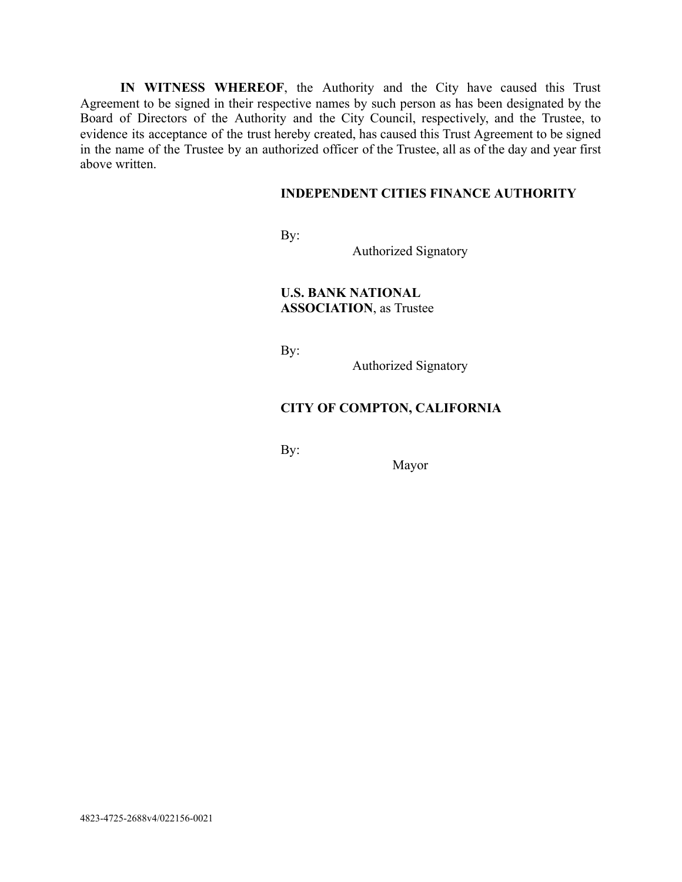**IN WITNESS WHEREOF**, the Authority and the City have caused this Trust Agreement to be signed in their respective names by such person as has been designated by the Board of Directors of the Authority and the City Council, respectively, and the Trustee, to evidence its acceptance of the trust hereby created, has caused this Trust Agreement to be signed in the name of the Trustee by an authorized officer of the Trustee, all as of the day and year first above written.

**INDEPENDENT CITIES FINANCE AUTHORITY**

By:
Authorized Signatory

**U.S. BANK NATIONAL ASSOCIATION**, as Trustee

By:
Authorized Signatory

**CITY OF COMPTON, CALIFORNIA**

By:
Mayor

4823-4725-2688v4/022156-0021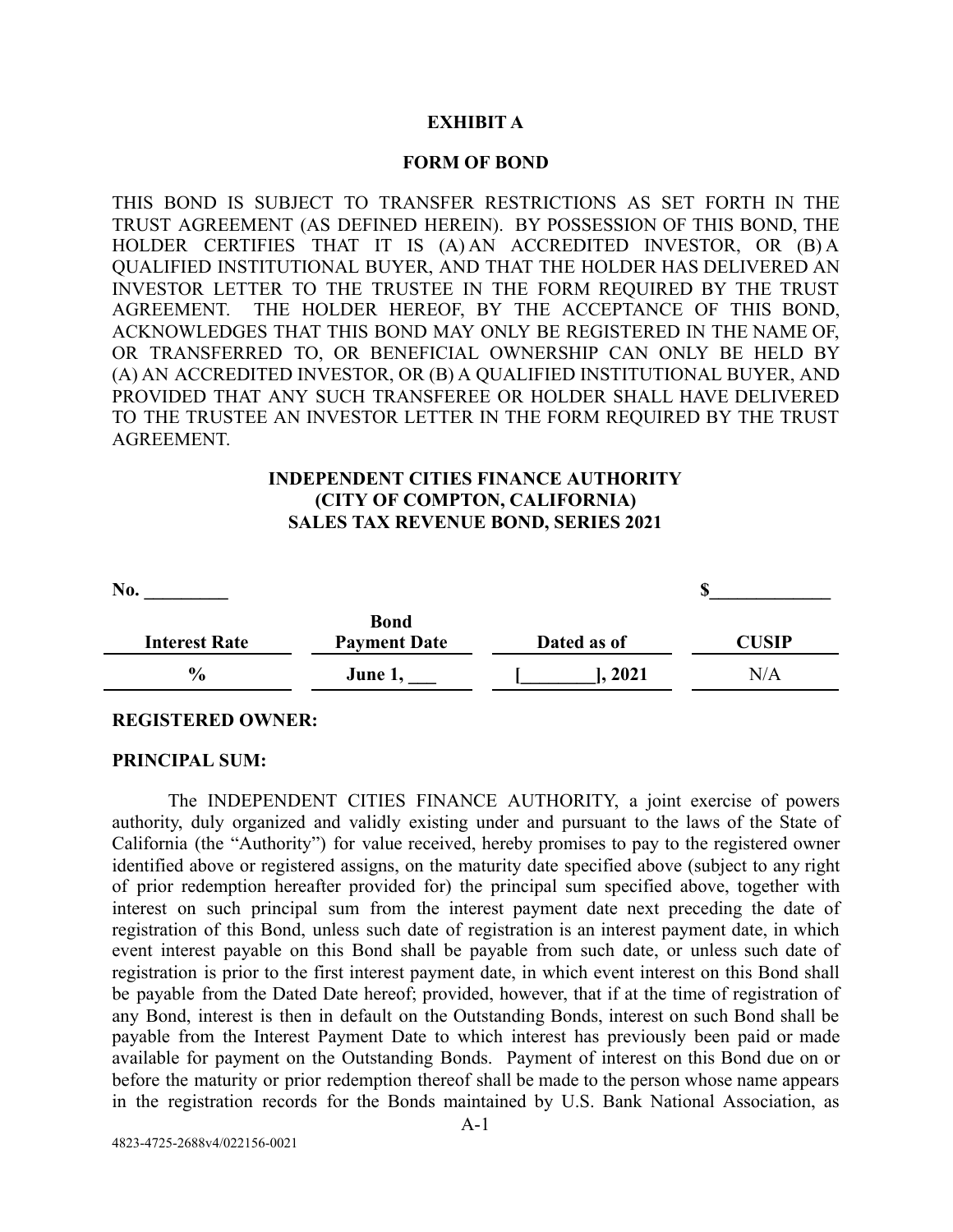**EXHIBIT A**

**FORM OF BOND**

THIS BOND IS SUBJECT TO TRANSFER RESTRICTIONS AS SET FORTH IN THE TRUST AGREEMENT (AS DEFINED HEREIN). BY POSSESSION OF THIS BOND, THE HOLDER CERTIFIES THAT IT IS (A) AN ACCREDITED INVESTOR, OR (B) A QUALIFIED INSTITUTIONAL BUYER, AND THAT THE HOLDER HAS DELIVERED AN INVESTOR LETTER TO THE TRUSTEE IN THE FORM REQUIRED BY THE TRUST AGREEMENT. THE HOLDER HEREOF, BY THE ACCEPTANCE OF THIS BOND, ACKNOWLEDGES THAT THIS BOND MAY ONLY BE REGISTERED IN THE NAME OF, OR TRANSFERRED TO, OR BENEFICIAL OWNERSHIP CAN ONLY BE HELD BY (A) AN ACCREDITED INVESTOR, OR (B) A QUALIFIED INSTITUTIONAL BUYER, AND PROVIDED THAT ANY SUCH TRANSFEREE OR HOLDER SHALL HAVE DELIVERED TO THE TRUSTEE AN INVESTOR LETTER IN THE FORM REQUIRED BY THE TRUST AGREEMENT.

**INDEPENDENT CITIES FINANCE AUTHORITY**
**(CITY OF COMPTON, CALIFORNIA)**
**SALES TAX REVENUE BOND, SERIES 2021**

**No. _________** **$_____________**

| Interest Rate | Bond Payment Date | Dated as of | CUSIP |
|---|---|---|---|
| **%** | **June 1, ___** | **[________], 2021** | N/A |

**REGISTERED OWNER:**

**PRINCIPAL SUM:**

The INDEPENDENT CITIES FINANCE AUTHORITY, a joint exercise of powers authority, duly organized and validly existing under and pursuant to the laws of the State of California (the "Authority") for value received, hereby promises to pay to the registered owner identified above or registered assigns, on the maturity date specified above (subject to any right of prior redemption hereafter provided for) the principal sum specified above, together with interest on such principal sum from the interest payment date next preceding the date of registration of this Bond, unless such date of registration is an interest payment date, in which event interest payable on this Bond shall be payable from such date, or unless such date of registration is prior to the first interest payment date, in which event interest on this Bond shall be payable from the Dated Date hereof; provided, however, that if at the time of registration of any Bond, interest is then in default on the Outstanding Bonds, interest on such Bond shall be payable from the Interest Payment Date to which interest has previously been paid or made available for payment on the Outstanding Bonds. Payment of interest on this Bond due on or before the maturity or prior redemption thereof shall be made to the person whose name appears in the registration records for the Bonds maintained by U.S. Bank National Association, as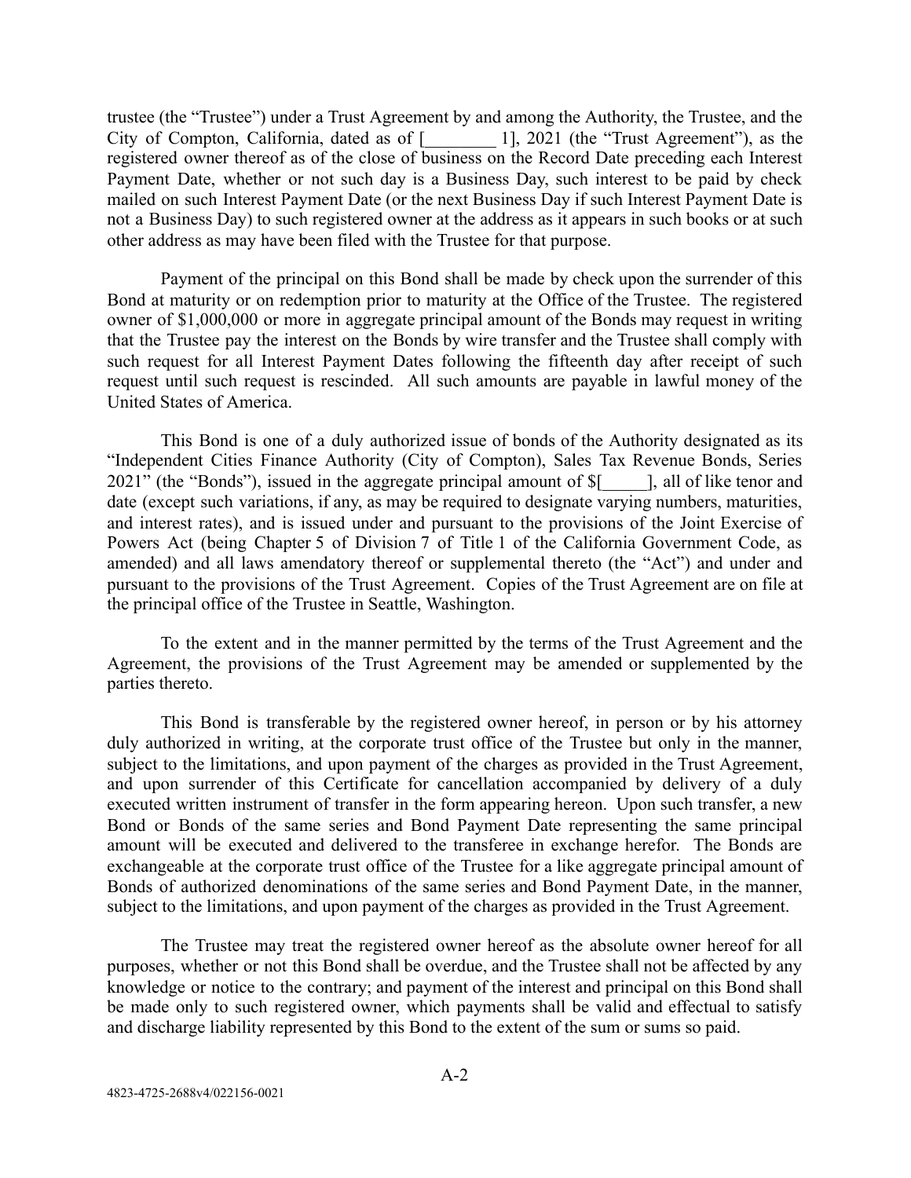trustee (the "Trustee") under a Trust Agreement by and among the Authority, the Trustee, and the City of Compton, California, dated as of [________ 1], 2021 (the "Trust Agreement"), as the registered owner thereof as of the close of business on the Record Date preceding each Interest Payment Date, whether or not such day is a Business Day, such interest to be paid by check mailed on such Interest Payment Date (or the next Business Day if such Interest Payment Date is not a Business Day) to such registered owner at the address as it appears in such books or at such other address as may have been filed with the Trustee for that purpose.

Payment of the principal on this Bond shall be made by check upon the surrender of this Bond at maturity or on redemption prior to maturity at the Office of the Trustee. The registered owner of $1,000,000 or more in aggregate principal amount of the Bonds may request in writing that the Trustee pay the interest on the Bonds by wire transfer and the Trustee shall comply with such request for all Interest Payment Dates following the fifteenth day after receipt of such request until such request is rescinded. All such amounts are payable in lawful money of the United States of America.

This Bond is one of a duly authorized issue of bonds of the Authority designated as its "Independent Cities Finance Authority (City of Compton), Sales Tax Revenue Bonds, Series 2021" (the "Bonds"), issued in the aggregate principal amount of $[_____], all of like tenor and date (except such variations, if any, as may be required to designate varying numbers, maturities, and interest rates), and is issued under and pursuant to the provisions of the Joint Exercise of Powers Act (being Chapter 5 of Division 7 of Title 1 of the California Government Code, as amended) and all laws amendatory thereof or supplemental thereto (the "Act") and under and pursuant to the provisions of the Trust Agreement. Copies of the Trust Agreement are on file at the principal office of the Trustee in Seattle, Washington.

To the extent and in the manner permitted by the terms of the Trust Agreement and the Agreement, the provisions of the Trust Agreement may be amended or supplemented by the parties thereto.

This Bond is transferable by the registered owner hereof, in person or by his attorney duly authorized in writing, at the corporate trust office of the Trustee but only in the manner, subject to the limitations, and upon payment of the charges as provided in the Trust Agreement, and upon surrender of this Certificate for cancellation accompanied by delivery of a duly executed written instrument of transfer in the form appearing hereon. Upon such transfer, a new Bond or Bonds of the same series and Bond Payment Date representing the same principal amount will be executed and delivered to the transferee in exchange herefor. The Bonds are exchangeable at the corporate trust office of the Trustee for a like aggregate principal amount of Bonds of authorized denominations of the same series and Bond Payment Date, in the manner, subject to the limitations, and upon payment of the charges as provided in the Trust Agreement.

The Trustee may treat the registered owner hereof as the absolute owner hereof for all purposes, whether or not this Bond shall be overdue, and the Trustee shall not be affected by any knowledge or notice to the contrary; and payment of the interest and principal on this Bond shall be made only to such registered owner, which payments shall be valid and effectual to satisfy and discharge liability represented by this Bond to the extent of the sum or sums so paid.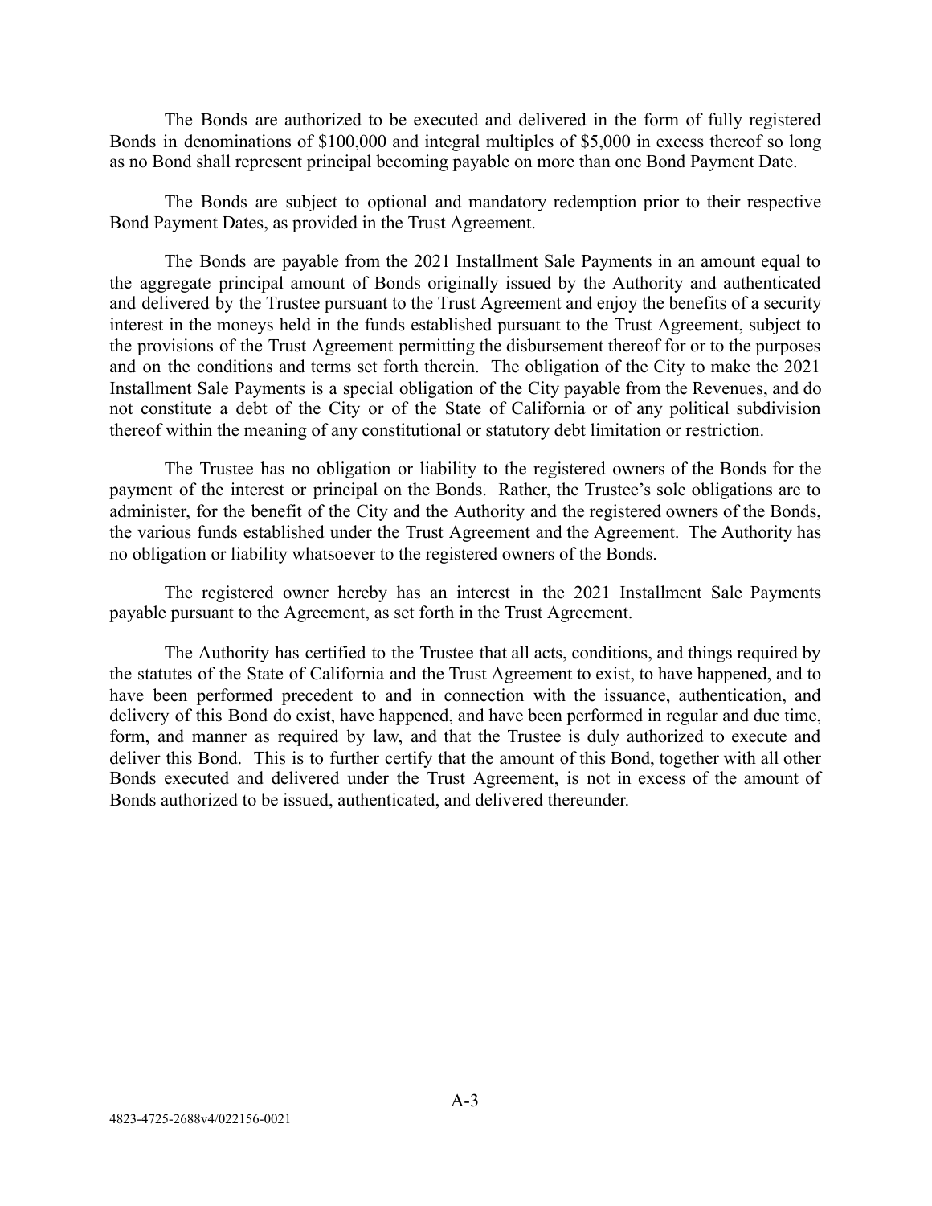The Bonds are authorized to be executed and delivered in the form of fully registered Bonds in denominations of \$100,000 and integral multiples of \$5,000 in excess thereof so long as no Bond shall represent principal becoming payable on more than one Bond Payment Date.

The Bonds are subject to optional and mandatory redemption prior to their respective Bond Payment Dates, as provided in the Trust Agreement.

The Bonds are payable from the 2021 Installment Sale Payments in an amount equal to the aggregate principal amount of Bonds originally issued by the Authority and authenticated and delivered by the Trustee pursuant to the Trust Agreement and enjoy the benefits of a security interest in the moneys held in the funds established pursuant to the Trust Agreement, subject to the provisions of the Trust Agreement permitting the disbursement thereof for or to the purposes and on the conditions and terms set forth therein. The obligation of the City to make the 2021 Installment Sale Payments is a special obligation of the City payable from the Revenues, and do not constitute a debt of the City or of the State of California or of any political subdivision thereof within the meaning of any constitutional or statutory debt limitation or restriction.

The Trustee has no obligation or liability to the registered owners of the Bonds for the payment of the interest or principal on the Bonds. Rather, the Trustee's sole obligations are to administer, for the benefit of the City and the Authority and the registered owners of the Bonds, the various funds established under the Trust Agreement and the Agreement. The Authority has no obligation or liability whatsoever to the registered owners of the Bonds.

The registered owner hereby has an interest in the 2021 Installment Sale Payments payable pursuant to the Agreement, as set forth in the Trust Agreement.

The Authority has certified to the Trustee that all acts, conditions, and things required by the statutes of the State of California and the Trust Agreement to exist, to have happened, and to have been performed precedent to and in connection with the issuance, authentication, and delivery of this Bond do exist, have happened, and have been performed in regular and due time, form, and manner as required by law, and that the Trustee is duly authorized to execute and deliver this Bond. This is to further certify that the amount of this Bond, together with all other Bonds executed and delivered under the Trust Agreement, is not in excess of the amount of Bonds authorized to be issued, authenticated, and delivered thereunder.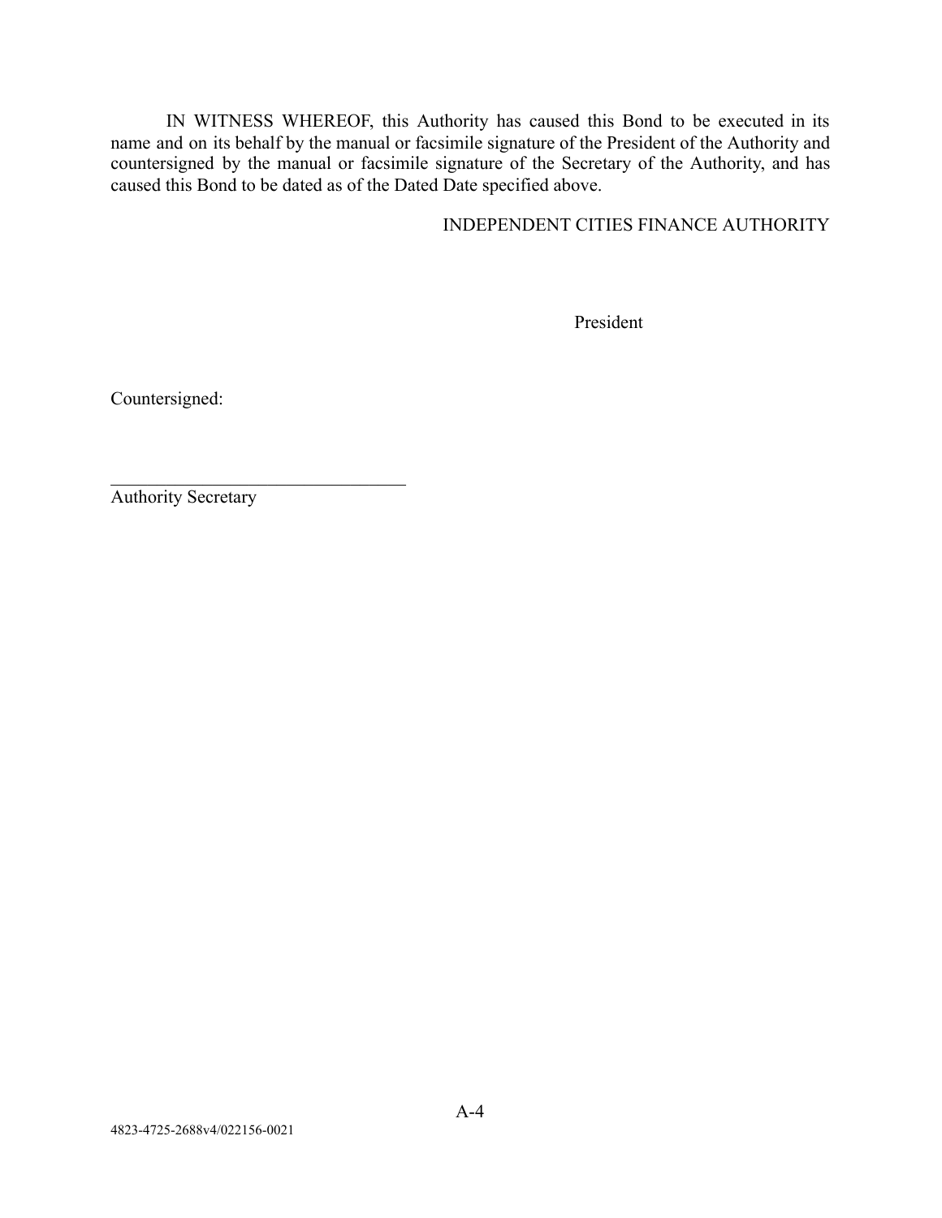IN WITNESS WHEREOF, this Authority has caused this Bond to be executed in its name and on its behalf by the manual or facsimile signature of the President of the Authority and countersigned by the manual or facsimile signature of the Secretary of the Authority, and has caused this Bond to be dated as of the Dated Date specified above.

INDEPENDENT CITIES FINANCE AUTHORITY

President

Countersigned:

\_\_\_\_\_\_\_\_\_\_\_\_\_\_\_\_\_\_\_\_\_\_\_\_\_\_\_\_\_\_\_\_\_\_
Authority Secretary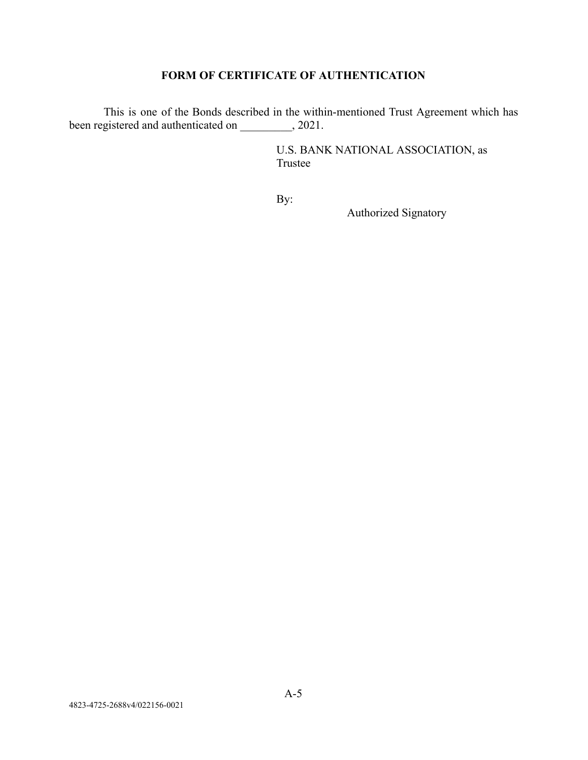## FORM OF CERTIFICATE OF AUTHENTICATION

This is one of the Bonds described in the within-mentioned Trust Agreement which has been registered and authenticated on _________, 2021.

U.S. BANK NATIONAL ASSOCIATION, as Trustee

By:

Authorized Signatory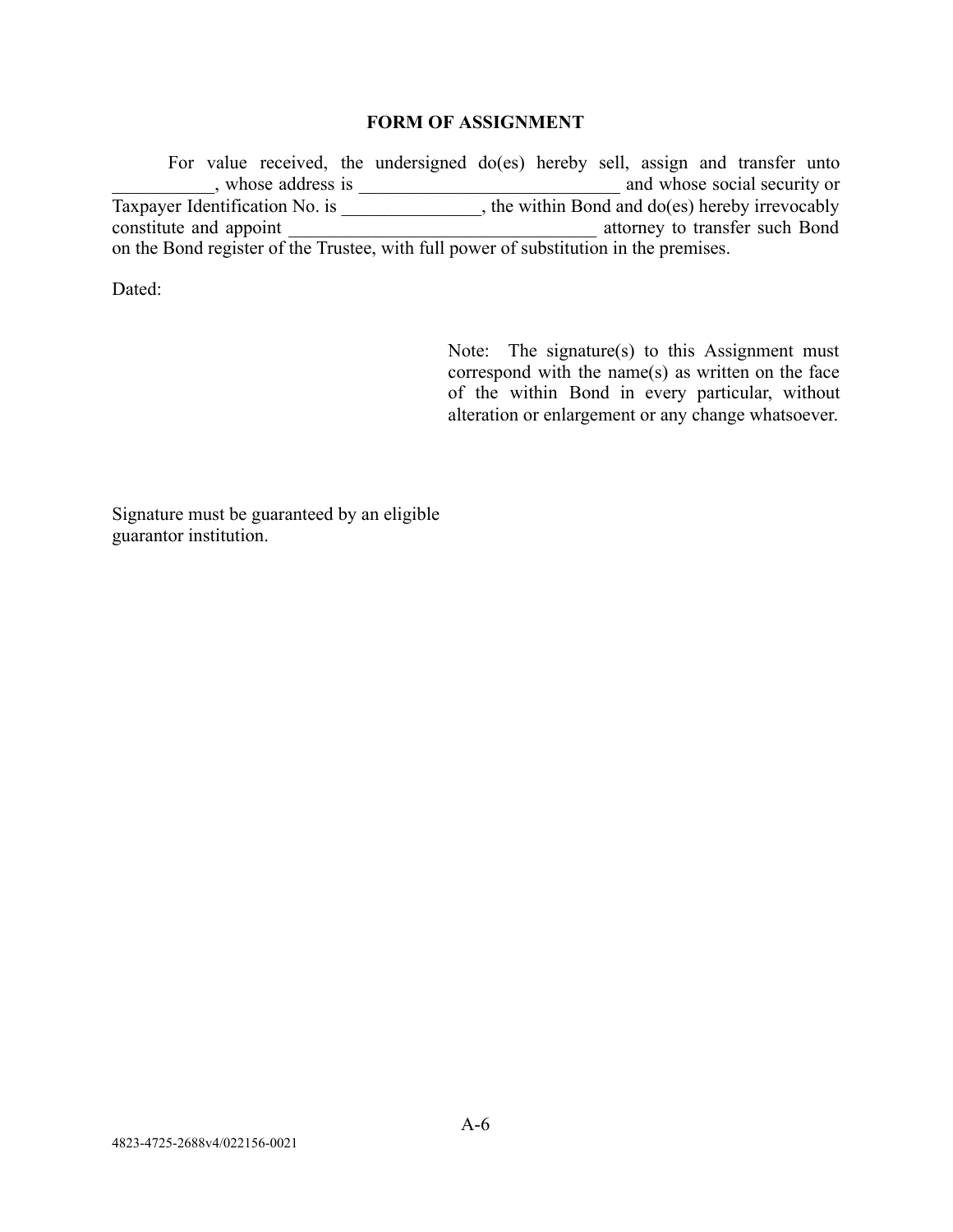**FORM OF ASSIGNMENT**

For value received, the undersigned do(es) hereby sell, assign and transfer unto ___________, whose address is ____________________________ and whose social security or Taxpayer Identification No. is _______________, the within Bond and do(es) hereby irrevocably constitute and appoint _________________________________ attorney to transfer such Bond on the Bond register of the Trustee, with full power of substitution in the premises.

Dated:

Note: The signature(s) to this Assignment must correspond with the name(s) as written on the face of the within Bond in every particular, without alteration or enlargement or any change whatsoever.

Signature must be guaranteed by an eligible guarantor institution.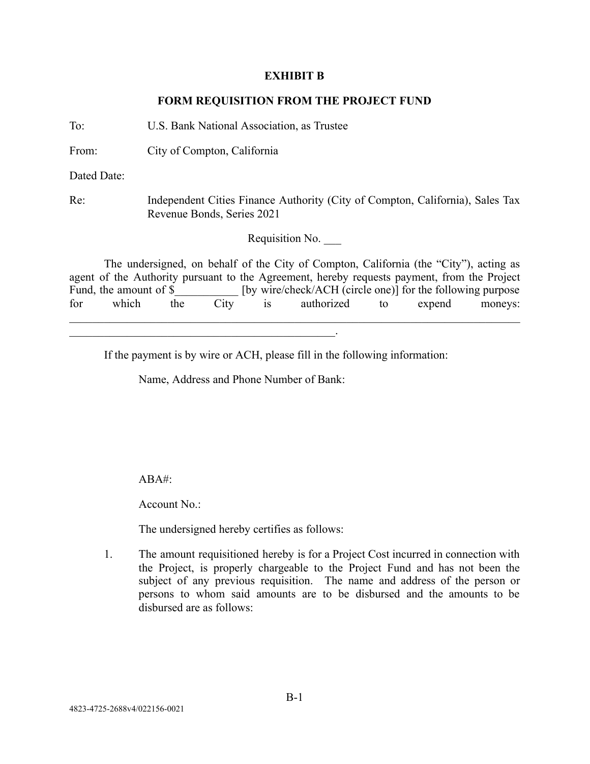**EXHIBIT B**

**FORM REQUISITION FROM THE PROJECT FUND**

To: U.S. Bank National Association, as Trustee

From: City of Compton, California

Dated Date:

Re: Independent Cities Finance Authority (City of Compton, California), Sales Tax Revenue Bonds, Series 2021

Requisition No. ___

The undersigned, on behalf of the City of Compton, California (the "City"), acting as agent of the Authority pursuant to the Agreement, hereby requests payment, from the Project Fund, the amount of $___________ [by wire/check/ACH (circle one)] for the following purpose for which the City is authorized to expend moneys: ________________________________________________________________________________ _______________________________________________.

If the payment is by wire or ACH, please fill in the following information:

Name, Address and Phone Number of Bank:

ABA#:

Account No.:

The undersigned hereby certifies as follows:

1. The amount requisitioned hereby is for a Project Cost incurred in connection with the Project, is properly chargeable to the Project Fund and has not been the subject of any previous requisition. The name and address of the person or persons to whom said amounts are to be disbursed and the amounts to be disbursed are as follows:

4823-4725-2688v4/022156-0021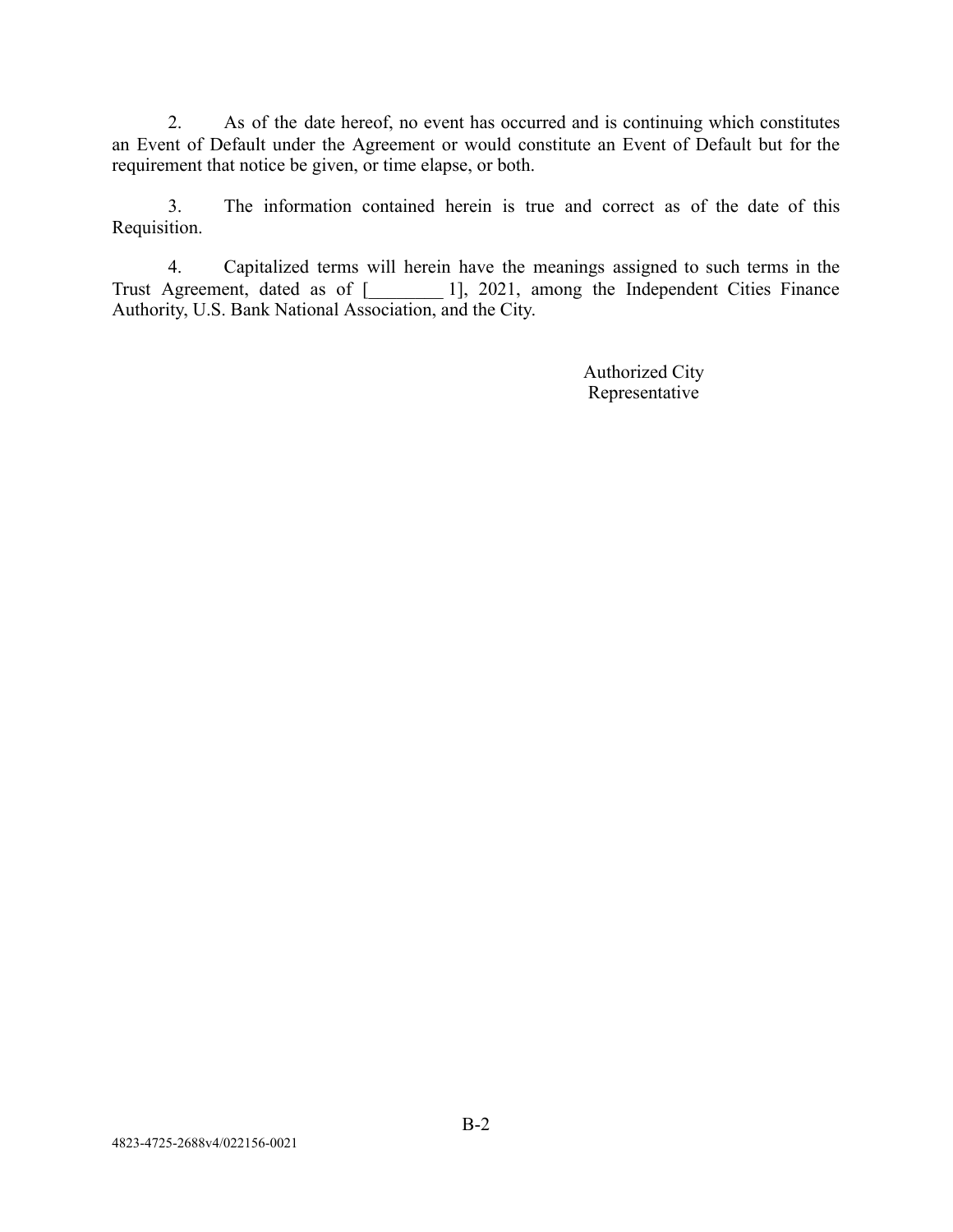2. As of the date hereof, no event has occurred and is continuing which constitutes an Event of Default under the Agreement or would constitute an Event of Default but for the requirement that notice be given, or time elapse, or both.

3. The information contained herein is true and correct as of the date of this Requisition.

4. Capitalized terms will herein have the meanings assigned to such terms in the Trust Agreement, dated as of [________ 1], 2021, among the Independent Cities Finance Authority, U.S. Bank National Association, and the City.

Authorized City Representative

4823-4725-2688v4/022156-0021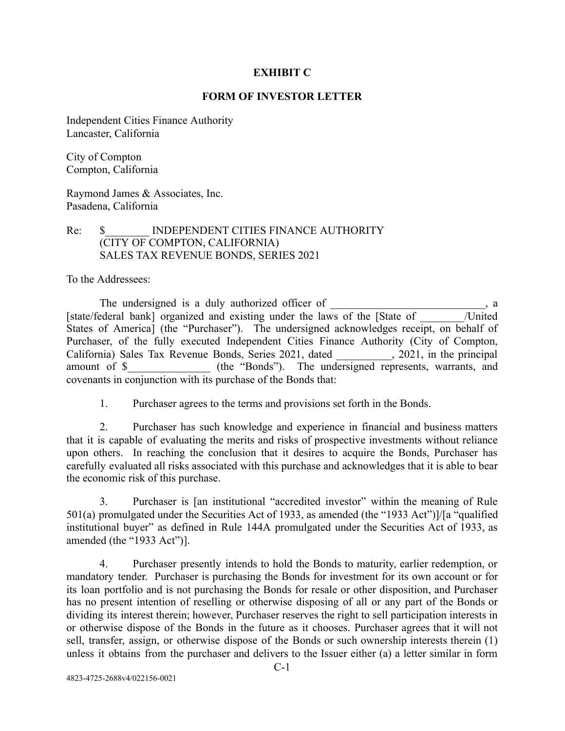# EXHIBIT C

## FORM OF INVESTOR LETTER

Independent Cities Finance Authority
Lancaster, California

City of Compton
Compton, California

Raymond James & Associates, Inc.
Pasadena, California

Re: $________ INDEPENDENT CITIES FINANCE AUTHORITY
(CITY OF COMPTON, CALIFORNIA)
SALES TAX REVENUE BONDS, SERIES 2021

To the Addressees:

The undersigned is a duly authorized officer of ____________________________, a [state/federal bank] organized and existing under the laws of the [State of ________/United States of America] (the "Purchaser"). The undersigned acknowledges receipt, on behalf of Purchaser, of the fully executed Independent Cities Finance Authority (City of Compton, California) Sales Tax Revenue Bonds, Series 2021, dated __________, 2021, in the principal amount of $_______________ (the "Bonds"). The undersigned represents, warrants, and covenants in conjunction with its purchase of the Bonds that:

1. Purchaser agrees to the terms and provisions set forth in the Bonds.

2. Purchaser has such knowledge and experience in financial and business matters that it is capable of evaluating the merits and risks of prospective investments without reliance upon others. In reaching the conclusion that it desires to acquire the Bonds, Purchaser has carefully evaluated all risks associated with this purchase and acknowledges that it is able to bear the economic risk of this purchase.

3. Purchaser is [an institutional "accredited investor" within the meaning of Rule 501(a) promulgated under the Securities Act of 1933, as amended (the "1933 Act")]/[a "qualified institutional buyer" as defined in Rule 144A promulgated under the Securities Act of 1933, as amended (the "1933 Act")].

4. Purchaser presently intends to hold the Bonds to maturity, earlier redemption, or mandatory tender. Purchaser is purchasing the Bonds for investment for its own account or for its loan portfolio and is not purchasing the Bonds for resale or other disposition, and Purchaser has no present intention of reselling or otherwise disposing of all or any part of the Bonds or dividing its interest therein; however, Purchaser reserves the right to sell participation interests in or otherwise dispose of the Bonds in the future as it chooses. Purchaser agrees that it will not sell, transfer, assign, or otherwise dispose of the Bonds or such ownership interests therein (1) unless it obtains from the purchaser and delivers to the Issuer either (a) a letter similar in form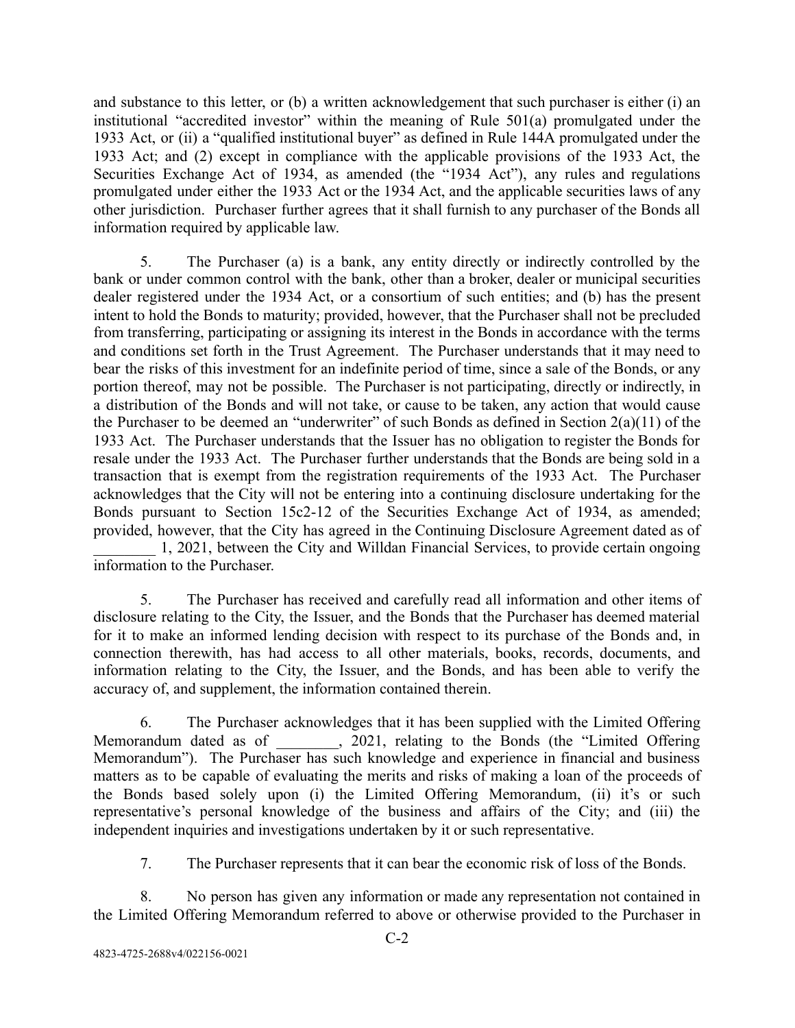and substance to this letter, or (b) a written acknowledgement that such purchaser is either (i) an institutional "accredited investor" within the meaning of Rule 501(a) promulgated under the 1933 Act, or (ii) a "qualified institutional buyer" as defined in Rule 144A promulgated under the 1933 Act; and (2) except in compliance with the applicable provisions of the 1933 Act, the Securities Exchange Act of 1934, as amended (the "1934 Act"), any rules and regulations promulgated under either the 1933 Act or the 1934 Act, and the applicable securities laws of any other jurisdiction. Purchaser further agrees that it shall furnish to any purchaser of the Bonds all information required by applicable law.

5. The Purchaser (a) is a bank, any entity directly or indirectly controlled by the bank or under common control with the bank, other than a broker, dealer or municipal securities dealer registered under the 1934 Act, or a consortium of such entities; and (b) has the present intent to hold the Bonds to maturity; provided, however, that the Purchaser shall not be precluded from transferring, participating or assigning its interest in the Bonds in accordance with the terms and conditions set forth in the Trust Agreement. The Purchaser understands that it may need to bear the risks of this investment for an indefinite period of time, since a sale of the Bonds, or any portion thereof, may not be possible. The Purchaser is not participating, directly or indirectly, in a distribution of the Bonds and will not take, or cause to be taken, any action that would cause the Purchaser to be deemed an "underwriter" of such Bonds as defined in Section 2(a)(11) of the 1933 Act. The Purchaser understands that the Issuer has no obligation to register the Bonds for resale under the 1933 Act. The Purchaser further understands that the Bonds are being sold in a transaction that is exempt from the registration requirements of the 1933 Act. The Purchaser acknowledges that the City will not be entering into a continuing disclosure undertaking for the Bonds pursuant to Section 15c2-12 of the Securities Exchange Act of 1934, as amended; provided, however, that the City has agreed in the Continuing Disclosure Agreement dated as of ________ 1, 2021, between the City and Willdan Financial Services, to provide certain ongoing information to the Purchaser.

5. The Purchaser has received and carefully read all information and other items of disclosure relating to the City, the Issuer, and the Bonds that the Purchaser has deemed material for it to make an informed lending decision with respect to its purchase of the Bonds and, in connection therewith, has had access to all other materials, books, records, documents, and information relating to the City, the Issuer, and the Bonds, and has been able to verify the accuracy of, and supplement, the information contained therein.

6. The Purchaser acknowledges that it has been supplied with the Limited Offering Memorandum dated as of ________, 2021, relating to the Bonds (the "Limited Offering Memorandum"). The Purchaser has such knowledge and experience in financial and business matters as to be capable of evaluating the merits and risks of making a loan of the proceeds of the Bonds based solely upon (i) the Limited Offering Memorandum, (ii) it's or such representative's personal knowledge of the business and affairs of the City; and (iii) the independent inquiries and investigations undertaken by it or such representative.

7. The Purchaser represents that it can bear the economic risk of loss of the Bonds.

8. No person has given any information or made any representation not contained in the Limited Offering Memorandum referred to above or otherwise provided to the Purchaser in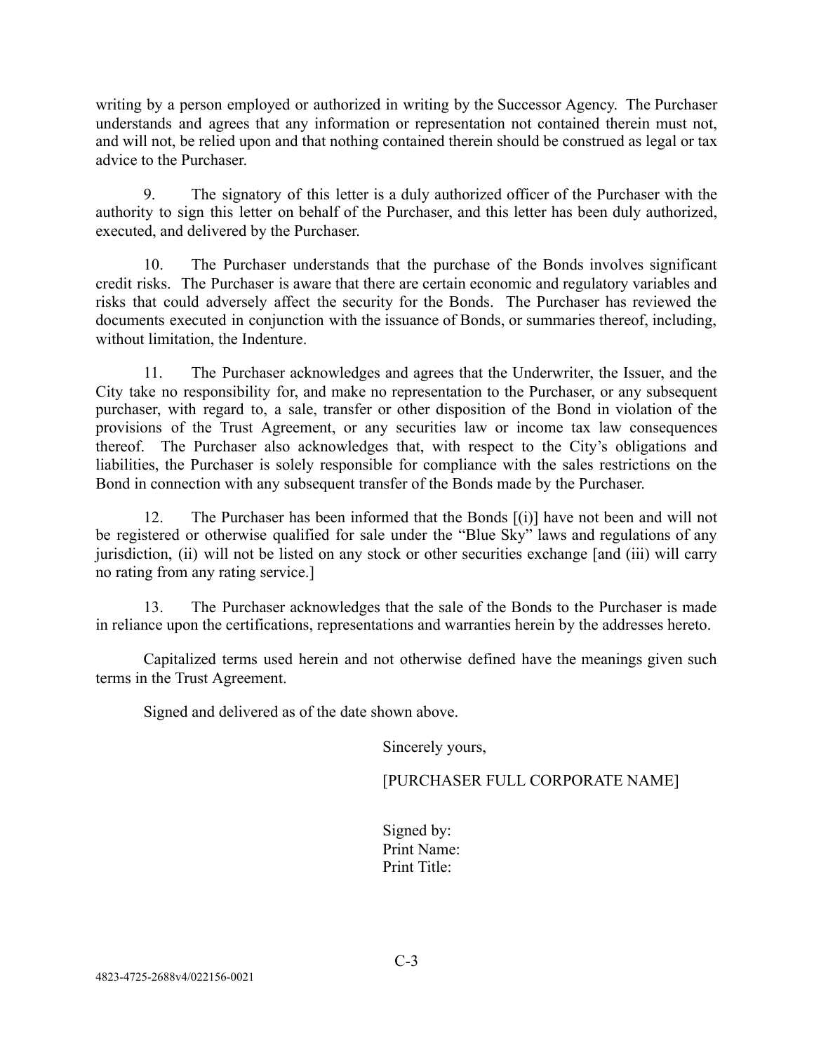writing by a person employed or authorized in writing by the Successor Agency. The Purchaser understands and agrees that any information or representation not contained therein must not, and will not, be relied upon and that nothing contained therein should be construed as legal or tax advice to the Purchaser.

9. The signatory of this letter is a duly authorized officer of the Purchaser with the authority to sign this letter on behalf of the Purchaser, and this letter has been duly authorized, executed, and delivered by the Purchaser.

10. The Purchaser understands that the purchase of the Bonds involves significant credit risks. The Purchaser is aware that there are certain economic and regulatory variables and risks that could adversely affect the security for the Bonds. The Purchaser has reviewed the documents executed in conjunction with the issuance of Bonds, or summaries thereof, including, without limitation, the Indenture.

11. The Purchaser acknowledges and agrees that the Underwriter, the Issuer, and the City take no responsibility for, and make no representation to the Purchaser, or any subsequent purchaser, with regard to, a sale, transfer or other disposition of the Bond in violation of the provisions of the Trust Agreement, or any securities law or income tax law consequences thereof. The Purchaser also acknowledges that, with respect to the City's obligations and liabilities, the Purchaser is solely responsible for compliance with the sales restrictions on the Bond in connection with any subsequent transfer of the Bonds made by the Purchaser.

12. The Purchaser has been informed that the Bonds [(i)] have not been and will not be registered or otherwise qualified for sale under the "Blue Sky" laws and regulations of any jurisdiction, (ii) will not be listed on any stock or other securities exchange [and (iii) will carry no rating from any rating service.]

13. The Purchaser acknowledges that the sale of the Bonds to the Purchaser is made in reliance upon the certifications, representations and warranties herein by the addresses hereto.

Capitalized terms used herein and not otherwise defined have the meanings given such terms in the Trust Agreement.

Signed and delivered as of the date shown above.

Sincerely yours,

[PURCHASER FULL CORPORATE NAME]

Signed by:
Print Name:
Print Title:

4823-4725-2688v4/022156-0021